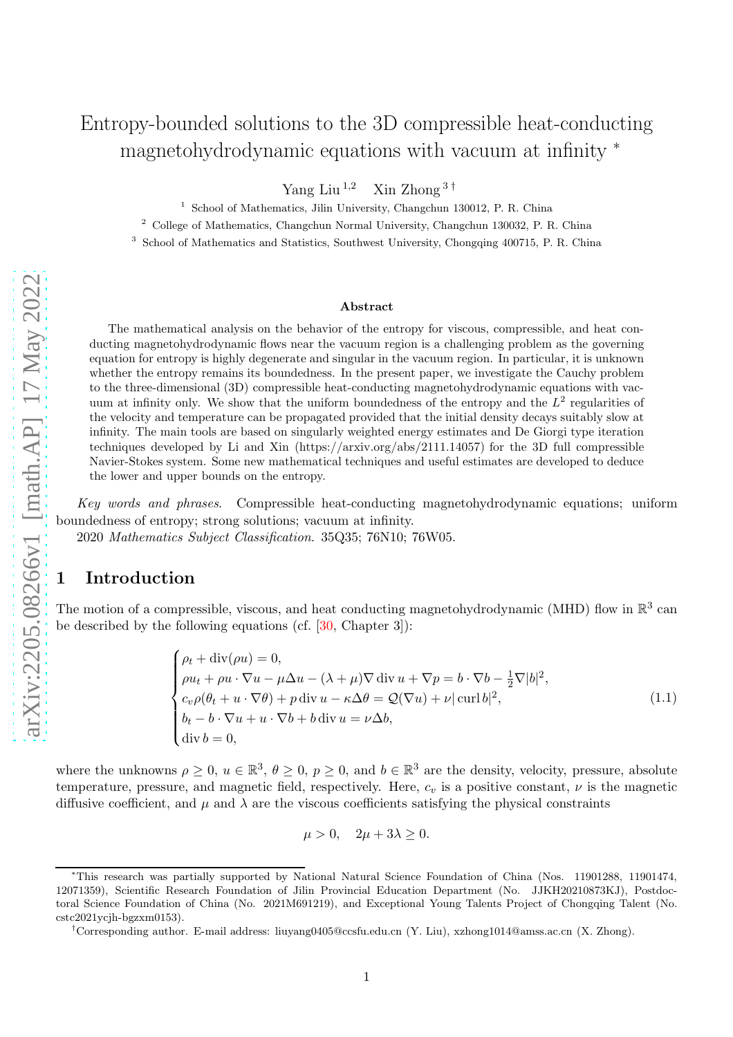# Entropy-bounded solutions to the 3D compressible heat-conducting magnetohydrodynamic equations with vacuum at infinity *

Yang Liu [1,2] Xin Zhong [3 †]

[1] School of Mathematics, Jilin University, Changchun 130012, P. R. China

[2] College of Mathematics, Changchun Normal University, Changchun 130032, P. R. China

[3] School of Mathematics and Statistics, Southwest University, Chongqing 400715, P. R. China

**Abstract**

The mathematical analysis on the behavior of the entropy for viscous, compressible, and heat conducting magnetohydrodynamic flows near the vacuum region is a challenging problem as the governing equation for entropy is highly degenerate and singular in the vacuum region. In particular, it is unknown whether the entropy remains its boundedness. In the present paper, we investigate the Cauchy problem to the three-dimensional (3D) compressible heat-conducting magnetohydrodynamic equations with vacuum at infinity only. We show that the uniform boundedness of the entropy and the $L^2$ regularities of the velocity and temperature can be propagated provided that the initial density decays suitably slow at infinity. The main tools are based on singularly weighted energy estimates and De Giorgi type iteration techniques developed by Li and Xin (https://arxiv.org/abs/2111.14057) for the 3D full compressible Navier-Stokes system. Some new mathematical techniques and useful estimates are developed to deduce the lower and upper bounds on the entropy.

*Key words and phrases*. Compressible heat-conducting magnetohydrodynamic equations; uniform boundedness of entropy; strong solutions; vacuum at infinity.

2020 *Mathematics Subject Classification*. 35Q35; 76N10; 76W05.

## 1 Introduction

The motion of a compressible, viscous, and heat conducting magnetohydrodynamic (MHD) flow in $\mathbb{R}^3$ can be described by the following equations (cf. [30, Chapter 3]):

$$
\begin{cases}
\rho_t + \operatorname{div}(\rho u) = 0, \\
\rho u_t + \rho u \cdot \nabla u - \mu \Delta u - (\lambda + \mu)\nabla \operatorname{div} u + \nabla p = b \cdot \nabla b - \frac{1}{2}\nabla |b|^2, \\
c_v \rho(\theta_t + u \cdot \nabla \theta) + p \operatorname{div} u - \kappa \Delta \theta = \mathcal{Q}(\nabla u) + \nu |\operatorname{curl} b|^2, \\
b_t - b \cdot \nabla u + u \cdot \nabla b + b \operatorname{div} u = \nu \Delta b, \\
\operatorname{div} b = 0,
\end{cases}
\tag{1.1}
$$

where the unknowns $\rho \geq 0$, $u \in \mathbb{R}^3$, $\theta \geq 0$, $p \geq 0$, and $b \in \mathbb{R}^3$ are the density, velocity, pressure, absolute temperature, pressure, and magnetic field, respectively. Here, $c_v$ is a positive constant, $\nu$ is the magnetic diffusive coefficient, and $\mu$ and $\lambda$ are the viscous coefficients satisfying the physical constraints

$$
\mu > 0, \quad 2\mu + 3\lambda \geq 0.
$$

---

*This research was partially supported by National Natural Science Foundation of China (Nos. 11901288, 11901474, 12071359), Scientific Research Foundation of Jilin Provincial Education Department (No. JJKH20210873KJ), Postdoctoral Science Foundation of China (No. 2021M691219), and Exceptional Young Talents Project of Chongqing Talent (No. cstc2021ycjh-bgzxm0153).

†Corresponding author. E-mail address: liuyang0405@ccsfu.edu.cn (Y. Liu), xzhong1014@amss.ac.cn (X. Zhong).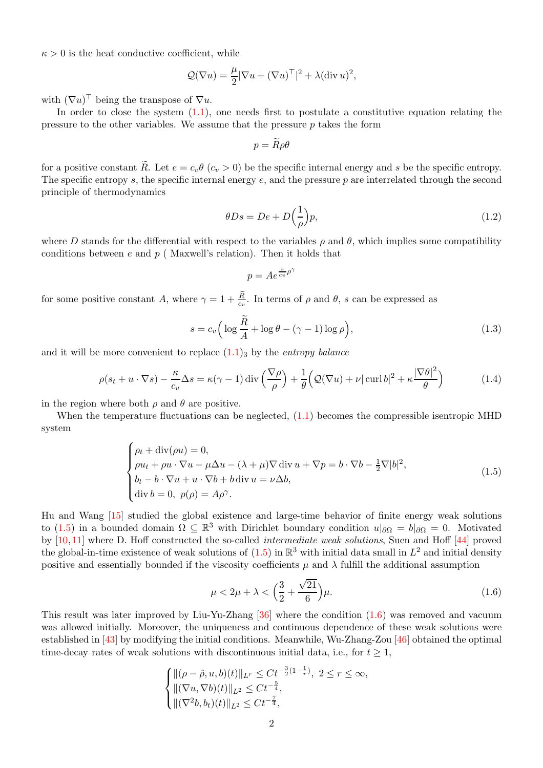$\kappa > 0$ is the heat conductive coefficient, while

$$\mathcal{Q}(\nabla u) = \frac{\mu}{2}|\nabla u + (\nabla u)^\top|^2 + \lambda(\operatorname{div} u)^2,$$

with $(\nabla u)^\top$ being the transpose of $\nabla u$.

In order to close the system (1.1), one needs first to postulate a constitutive equation relating the pressure to the other variables. We assume that the pressure $p$ takes the form

$$p = \widetilde{R}\rho\theta$$

for a positive constant $\widetilde{R}$. Let $e = c_v\theta$ ($c_v > 0$) be the specific internal energy and $s$ be the specific entropy. The specific entropy $s$, the specific internal energy $e$, and the pressure $p$ are interrelated through the second principle of thermodynamics

$$\theta D s = De + D\Big(\frac{1}{\rho}\Big)p, \tag{1.2}$$

where $D$ stands for the differential with respect to the variables $\rho$ and $\theta$, which implies some compatibility conditions between $e$ and $p$ ( Maxwell's relation). Then it holds that

$$p = Ae^{\frac{s}{c_v}}\rho^\gamma$$

for some positive constant $A$, where $\gamma = 1 + \frac{\widetilde{R}}{c_v}$. In terms of $\rho$ and $\theta$, $s$ can be expressed as

$$s = c_v\Big(\log\frac{\widetilde{R}}{A} + \log\theta - (\gamma - 1)\log\rho\Big), \tag{1.3}$$

and it will be more convenient to replace $(1.1)_3$ by the *entropy balance*

$$\rho(s_t + u\cdot\nabla s) - \frac{\kappa}{c_v}\Delta s = \kappa(\gamma-1)\operatorname{div}\Big(\frac{\nabla\rho}{\rho}\Big) + \frac{1}{\theta}\Big(\mathcal{Q}(\nabla u) + \nu|\operatorname{curl} b|^2 + \kappa\frac{|\nabla\theta|^2}{\theta}\Big) \tag{1.4}$$

in the region where both $\rho$ and $\theta$ are positive.

When the temperature fluctuations can be neglected, (1.1) becomes the compressible isentropic MHD system

$$\begin{cases} \rho_t + \operatorname{div}(\rho u) = 0, \\ \rho u_t + \rho u\cdot\nabla u - \mu\Delta u - (\lambda+\mu)\nabla\operatorname{div} u + \nabla p = b\cdot\nabla b - \frac{1}{2}\nabla|b|^2, \\ b_t - b\cdot\nabla u + u\cdot\nabla b + b\operatorname{div} u = \nu\Delta b, \\ \operatorname{div} b = 0,\ p(\rho) = A\rho^\gamma. \end{cases} \tag{1.5}$$

Hu and Wang [15] studied the global existence and large-time behavior of finite energy weak solutions to (1.5) in a bounded domain $\Omega \subseteq \mathbb{R}^3$ with Dirichlet boundary condition $u|_{\partial\Omega} = b|_{\partial\Omega} = 0$. Motivated by [10,11] where D. Hoff constructed the so-called *intermediate weak solutions*, Suen and Hoff [44] proved the global-in-time existence of weak solutions of (1.5) in $\mathbb{R}^3$ with initial data small in $L^2$ and initial density positive and essentially bounded if the viscosity coefficients $\mu$ and $\lambda$ fulfill the additional assumption

$$\mu < 2\mu + \lambda < \Big(\frac{3}{2} + \frac{\sqrt{21}}{6}\Big)\mu. \tag{1.6}$$

This result was later improved by Liu-Yu-Zhang [36] where the condition (1.6) was removed and vacuum was allowed initially. Moreover, the uniqueness and continuous dependence of these weak solutions were established in [43] by modifying the initial conditions. Meanwhile, Wu-Zhang-Zou [46] obtained the optimal time-decay rates of weak solutions with discontinuous initial data, i.e., for $t \geq 1$,

$$\begin{cases} \|(\rho - \tilde{\rho}, u, b)(t)\|_{L^r} \leq Ct^{-\frac{3}{2}(1-\frac{1}{r})},\ 2 \leq r \leq \infty, \\ \|(\nabla u, \nabla b)(t)\|_{L^2} \leq Ct^{-\frac{5}{4}}, \\ \|(\nabla^2 b, b_t)(t)\|_{L^2} \leq Ct^{-\frac{7}{4}}, \end{cases}$$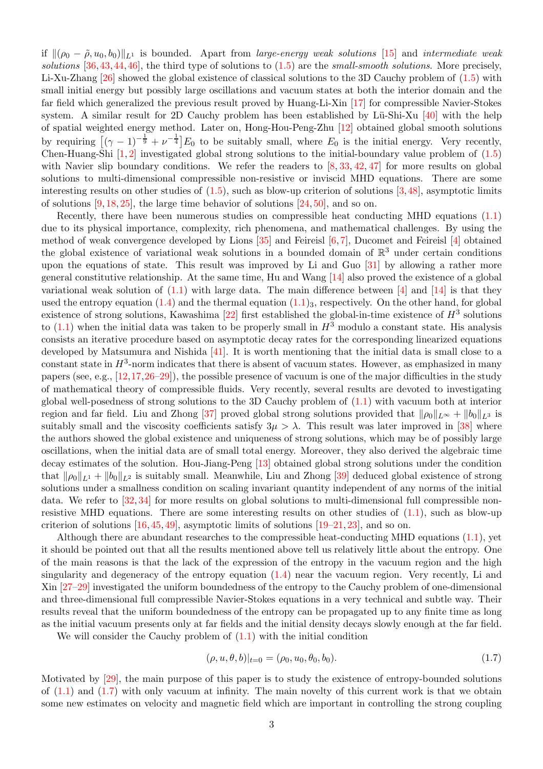if $\|(\rho_0-\tilde{\rho},u_0,b_0)\|_{L^1}$ is bounded. Apart from *large-energy weak solutions* [15] and *intermediate weak solutions* [36,43,44,46], the third type of solutions to (1.5) are the *small-smooth solutions*. More precisely, Li-Xu-Zhang [26] showed the global existence of classical solutions to the 3D Cauchy problem of (1.5) with small initial energy but possibly large oscillations and vacuum states at both the interior domain and the far field which generalized the previous result proved by Huang-Li-Xin [17] for compressible Navier-Stokes system. A similar result for 2D Cauchy problem has been established by Lü-Shi-Xu [40] with the help of spatial weighted energy method. Later on, Hong-Hou-Peng-Zhu [12] obtained global smooth solutions by requiring $\left[(\gamma-1)^{-\frac{1}{9}}+\nu^{-\frac{1}{4}}\right]E_0$ to be suitably small, where $E_0$ is the initial energy. Very recently, Chen-Huang-Shi [1,2] investigated global strong solutions to the initial-boundary value problem of (1.5) with Navier slip boundary conditions. We refer the readers to [8,33,42,47] for more results on global solutions to multi-dimensional compressible non-resistive or inviscid MHD equations. There are some interesting results on other studies of (1.5), such as blow-up criterion of solutions [3,48], asymptotic limits of solutions [9,18,25], the large time behavior of solutions [24,50], and so on.

Recently, there have been numerous studies on compressible heat conducting MHD equations (1.1) due to its physical importance, complexity, rich phenomena, and mathematical challenges. By using the method of weak convergence developed by Lions [35] and Feireisl [6,7], Ducomet and Feireisl [4] obtained the global existence of variational weak solutions in a bounded domain of $\mathbb{R}^3$ under certain conditions upon the equations of state. This result was improved by Li and Guo [31] by allowing a rather more general constitutive relationship. At the same time, Hu and Wang [14] also proved the existence of a global variational weak solution of (1.1) with large data. The main difference between [4] and [14] is that they used the entropy equation (1.4) and the thermal equation $(1.1)_3$, respectively. On the other hand, for global existence of strong solutions, Kawashima [22] first established the global-in-time existence of $H^3$ solutions to (1.1) when the initial data was taken to be properly small in $H^3$ modulo a constant state. His analysis consists an iterative procedure based on asymptotic decay rates for the corresponding linearized equations developed by Matsumura and Nishida [41]. It is worth mentioning that the initial data is small close to a constant state in $H^3$-norm indicates that there is absent of vacuum states. However, as emphasized in many papers (see, e.g., [12,17,26–29]), the possible presence of vacuum is one of the major difficulties in the study of mathematical theory of compressible fluids. Very recently, several results are devoted to investigating global well-posedness of strong solutions to the 3D Cauchy problem of (1.1) with vacuum both at interior region and far field. Liu and Zhong [37] proved global strong solutions provided that $\|\rho_0\|_{L^\infty}+\|b_0\|_{L^3}$ is suitably small and the viscosity coefficients satisfy $3\mu>\lambda$. This result was later improved in [38] where the authors showed the global existence and uniqueness of strong solutions, which may be of possibly large oscillations, when the initial data are of small total energy. Moreover, they also derived the algebraic time decay estimates of the solution. Hou-Jiang-Peng [13] obtained global strong solutions under the condition that $\|\rho_0\|_{L^1}+\|b_0\|_{L^2}$ is suitably small. Meanwhile, Liu and Zhong [39] deduced global existence of strong solutions under a smallness condition on scaling invariant quantity independent of any norms of the initial data. We refer to [32,34] for more results on global solutions to multi-dimensional full compressible non-resistive MHD equations. There are some interesting results on other studies of (1.1), such as blow-up criterion of solutions [16,45,49], asymptotic limits of solutions [19–21,23], and so on.

Although there are abundant researches to the compressible heat-conducting MHD equations (1.1), yet it should be pointed out that all the results mentioned above tell us relatively little about the entropy. One of the main reasons is that the lack of the expression of the entropy in the vacuum region and the high singularity and degeneracy of the entropy equation (1.4) near the vacuum region. Very recently, Li and Xin [27–29] investigated the uniform boundedness of the entropy to the Cauchy problem of one-dimensional and three-dimensional full compressible Navier-Stokes equations in a very technical and subtle way. Their results reveal that the uniform boundedness of the entropy can be propagated up to any finite time as long as the initial vacuum presents only at far fields and the initial density decays slowly enough at the far field.

We will consider the Cauchy problem of (1.1) with the initial condition

$$(\rho,u,\theta,b)|_{t=0}=(\rho_0,u_0,\theta_0,b_0). \tag{1.7}$$

Motivated by [29], the main purpose of this paper is to study the existence of entropy-bounded solutions of (1.1) and (1.7) with only vacuum at infinity. The main novelty of this current work is that we obtain some new estimates on velocity and magnetic field which are important in controlling the strong coupling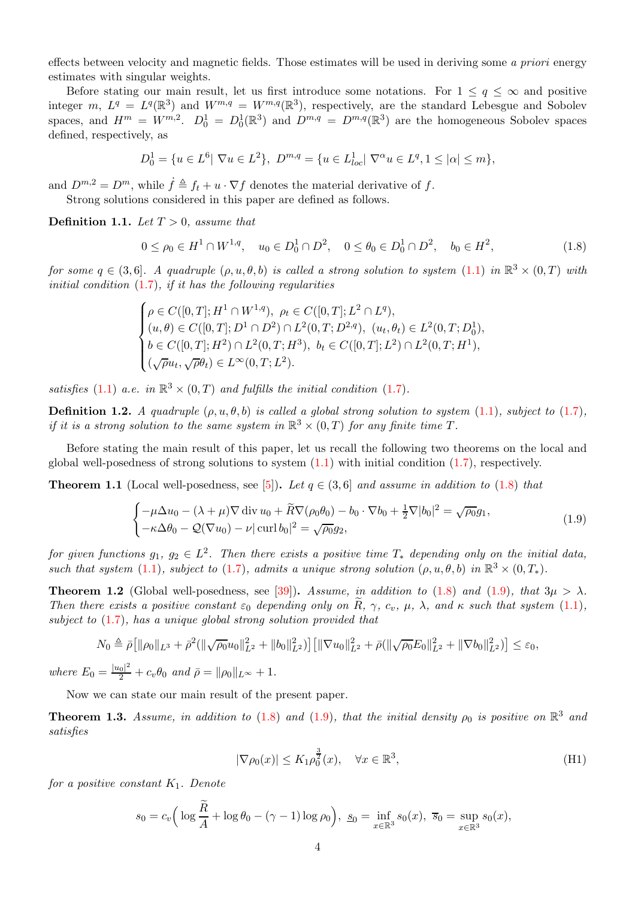effects between velocity and magnetic fields. Those estimates will be used in deriving some *a priori* energy estimates with singular weights.

Before stating our main result, let us first introduce some notations. For $1 \le q \le \infty$ and positive integer $m$, $L^q = L^q(\mathbb{R}^3)$ and $W^{m,q} = W^{m,q}(\mathbb{R}^3)$, respectively, are the standard Lebesgue and Sobolev spaces, and $H^m = W^{m,2}$. $D_0^1 = D_0^1(\mathbb{R}^3)$ and $D^{m,q} = D^{m,q}(\mathbb{R}^3)$ are the homogeneous Sobolev spaces defined, respectively, as

$$D_0^1 = \{u \in L^6 |\ \nabla u \in L^2\},\ D^{m,q} = \{u \in L^1_{loc} |\ \nabla^\alpha u \in L^q, 1 \le |\alpha| \le m\},$$

and $D^{m,2} = D^m$, while $\dot{f} \triangleq f_t + u \cdot \nabla f$ denotes the material derivative of $f$.

Strong solutions considered in this paper are defined as follows.

**Definition 1.1.** *Let $T > 0$, assume that*

$$0 \le \rho_0 \in H^1 \cap W^{1,q}, \quad u_0 \in D_0^1 \cap D^2, \quad 0 \le \theta_0 \in D_0^1 \cap D^2, \quad b_0 \in H^2, \tag{1.8}$$

*for some $q \in (3, 6]$. A quadruple $(\rho, u, \theta, b)$ is called a strong solution to system (1.1) in $\mathbb{R}^3 \times (0, T)$ with initial condition (1.7), if it has the following regularities*

$$\begin{cases} \rho \in C([0,T]; H^1 \cap W^{1,q}),\ \rho_t \in C([0,T]; L^2 \cap L^q), \\ (u, \theta) \in C([0,T]; D^1 \cap D^2) \cap L^2(0,T; D^{2,q}),\ (u_t, \theta_t) \in L^2(0,T; D_0^1), \\ b \in C([0,T]; H^2) \cap L^2(0,T; H^3),\ b_t \in C([0,T]; L^2) \cap L^2(0,T; H^1), \\ (\sqrt{\rho} u_t, \sqrt{\rho}\theta_t) \in L^\infty(0,T; L^2). \end{cases}$$

*satisfies (1.1) a.e. in $\mathbb{R}^3 \times (0, T)$ and fulfills the initial condition (1.7).*

**Definition 1.2.** *A quadruple $(\rho, u, \theta, b)$ is called a global strong solution to system (1.1), subject to (1.7), if it is a strong solution to the same system in $\mathbb{R}^3 \times (0, T)$ for any finite time $T$.*

Before stating the main result of this paper, let us recall the following two theorems on the local and global well-posedness of strong solutions to system (1.1) with initial condition (1.7), respectively.

**Theorem 1.1** (Local well-posedness, see [5])**.** *Let $q \in (3, 6]$ and assume in addition to (1.8) that*

$$\begin{cases} -\mu \Delta u_0 - (\lambda + \mu) \nabla \operatorname{div} u_0 + \widetilde{R} \nabla(\rho_0 \theta_0) - b_0 \cdot \nabla b_0 + \frac{1}{2} \nabla |b_0|^2 = \sqrt{\rho_0} g_1, \\ -\kappa \Delta \theta_0 - \mathcal{Q}(\nabla u_0) - \nu |\operatorname{curl} b_0|^2 = \sqrt{\rho_0} g_2, \end{cases} \tag{1.9}$$

*for given functions $g_1$, $g_2 \in L^2$. Then there exists a positive time $T_*$ depending only on the initial data, such that system (1.1), subject to (1.7), admits a unique strong solution $(\rho, u, \theta, b)$ in $\mathbb{R}^3 \times (0, T_*)$.*

**Theorem 1.2** (Global well-posedness, see [39])**.** *Assume, in addition to (1.8) and (1.9), that $3\mu > \lambda$. Then there exists a positive constant $\varepsilon_0$ depending only on $\widetilde{R}$, $\gamma$, $c_v$, $\mu$, $\lambda$, and $\kappa$ such that system (1.1), subject to (1.7), has a unique global strong solution provided that*

$$N_0 \triangleq \bar{\rho} \big[ \|\rho_0\|_{L^3} + \bar{\rho}^2 (\|\sqrt{\rho_0} u_0\|_{L^2}^2 + \|b_0\|_{L^2}^2) \big] \big[ \|\nabla u_0\|_{L^2}^2 + \bar{\rho} (\|\sqrt{\rho_0} E_0\|_{L^2}^2 + \|\nabla b_0\|_{L^2}^2) \big] \le \varepsilon_0,$$

*where $E_0 = \frac{|u_0|^2}{2} + c_v \theta_0$ and $\bar{\rho} = \|\rho_0\|_{L^\infty} + 1$.*

Now we can state our main result of the present paper.

**Theorem 1.3.** *Assume, in addition to (1.8) and (1.9), that the initial density $\rho_0$ is positive on $\mathbb{R}^3$ and satisfies*

$$|\nabla \rho_0(x)| \le K_1 \rho_0^{\frac{3}{2}}(x), \quad \forall x \in \mathbb{R}^3, \tag{H1}$$

*for a positive constant $K_1$. Denote*

$$s_0 = c_v \Big( \log \frac{\widetilde{R}}{A} + \log \theta_0 - (\gamma - 1) \log \rho_0 \Big),\ \underline{s}_0 = \inf_{x \in \mathbb{R}^3} s_0(x),\ \overline{s}_0 = \sup_{x \in \mathbb{R}^3} s_0(x),$$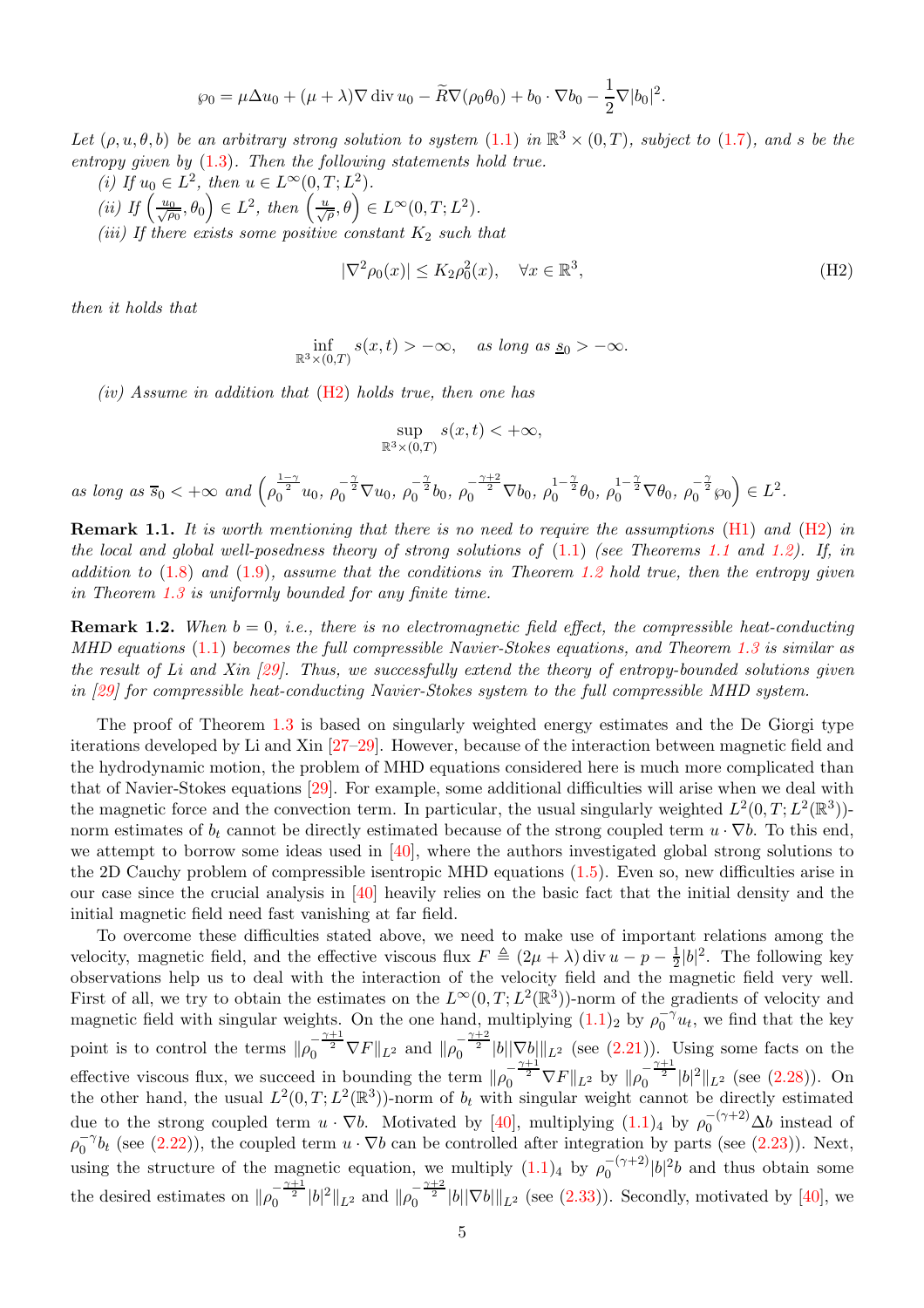$$
\wp_0 = \mu\Delta u_0 + (\mu+\lambda)\nabla \operatorname{div} u_0 - \widetilde{R}\nabla(\rho_0\theta_0) + b_0\cdot\nabla b_0 - \frac{1}{2}\nabla|b_0|^2.
$$

*Let $(\rho, u, \theta, b)$ be an arbitrary strong solution to system (1.1) in $\mathbb{R}^3\times(0,T)$, subject to (1.7), and $s$ be the entropy given by (1.3). Then the following statements hold true.*

*(i) If $u_0\in L^2$, then $u\in L^\infty(0,T;L^2)$.*

*(ii) If $\left(\frac{u_0}{\sqrt{\rho_0}}, \theta_0\right)\in L^2$, then $\left(\frac{u}{\sqrt{\rho}}, \theta\right)\in L^\infty(0,T;L^2)$.*

*(iii) If there exists some positive constant $K_2$ such that*

$$
|\nabla^2\rho_0(x)| \le K_2\rho_0^2(x), \quad \forall x\in\mathbb{R}^3, \tag{H2}
$$

*then it holds that*

$$
\inf_{\mathbb{R}^3\times(0,T)} s(x,t) > -\infty, \quad \text{as long as } \underline{s}_0 > -\infty.
$$

*(iv) Assume in addition that (H2) holds true, then one has*

$$
\sup_{\mathbb{R}^3\times(0,T)} s(x,t) < +\infty,
$$

*as long as $\overline{s}_0<+\infty$ and $\left(\rho_0^{\frac{1-\gamma}{2}}u_0,\ \rho_0^{-\frac{\gamma}{2}}\nabla u_0,\ \rho_0^{-\frac{\gamma}{2}}b_0,\ \rho_0^{-\frac{\gamma+2}{2}}\nabla b_0,\ \rho_0^{1-\frac{\gamma}{2}}\theta_0,\ \rho_0^{1-\frac{\gamma}{2}}\nabla\theta_0,\ \rho_0^{-\frac{\gamma}{2}}\wp_0\right)\in L^2$.*

**Remark 1.1.** *It is worth mentioning that there is no need to require the assumptions (H1) and (H2) in the local and global well-posedness theory of strong solutions of (1.1) (see Theorems 1.1 and 1.2). If, in addition to (1.8) and (1.9), assume that the conditions in Theorem 1.2 hold true, then the entropy given in Theorem 1.3 is uniformly bounded for any finite time.*

**Remark 1.2.** *When $b=0$, i.e., there is no electromagnetic field effect, the compressible heat-conducting MHD equations (1.1) becomes the full compressible Navier-Stokes equations, and Theorem 1.3 is similar as the result of Li and Xin [29]. Thus, we successfully extend the theory of entropy-bounded solutions given in [29] for compressible heat-conducting Navier-Stokes system to the full compressible MHD system.*

The proof of Theorem 1.3 is based on singularly weighted energy estimates and the De Giorgi type iterations developed by Li and Xin [27–29]. However, because of the interaction between magnetic field and the hydrodynamic motion, the problem of MHD equations considered here is much more complicated than that of Navier-Stokes equations [29]. For example, some additional difficulties will arise when we deal with the magnetic force and the convection term. In particular, the usual singularly weighted $L^2(0,T;L^2(\mathbb{R}^3))$-norm estimates of $b_t$ cannot be directly estimated because of the strong coupled term $u\cdot\nabla b$. To this end, we attempt to borrow some ideas used in [40], where the authors investigated global strong solutions to the 2D Cauchy problem of compressible isentropic MHD equations (1.5). Even so, new difficulties arise in our case since the crucial analysis in [40] heavily relies on the basic fact that the initial density and the initial magnetic field need fast vanishing at far field.

To overcome these difficulties stated above, we need to make use of important relations among the velocity, magnetic field, and the effective viscous flux $F\triangleq(2\mu+\lambda)\operatorname{div}u - p - \frac{1}{2}|b|^2$. The following key observations help us to deal with the interaction of the velocity field and the magnetic field very well. First of all, we try to obtain the estimates on the $L^\infty(0,T;L^2(\mathbb{R}^3))$-norm of the gradients of velocity and magnetic field with singular weights. On the one hand, multiplying $(1.1)_2$ by $\rho_0^{-\gamma}u_t$, we find that the key point is to control the terms $\|\rho_0^{-\frac{\gamma+1}{2}}\nabla F\|_{L^2}$ and $\|\rho_0^{-\frac{\gamma+2}{2}}|b||\nabla b|\|_{L^2}$ (see (2.21)). Using some facts on the effective viscous flux, we succeed in bounding the term $\|\rho_0^{-\frac{\gamma+1}{2}}\nabla F\|_{L^2}$ by $\|\rho_0^{-\frac{\gamma+1}{2}}|b|^2\|_{L^2}$ (see (2.28)). On the other hand, the usual $L^2(0,T;L^2(\mathbb{R}^3))$-norm of $b_t$ with singular weight cannot be directly estimated due to the strong coupled term $u\cdot\nabla b$. Motivated by [40], multiplying $(1.1)_4$ by $\rho_0^{-(\gamma+2)}\Delta b$ instead of $\rho_0^{-\gamma}b_t$ (see (2.22)), the coupled term $u\cdot\nabla b$ can be controlled after integration by parts (see (2.23)). Next, using the structure of the magnetic equation, we multiply $(1.1)_4$ by $\rho_0^{-(\gamma+2)}|b|^2b$ and thus obtain some the desired estimates on $\|\rho_0^{-\frac{\gamma+1}{2}}|b|^2\|_{L^2}$ and $\|\rho_0^{-\frac{\gamma+2}{2}}|b||\nabla b|\|_{L^2}$ (see (2.33)). Secondly, motivated by [40], we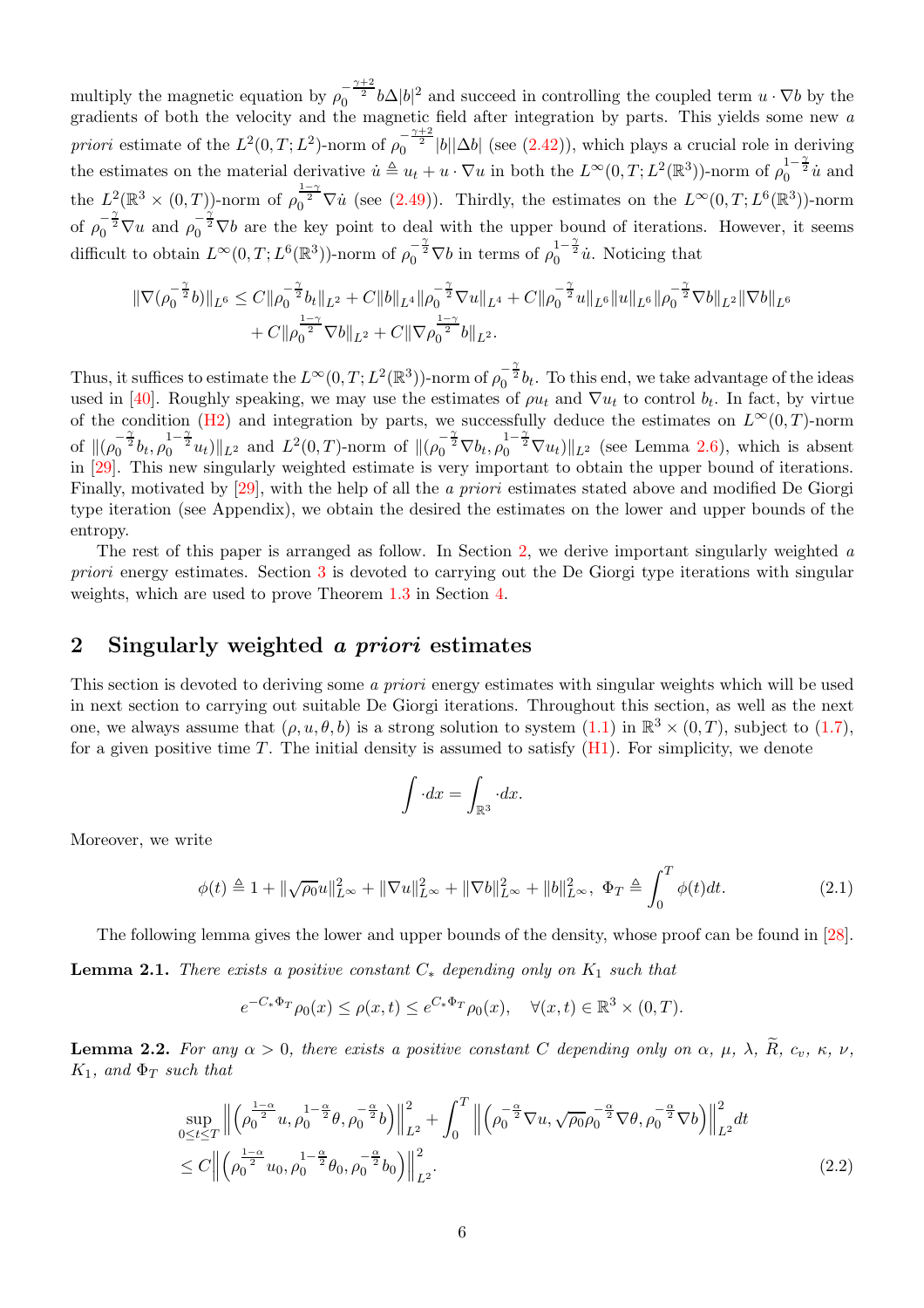multiply the magnetic equation by $\rho_0^{-\frac{\gamma+2}{2}} b\Delta|b|^2$ and succeed in controlling the coupled term $u\cdot\nabla b$ by the gradients of both the velocity and the magnetic field after integration by parts. This yields some new *a priori* estimate of the $L^2(0,T;L^2)$-norm of $\rho_0^{-\frac{\gamma+2}{2}}|b||\Delta b|$ (see (2.42)), which plays a crucial role in deriving the estimates on the material derivative $\dot{u} \triangleq u_t + u\cdot\nabla u$ in both the $L^\infty(0,T;L^2(\mathbb{R}^3))$-norm of $\rho_0^{1-\frac{\gamma}{2}}\dot{u}$ and the $L^2(\mathbb{R}^3\times(0,T))$-norm of $\rho_0^{\frac{1-\gamma}{2}}\nabla\dot{u}$ (see (2.49)). Thirdly, the estimates on the $L^\infty(0,T;L^6(\mathbb{R}^3))$-norm of $\rho_0^{-\frac{\gamma}{2}}\nabla u$ and $\rho_0^{-\frac{\gamma}{2}}\nabla b$ are the key point to deal with the upper bound of iterations. However, it seems difficult to obtain $L^\infty(0,T;L^6(\mathbb{R}^3))$-norm of $\rho_0^{-\frac{\gamma}{2}}\nabla b$ in terms of $\rho_0^{1-\frac{\gamma}{2}}\dot{u}$. Noticing that

$$
\begin{aligned}
\|\nabla(\rho_0^{-\frac{\gamma}{2}}b)\|_{L^6} \le{}& C\|\rho_0^{-\frac{\gamma}{2}}b_t\|_{L^2} + C\|b\|_{L^4}\|\rho_0^{-\frac{\gamma}{2}}\nabla u\|_{L^4} + C\|\rho_0^{-\frac{\gamma}{2}}u\|_{L^6}\|u\|_{L^6}\|\rho_0^{-\frac{\gamma}{2}}\nabla b\|_{L^2}\|\nabla b\|_{L^6}\\
&+ C\|\rho_0^{\frac{1-\gamma}{2}}\nabla b\|_{L^2} + C\|\nabla\rho_0^{\frac{1-\gamma}{2}}b\|_{L^2}.
\end{aligned}
$$

Thus, it suffices to estimate the $L^\infty(0,T;L^2(\mathbb{R}^3))$-norm of $\rho_0^{-\frac{\gamma}{2}}b_t$. To this end, we take advantage of the ideas used in [40]. Roughly speaking, we may use the estimates of $\rho u_t$ and $\nabla u_t$ to control $b_t$. In fact, by virtue of the condition (H2) and integration by parts, we successfully deduce the estimates on $L^\infty(0,T)$-norm of $\|(\rho_0^{-\frac{\gamma}{2}}b_t, \rho_0^{1-\frac{\gamma}{2}}u_t)\|_{L^2}$ and $L^2(0,T)$-norm of $\|(\rho_0^{-\frac{\gamma}{2}}\nabla b_t, \rho_0^{\frac{1-\gamma}{2}}\nabla u_t)\|_{L^2}$ (see Lemma 2.6), which is absent in [29]. This new singularly weighted estimate is very important to obtain the upper bound of iterations. Finally, motivated by [29], with the help of all the *a priori* estimates stated above and modified De Giorgi type iteration (see Appendix), we obtain the desired the estimates on the lower and upper bounds of the entropy.

The rest of this paper is arranged as follow. In Section 2, we derive important singularly weighted *a priori* energy estimates. Section 3 is devoted to carrying out the De Giorgi type iterations with singular weights, which are used to prove Theorem 1.3 in Section 4.

## 2 Singularly weighted *a priori* estimates

This section is devoted to deriving some *a priori* energy estimates with singular weights which will be used in next section to carrying out suitable De Giorgi iterations. Throughout this section, as well as the next one, we always assume that $(\rho,u,\theta,b)$ is a strong solution to system (1.1) in $\mathbb{R}^3\times(0,T)$, subject to (1.7), for a given positive time $T$. The initial density is assumed to satisfy (H1). For simplicity, we denote

$$
\int \cdot dx = \int_{\mathbb{R}^3} \cdot dx.
$$

Moreover, we write

$$
\phi(t) \triangleq 1 + \|\sqrt{\rho_0}u\|_{L^\infty}^2 + \|\nabla u\|_{L^\infty}^2 + \|\nabla b\|_{L^\infty}^2 + \|b\|_{L^\infty}^2,\ \Phi_T \triangleq \int_0^T \phi(t)dt. \tag{2.1}
$$

The following lemma gives the lower and upper bounds of the density, whose proof can be found in [28].

**Lemma 2.1.** *There exists a positive constant $C_*$ depending only on $K_1$ such that*

$$
e^{-C_*\Phi_T}\rho_0(x) \le \rho(x,t) \le e^{C_*\Phi_T}\rho_0(x), \quad \forall (x,t)\in\mathbb{R}^3\times(0,T).
$$

**Lemma 2.2.** *For any $\alpha>0$, there exists a positive constant $C$ depending only on $\alpha$, $\mu$, $\lambda$, $\widetilde{R}$, $c_v$, $\kappa$, $\nu$, $K_1$, and $\Phi_T$ such that*

$$
\begin{aligned}
&\sup_{0\le t\le T}\left\|\left(\rho_0^{\frac{1-\alpha}{2}}u, \rho_0^{1-\frac{\alpha}{2}}\theta, \rho_0^{-\frac{\alpha}{2}}b\right)\right\|_{L^2}^2 + \int_0^T \left\|\left(\rho_0^{-\frac{\alpha}{2}}\nabla u, \sqrt{\rho_0}\rho_0^{-\frac{\alpha}{2}}\nabla\theta, \rho_0^{-\frac{\alpha}{2}}\nabla b\right)\right\|_{L^2}^2 dt\\
&\le C\left\|\left(\rho_0^{\frac{1-\alpha}{2}}u_0, \rho_0^{1-\frac{\alpha}{2}}\theta_0, \rho_0^{-\frac{\alpha}{2}}b_0\right)\right\|_{L^2}^2.
\end{aligned} \tag{2.2}
$$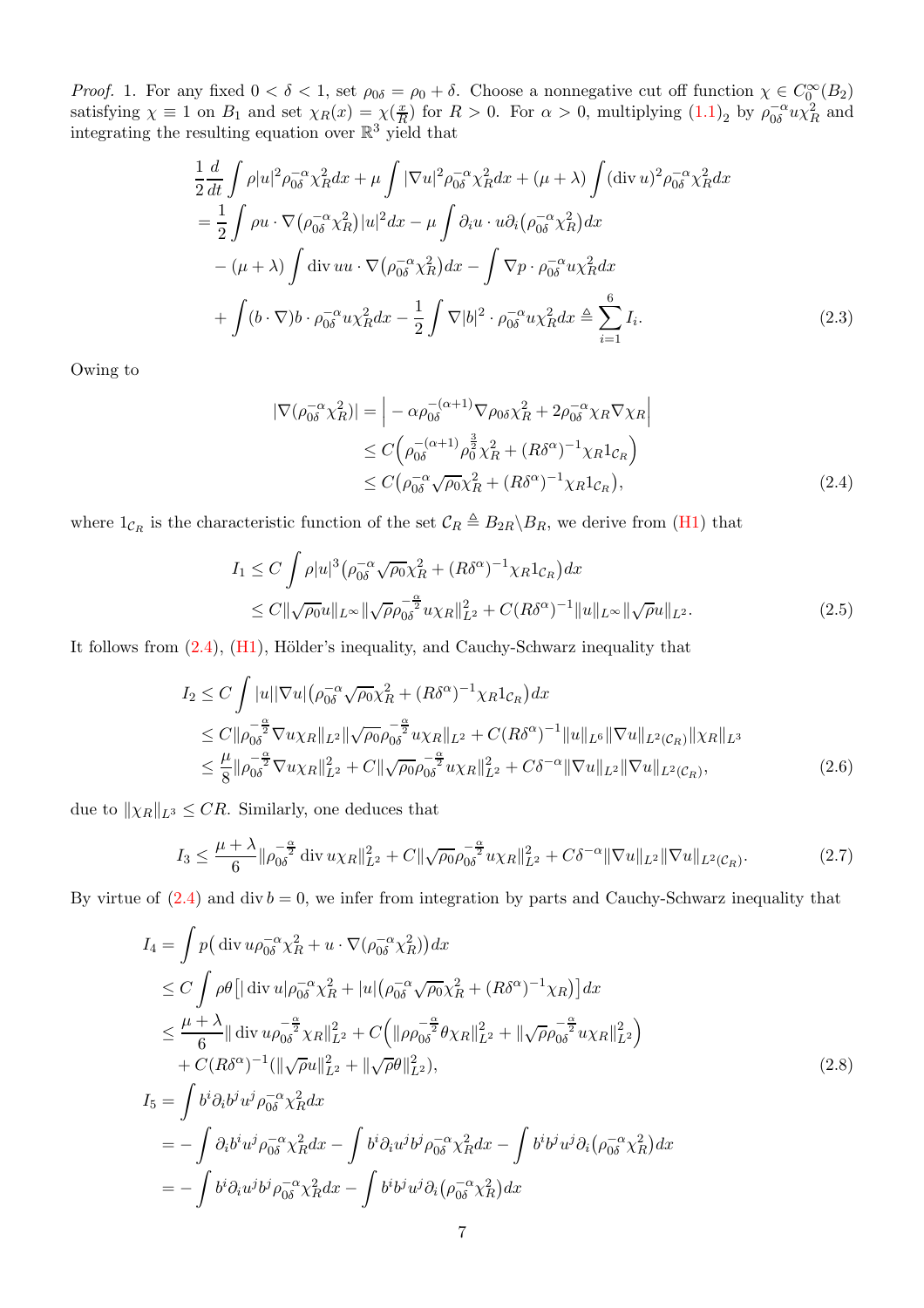*Proof.* 1. For any fixed $0 < \delta < 1$, set $\rho_{0\delta} = \rho_0 + \delta$. Choose a nonnegative cut off function $\chi \in C_0^\infty(B_2)$ satisfying $\chi \equiv 1$ on $B_1$ and set $\chi_R(x) = \chi(\frac{x}{R})$ for $R > 0$. For $\alpha > 0$, multiplying $(1.1)_2$ by $\rho_{0\delta}^{-\alpha} u \chi_R^2$ and integrating the resulting equation over $\mathbb{R}^3$ yield that

$$
\begin{aligned}
&\frac{1}{2}\frac{d}{dt}\int \rho|u|^2\rho_{0\delta}^{-\alpha}\chi_R^2dx + \mu\int |\nabla u|^2\rho_{0\delta}^{-\alpha}\chi_R^2dx + (\mu+\lambda)\int (\operatorname{div} u)^2\rho_{0\delta}^{-\alpha}\chi_R^2dx \\
&= \frac{1}{2}\int \rho u\cdot\nabla\big(\rho_{0\delta}^{-\alpha}\chi_R^2\big)|u|^2dx - \mu\int \partial_i u\cdot u\partial_i\big(\rho_{0\delta}^{-\alpha}\chi_R^2\big)dx \\
&\quad - (\mu+\lambda)\int \operatorname{div} u u\cdot\nabla\big(\rho_{0\delta}^{-\alpha}\chi_R^2\big)dx - \int \nabla p\cdot\rho_{0\delta}^{-\alpha}u\chi_R^2dx \\
&\quad + \int (b\cdot\nabla)b\cdot\rho_{0\delta}^{-\alpha}u\chi_R^2dx - \frac{1}{2}\int \nabla|b|^2\cdot\rho_{0\delta}^{-\alpha}u\chi_R^2dx \triangleq \sum_{i=1}^{6} I_i.
\end{aligned}
\tag{2.3}
$$

Owing to

$$
\begin{aligned}
|\nabla(\rho_{0\delta}^{-\alpha}\chi_R^2)| &= \Big| -\alpha\rho_{0\delta}^{-(\alpha+1)}\nabla\rho_{0\delta}\chi_R^2 + 2\rho_{0\delta}^{-\alpha}\chi_R\nabla\chi_R\Big| \\
&\le C\Big(\rho_{0\delta}^{-(\alpha+1)}\rho_0^{\frac{3}{2}}\chi_R^2 + (R\delta^\alpha)^{-1}\chi_R 1_{\mathcal{C}_R}\Big) \\
&\le C\big(\rho_{0\delta}^{-\alpha}\sqrt{\rho_0}\chi_R^2 + (R\delta^\alpha)^{-1}\chi_R 1_{\mathcal{C}_R}\big),
\end{aligned}
\tag{2.4}
$$

where $1_{\mathcal{C}_R}$ is the characteristic function of the set $\mathcal{C}_R \triangleq B_{2R}\backslash B_R$, we derive from (H1) that

$$
\begin{aligned}
I_1 &\le C\int \rho|u|^3\big(\rho_{0\delta}^{-\alpha}\sqrt{\rho_0}\chi_R^2 + (R\delta^\alpha)^{-1}\chi_R 1_{\mathcal{C}_R}\big)dx \\
&\le C\|\sqrt{\rho_0}u\|_{L^\infty}\|\sqrt{\rho}\rho_{0\delta}^{-\frac{\alpha}{2}}u\chi_R\|_{L^2}^2 + C(R\delta^\alpha)^{-1}\|u\|_{L^\infty}\|\sqrt{\rho}u\|_{L^2}.
\end{aligned}
\tag{2.5}
$$

It follows from (2.4), (H1), Hölder's inequality, and Cauchy-Schwarz inequality that

$$
\begin{aligned}
I_2 &\le C\int |u||\nabla u|\big(\rho_{0\delta}^{-\alpha}\sqrt{\rho_0}\chi_R^2 + (R\delta^\alpha)^{-1}\chi_R 1_{\mathcal{C}_R}\big)dx \\
&\le C\|\rho_{0\delta}^{-\frac{\alpha}{2}}\nabla u\chi_R\|_{L^2}\|\sqrt{\rho_0}\rho_{0\delta}^{-\frac{\alpha}{2}}u\chi_R\|_{L^2} + C(R\delta^\alpha)^{-1}\|u\|_{L^6}\|\nabla u\|_{L^2(\mathcal{C}_R)}\|\chi_R\|_{L^3} \\
&\le \frac{\mu}{8}\|\rho_{0\delta}^{-\frac{\alpha}{2}}\nabla u\chi_R\|_{L^2}^2 + C\|\sqrt{\rho_0}\rho_{0\delta}^{-\frac{\alpha}{2}}u\chi_R\|_{L^2}^2 + C\delta^{-\alpha}\|\nabla u\|_{L^2}\|\nabla u\|_{L^2(\mathcal{C}_R)},
\end{aligned}
\tag{2.6}
$$

due to $\|\chi_R\|_{L^3} \le CR$. Similarly, one deduces that

$$
I_3 \le \frac{\mu+\lambda}{6}\|\rho_{0\delta}^{-\frac{\alpha}{2}}\operatorname{div} u\chi_R\|_{L^2}^2 + C\|\sqrt{\rho_0}\rho_{0\delta}^{-\frac{\alpha}{2}}u\chi_R\|_{L^2}^2 + C\delta^{-\alpha}\|\nabla u\|_{L^2}\|\nabla u\|_{L^2(\mathcal{C}_R)}.
\tag{2.7}
$$

By virtue of (2.4) and $\operatorname{div} b = 0$, we infer from integration by parts and Cauchy-Schwarz inequality that

$$
\begin{aligned}
I_4 &= \int p\big(\operatorname{div} u\rho_{0\delta}^{-\alpha}\chi_R^2 + u\cdot\nabla(\rho_{0\delta}^{-\alpha}\chi_R^2)\big)dx \\
&\le C\int \rho\theta\big[|\operatorname{div} u|\rho_{0\delta}^{-\alpha}\chi_R^2 + |u|\big(\rho_{0\delta}^{-\alpha}\sqrt{\rho_0}\chi_R^2 + (R\delta^\alpha)^{-1}\chi_R\big)\big]dx \\
&\le \frac{\mu+\lambda}{6}\|\operatorname{div} u\rho_{0\delta}^{-\frac{\alpha}{2}}\chi_R\|_{L^2}^2 + C\Big(\|\rho\rho_{0\delta}^{-\frac{\alpha}{2}}\theta\chi_R\|_{L^2}^2 + \|\sqrt{\rho}\rho_{0\delta}^{-\frac{\alpha}{2}}u\chi_R\|_{L^2}^2\Big) \\
&\quad + C(R\delta^\alpha)^{-1}(\|\sqrt{\rho}u\|_{L^2}^2 + \|\sqrt{\rho}\theta\|_{L^2}^2),
\end{aligned}
\tag{2.8}
$$

$$
\begin{aligned}
I_5 &= \int b^i\partial_i b^j u^j\rho_{0\delta}^{-\alpha}\chi_R^2dx \\
&= -\int \partial_i b^i u^j\rho_{0\delta}^{-\alpha}\chi_R^2dx - \int b^i\partial_i u^j b^j\rho_{0\delta}^{-\alpha}\chi_R^2dx - \int b^i b^j u^j\partial_i\big(\rho_{0\delta}^{-\alpha}\chi_R^2\big)dx \\
&= -\int b^i\partial_i u^j b^j\rho_{0\delta}^{-\alpha}\chi_R^2dx - \int b^i b^j u^j\partial_i\big(\rho_{0\delta}^{-\alpha}\chi_R^2\big)dx
\end{aligned}
$$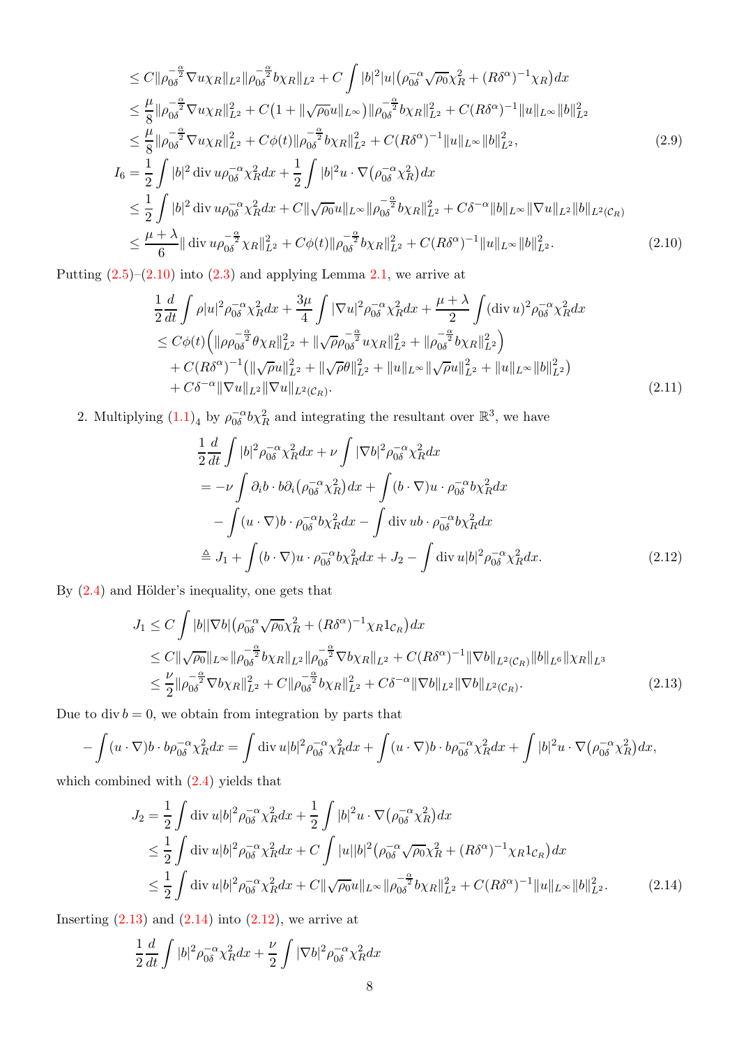$$
\begin{aligned}
&\le C\|\rho_{0\delta}^{-\frac{\alpha}{2}}\nabla u\chi_R\|_{L^2}\|\rho_{0\delta}^{-\frac{\alpha}{2}}b\chi_R\|_{L^2} + C\int |b|^2|u|\big(\rho_{0\delta}^{-\alpha}\sqrt{\rho_0}\chi_R^2 + (R\delta^\alpha)^{-1}\chi_R\big)dx\\
&\le \frac{\mu}{8}\|\rho_{0\delta}^{-\frac{\alpha}{2}}\nabla u\chi_R\|_{L^2}^2 + C\big(1+\|\sqrt{\rho_0}u\|_{L^\infty}\big)\|\rho_{0\delta}^{-\frac{\alpha}{2}}b\chi_R\|_{L^2}^2 + C(R\delta^\alpha)^{-1}\|u\|_{L^\infty}\|b\|_{L^2}^2\\
&\le \frac{\mu}{8}\|\rho_{0\delta}^{-\frac{\alpha}{2}}\nabla u\chi_R\|_{L^2}^2 + C\phi(t)\|\rho_{0\delta}^{-\frac{\alpha}{2}}b\chi_R\|_{L^2}^2 + C(R\delta^\alpha)^{-1}\|u\|_{L^\infty}\|b\|_{L^2}^2,
\end{aligned}
\tag{2.9}
$$

$$
\begin{aligned}
I_6 &= \frac{1}{2}\int |b|^2\operatorname{div} u\rho_{0\delta}^{-\alpha}\chi_R^2dx + \frac{1}{2}\int |b|^2u\cdot\nabla\big(\rho_{0\delta}^{-\alpha}\chi_R^2\big)dx\\
&\le \frac{1}{2}\int |b|^2\operatorname{div} u\rho_{0\delta}^{-\alpha}\chi_R^2dx + C\|\sqrt{\rho_0}u\|_{L^\infty}\|\rho_{0\delta}^{-\frac{\alpha}{2}}b\chi_R\|_{L^2}^2 + C\delta^{-\alpha}\|b\|_{L^\infty}\|\nabla u\|_{L^2}\|b\|_{L^2(\mathcal{C}_R)}\\
&\le \frac{\mu+\lambda}{6}\|\operatorname{div} u\rho_{0\delta}^{-\frac{\alpha}{2}}\chi_R\|_{L^2}^2 + C\phi(t)\|\rho_{0\delta}^{-\frac{\alpha}{2}}b\chi_R\|_{L^2}^2 + C(R\delta^\alpha)^{-1}\|u\|_{L^\infty}\|b\|_{L^2}^2.
\end{aligned}
\tag{2.10}
$$

Putting (2.5)–(2.10) into (2.3) and applying Lemma 2.1, we arrive at

$$
\begin{aligned}
&\frac{1}{2}\frac{d}{dt}\int \rho|u|^2\rho_{0\delta}^{-\alpha}\chi_R^2dx + \frac{3\mu}{4}\int|\nabla u|^2\rho_{0\delta}^{-\alpha}\chi_R^2dx + \frac{\mu+\lambda}{2}\int(\operatorname{div} u)^2\rho_{0\delta}^{-\alpha}\chi_R^2dx\\
&\le C\phi(t)\Big(\|\rho\rho_{0\delta}^{-\frac{\alpha}{2}}\theta\chi_R\|_{L^2}^2 + \|\sqrt{\rho}\rho_{0\delta}^{-\frac{\alpha}{2}}u\chi_R\|_{L^2}^2 + \|\rho_{0\delta}^{-\frac{\alpha}{2}}b\chi_R\|_{L^2}^2\Big)\\
&\quad + C(R\delta^\alpha)^{-1}\big(\|\sqrt{\rho}u\|_{L^2}^2 + \|\sqrt{\rho}\theta\|_{L^2}^2 + \|u\|_{L^\infty}\|\sqrt{\rho}u\|_{L^2}^2 + \|u\|_{L^\infty}\|b\|_{L^2}^2\big)\\
&\quad + C\delta^{-\alpha}\|\nabla u\|_{L^2}\|\nabla u\|_{L^2(\mathcal{C}_R)}.
\end{aligned}
\tag{2.11}
$$

2. Multiplying $(1.1)_4$ by $\rho_{0\delta}^{-\alpha}b\chi_R^2$ and integrating the resultant over $\mathbb{R}^3$, we have

$$
\begin{aligned}
&\frac{1}{2}\frac{d}{dt}\int |b|^2\rho_{0\delta}^{-\alpha}\chi_R^2dx + \nu\int|\nabla b|^2\rho_{0\delta}^{-\alpha}\chi_R^2dx\\
&= -\nu\int\partial_i b\cdot b\partial_i\big(\rho_{0\delta}^{-\alpha}\chi_R^2\big)dx + \int(b\cdot\nabla)u\cdot\rho_{0\delta}^{-\alpha}b\chi_R^2dx\\
&\quad - \int(u\cdot\nabla)b\cdot\rho_{0\delta}^{-\alpha}b\chi_R^2dx - \int\operatorname{div} ub\cdot\rho_{0\delta}^{-\alpha}b\chi_R^2dx\\
&\triangleq J_1 + \int(b\cdot\nabla)u\cdot\rho_{0\delta}^{-\alpha}b\chi_R^2dx + J_2 - \int\operatorname{div} u|b|^2\rho_{0\delta}^{-\alpha}\chi_R^2dx.
\end{aligned}
\tag{2.12}
$$

By (2.4) and Hölder's inequality, one gets that

$$
\begin{aligned}
J_1 &\le C\int|b||\nabla b|\big(\rho_{0\delta}^{-\alpha}\sqrt{\rho_0}\chi_R^2 + (R\delta^\alpha)^{-1}\chi_R 1_{\mathcal{C}_R}\big)dx\\
&\le C\|\sqrt{\rho_0}\|_{L^\infty}\|\rho_{0\delta}^{-\frac{\alpha}{2}}b\chi_R\|_{L^2}\|\rho_{0\delta}^{-\frac{\alpha}{2}}\nabla b\chi_R\|_{L^2} + C(R\delta^\alpha)^{-1}\|\nabla b\|_{L^2(\mathcal{C}_R)}\|b\|_{L^6}\|\chi_R\|_{L^3}\\
&\le \frac{\nu}{2}\|\rho_{0\delta}^{-\frac{\alpha}{2}}\nabla b\chi_R\|_{L^2}^2 + C\|\rho_{0\delta}^{-\frac{\alpha}{2}}b\chi_R\|_{L^2}^2 + C\delta^{-\alpha}\|\nabla b\|_{L^2}\|\nabla b\|_{L^2(\mathcal{C}_R)}.
\end{aligned}
\tag{2.13}
$$

Due to $\operatorname{div} b = 0$, we obtain from integration by parts that

$$
-\int(u\cdot\nabla)b\cdot b\rho_{0\delta}^{-\alpha}\chi_R^2dx = \int\operatorname{div} u|b|^2\rho_{0\delta}^{-\alpha}\chi_R^2dx + \int(u\cdot\nabla)b\cdot b\rho_{0\delta}^{-\alpha}\chi_R^2dx + \int|b|^2u\cdot\nabla\big(\rho_{0\delta}^{-\alpha}\chi_R^2\big)dx,
$$

which combined with (2.4) yields that

$$
\begin{aligned}
J_2 &= \frac{1}{2}\int\operatorname{div} u|b|^2\rho_{0\delta}^{-\alpha}\chi_R^2dx + \frac{1}{2}\int|b|^2u\cdot\nabla\big(\rho_{0\delta}^{-\alpha}\chi_R^2\big)dx\\
&\le \frac{1}{2}\int\operatorname{div} u|b|^2\rho_{0\delta}^{-\alpha}\chi_R^2dx + C\int|u||b|^2\big(\rho_{0\delta}^{-\alpha}\sqrt{\rho_0}\chi_R^2 + (R\delta^\alpha)^{-1}\chi_R 1_{\mathcal{C}_R}\big)dx\\
&\le \frac{1}{2}\int\operatorname{div} u|b|^2\rho_{0\delta}^{-\alpha}\chi_R^2dx + C\|\sqrt{\rho_0}u\|_{L^\infty}\|\rho_{0\delta}^{-\frac{\alpha}{2}}b\chi_R\|_{L^2}^2 + C(R\delta^\alpha)^{-1}\|u\|_{L^\infty}\|b\|_{L^2}^2.
\end{aligned}
\tag{2.14}
$$

Inserting (2.13) and (2.14) into (2.12), we arrive at

$$
\frac{1}{2}\frac{d}{dt}\int |b|^2\rho_{0\delta}^{-\alpha}\chi_R^2dx + \frac{\nu}{2}\int|\nabla b|^2\rho_{0\delta}^{-\alpha}\chi_R^2dx
$$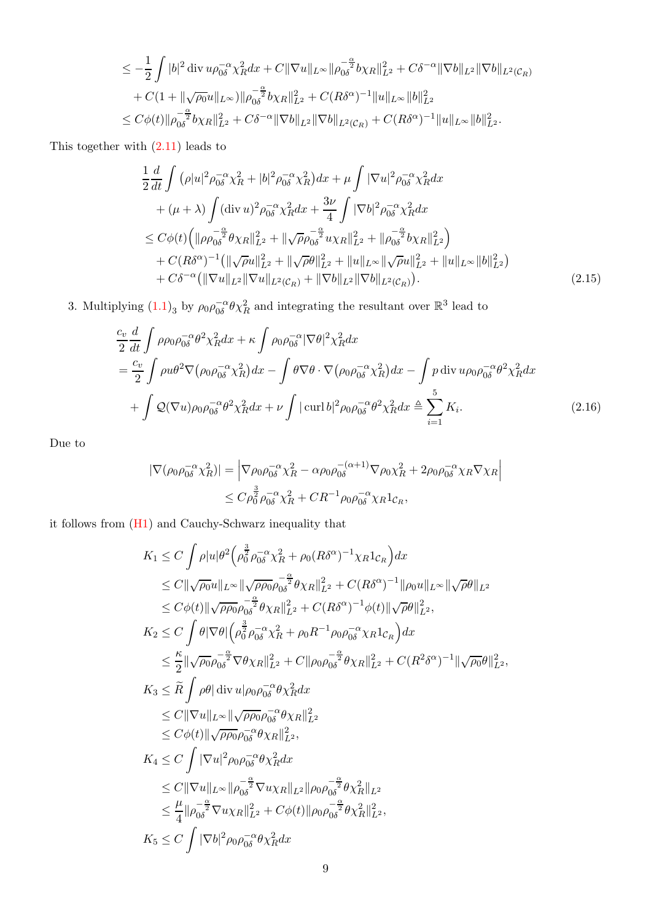$$
\begin{aligned}
&\le -\frac{1}{2}\int |b|^2 \operatorname{div} u \rho_{0\delta}^{-\alpha}\chi_R^2 dx + C\|\nabla u\|_{L^\infty}\|\rho_{0\delta}^{-\frac{\alpha}{2}} b\chi_R\|_{L^2}^2 + C\delta^{-\alpha}\|\nabla b\|_{L^2}\|\nabla b\|_{L^2(\mathcal{C}_R)} \\
&\quad + C(1+\|\sqrt{\rho_0}u\|_{L^\infty})\|\rho_{0\delta}^{-\frac{\alpha}{2}} b\chi_R\|_{L^2}^2 + C(R\delta^\alpha)^{-1}\|u\|_{L^\infty}\|b\|_{L^2}^2 \\
&\le C\phi(t)\|\rho_{0\delta}^{-\frac{\alpha}{2}} b\chi_R\|_{L^2}^2 + C\delta^{-\alpha}\|\nabla b\|_{L^2}\|\nabla b\|_{L^2(\mathcal{C}_R)} + C(R\delta^\alpha)^{-1}\|u\|_{L^\infty}\|b\|_{L^2}^2.
\end{aligned}
$$

This together with (2.11) leads to

$$
\begin{aligned}
&\frac{1}{2}\frac{d}{dt}\int \left(\rho|u|^2\rho_{0\delta}^{-\alpha}\chi_R^2 + |b|^2\rho_{0\delta}^{-\alpha}\chi_R^2\right)dx + \mu\int |\nabla u|^2\rho_{0\delta}^{-\alpha}\chi_R^2 dx \\
&\quad + (\mu+\lambda)\int (\operatorname{div} u)^2\rho_{0\delta}^{-\alpha}\chi_R^2 dx + \frac{3\nu}{4}\int |\nabla b|^2\rho_{0\delta}^{-\alpha}\chi_R^2 dx \\
&\le C\phi(t)\Big(\|\rho\rho_{0\delta}^{-\frac{\alpha}{2}}\theta\chi_R\|_{L^2}^2 + \|\sqrt{\rho}\rho_{0\delta}^{-\frac{\alpha}{2}} u\chi_R\|_{L^2}^2 + \|\rho_{0\delta}^{-\frac{\alpha}{2}} b\chi_R\|_{L^2}^2\Big) \\
&\quad + C(R\delta^\alpha)^{-1}\big(\|\sqrt{\rho}u\|_{L^2}^2 + \|\sqrt{\rho}\theta\|_{L^2}^2 + \|u\|_{L^\infty}\|\sqrt{\rho}u\|_{L^2}^2 + \|u\|_{L^\infty}\|b\|_{L^2}^2\big) \\
&\quad + C\delta^{-\alpha}\big(\|\nabla u\|_{L^2}\|\nabla u\|_{L^2(\mathcal{C}_R)} + \|\nabla b\|_{L^2}\|\nabla b\|_{L^2(\mathcal{C}_R)}\big).
\end{aligned} \tag{2.15}
$$

3. Multiplying $(1.1)_3$ by $\rho_0\rho_{0\delta}^{-\alpha}\theta\chi_R^2$ and integrating the resultant over $\mathbb{R}^3$ lead to

$$
\begin{aligned}
&\frac{c_v}{2}\frac{d}{dt}\int \rho\rho_0\rho_{0\delta}^{-\alpha}\theta^2\chi_R^2 dx + \kappa\int \rho_0\rho_{0\delta}^{-\alpha}|\nabla\theta|^2\chi_R^2 dx \\
&= \frac{c_v}{2}\int \rho u\theta^2\nabla\big(\rho_0\rho_{0\delta}^{-\alpha}\chi_R^2\big)dx - \int \theta\nabla\theta\cdot\nabla\big(\rho_0\rho_{0\delta}^{-\alpha}\chi_R^2\big)dx - \int p\operatorname{div} u\rho_0\rho_{0\delta}^{-\alpha}\theta^2\chi_R^2 dx \\
&\quad + \int \mathcal{Q}(\nabla u)\rho_0\rho_{0\delta}^{-\alpha}\theta^2\chi_R^2 dx + \nu\int |\operatorname{curl} b|^2\rho_0\rho_{0\delta}^{-\alpha}\theta^2\chi_R^2 dx \triangleq \sum_{i=1}^5 K_i.
\end{aligned} \tag{2.16}
$$

Due to

$$
\begin{aligned}
|\nabla(\rho_0\rho_{0\delta}^{-\alpha}\chi_R^2)| &= \Big|\nabla\rho_0\rho_{0\delta}^{-\alpha}\chi_R^2 - \alpha\rho_0\rho_{0\delta}^{-(\alpha+1)}\nabla\rho_0\chi_R^2 + 2\rho_0\rho_{0\delta}^{-\alpha}\chi_R\nabla\chi_R\Big| \\
&\le C\rho_0^{\frac{3}{2}}\rho_{0\delta}^{-\alpha}\chi_R^2 + CR^{-1}\rho_0\rho_{0\delta}^{-\alpha}\chi_R 1_{\mathcal{C}_R},
\end{aligned}
$$

it follows from (H1) and Cauchy-Schwarz inequality that

$$
\begin{aligned}
K_1 &\le C\int \rho|u|\theta^2\Big(\rho_0^{\frac{3}{2}}\rho_{0\delta}^{-\alpha}\chi_R^2 + \rho_0(R\delta^\alpha)^{-1}\chi_R 1_{\mathcal{C}_R}\Big)dx \\
&\le C\|\sqrt{\rho_0}u\|_{L^\infty}\|\sqrt{\rho\rho_0}\rho_{0\delta}^{-\frac{\alpha}{2}}\theta\chi_R\|_{L^2}^2 + C(R\delta^\alpha)^{-1}\|\rho_0 u\|_{L^\infty}\|\sqrt{\rho}\theta\|_{L^2} \\
&\le C\phi(t)\|\sqrt{\rho\rho_0}\rho_{0\delta}^{-\frac{\alpha}{2}}\theta\chi_R\|_{L^2}^2 + C(R\delta^\alpha)^{-1}\phi(t)\|\sqrt{\rho}\theta\|_{L^2}^2, \\
K_2 &\le C\int \theta|\nabla\theta|\Big(\rho_0^{\frac{3}{2}}\rho_{0\delta}^{-\alpha}\chi_R^2 + \rho_0 R^{-1}\rho_0\rho_{0\delta}^{-\alpha}\chi_R 1_{\mathcal{C}_R}\Big)dx \\
&\le \frac{\kappa}{2}\|\sqrt{\rho_0}\rho_{0\delta}^{-\frac{\alpha}{2}}\nabla\theta\chi_R\|_{L^2}^2 + C\|\rho_0\rho_{0\delta}^{-\frac{\alpha}{2}}\theta\chi_R\|_{L^2}^2 + C(R^2\delta^\alpha)^{-1}\|\sqrt{\rho_0}\theta\|_{L^2}^2, \\
K_3 &\le \widetilde{R}\int \rho\theta|\operatorname{div} u|\rho_0\rho_{0\delta}^{-\alpha}\theta\chi_R^2 dx \\
&\le C\|\nabla u\|_{L^\infty}\|\sqrt{\rho\rho_0}\rho_{0\delta}^{-\alpha}\theta\chi_R\|_{L^2}^2 \\
&\le C\phi(t)\|\sqrt{\rho\rho_0}\rho_{0\delta}^{-\alpha}\theta\chi_R\|_{L^2}^2, \\
K_4 &\le C\int |\nabla u|^2\rho_0\rho_{0\delta}^{-\alpha}\theta\chi_R^2 dx \\
&\le C\|\nabla u\|_{L^\infty}\|\rho_{0\delta}^{-\frac{\alpha}{2}}\nabla u\chi_R\|_{L^2}\|\rho_0\rho_{0\delta}^{-\frac{\alpha}{2}}\theta\chi_R^2\|_{L^2} \\
&\le \frac{\mu}{4}\|\rho_{0\delta}^{-\frac{\alpha}{2}}\nabla u\chi_R\|_{L^2}^2 + C\phi(t)\|\rho_0\rho_{0\delta}^{-\frac{\alpha}{2}}\theta\chi_R^2\|_{L^2}^2, \\
K_5 &\le C\int |\nabla b|^2\rho_0\rho_{0\delta}^{-\alpha}\theta\chi_R^2 dx
\end{aligned}
$$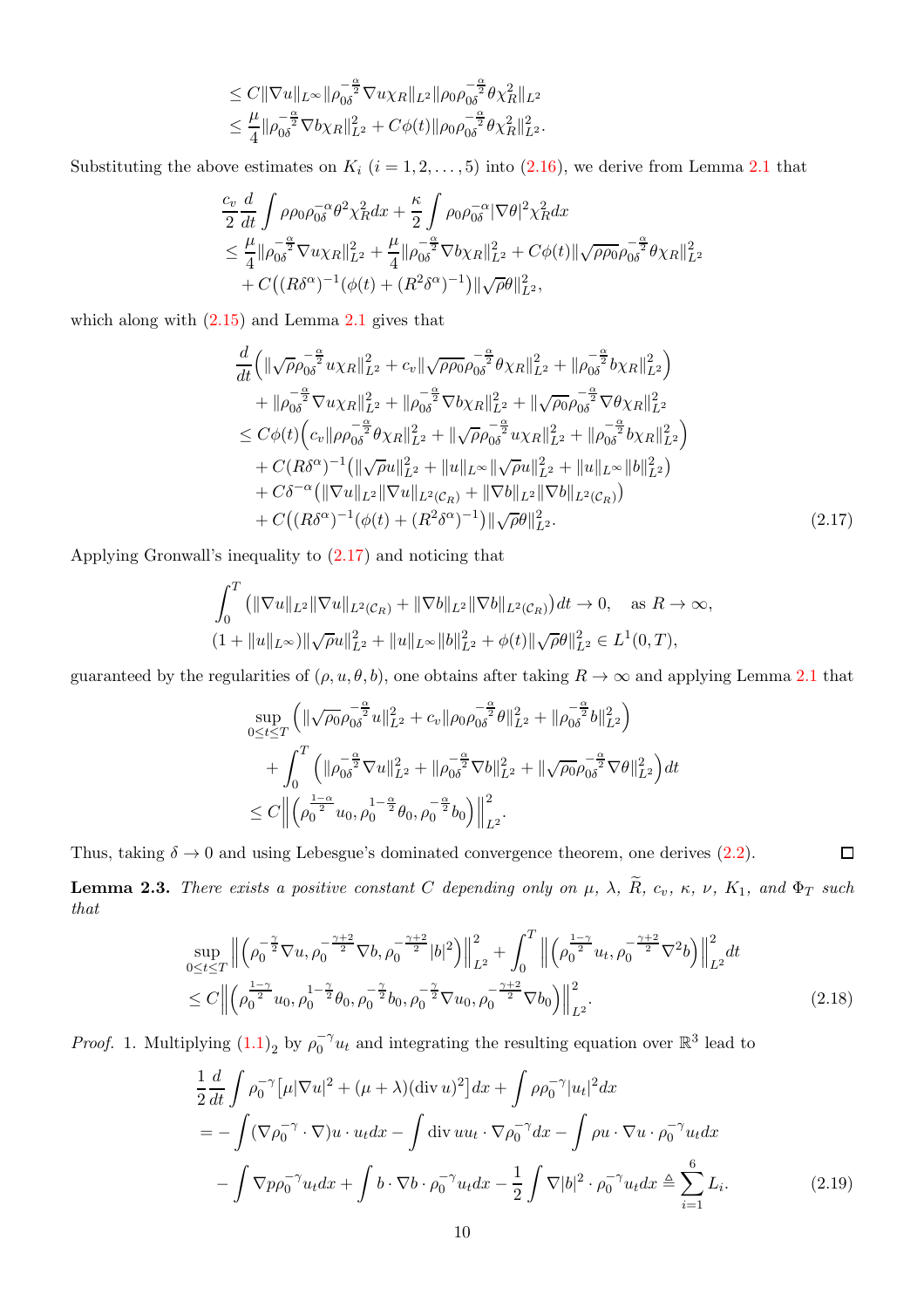$$
\begin{aligned}
&\le C\|\nabla u\|_{L^\infty}\|\rho_{0\delta}^{-\frac{\alpha}{2}}\nabla u\chi_R\|_{L^2}\|\rho_0\rho_{0\delta}^{-\frac{\alpha}{2}}\theta\chi_R^2\|_{L^2}\\
&\le \frac{\mu}{4}\|\rho_{0\delta}^{-\frac{\alpha}{2}}\nabla b\chi_R\|_{L^2}^2 + C\phi(t)\|\rho_0\rho_{0\delta}^{-\frac{\alpha}{2}}\theta\chi_R^2\|_{L^2}^2.
\end{aligned}
$$

Substituting the above estimates on $K_i$ $(i=1,2,\ldots,5)$ into (2.16), we derive from Lemma 2.1 that

$$
\begin{aligned}
&\frac{c_v}{2}\frac{d}{dt}\int \rho\rho_0\rho_{0\delta}^{-\alpha}\theta^2\chi_R^2dx + \frac{\kappa}{2}\int \rho_0\rho_{0\delta}^{-\alpha}|\nabla\theta|^2\chi_R^2dx\\
&\le \frac{\mu}{4}\|\rho_{0\delta}^{-\frac{\alpha}{2}}\nabla u\chi_R\|_{L^2}^2 + \frac{\mu}{4}\|\rho_{0\delta}^{-\frac{\alpha}{2}}\nabla b\chi_R\|_{L^2}^2 + C\phi(t)\|\sqrt{\rho\rho_0}\rho_{0\delta}^{-\frac{\alpha}{2}}\theta\chi_R\|_{L^2}^2\\
&\quad + C\big((R\delta^\alpha)^{-1}(\phi(t)+(R^2\delta^\alpha)^{-1})\big)\|\sqrt{\rho}\theta\|_{L^2}^2,
\end{aligned}
$$

which along with (2.15) and Lemma 2.1 gives that

$$
\begin{aligned}
&\frac{d}{dt}\Big(\|\sqrt{\rho}\rho_{0\delta}^{-\frac{\alpha}{2}}u\chi_R\|_{L^2}^2 + c_v\|\sqrt{\rho\rho_0}\rho_{0\delta}^{-\frac{\alpha}{2}}\theta\chi_R\|_{L^2}^2 + \|\rho_{0\delta}^{-\frac{\alpha}{2}}b\chi_R\|_{L^2}^2\Big)\\
&\quad + \|\rho_{0\delta}^{-\frac{\alpha}{2}}\nabla u\chi_R\|_{L^2}^2 + \|\rho_{0\delta}^{-\frac{\alpha}{2}}\nabla b\chi_R\|_{L^2}^2 + \|\sqrt{\rho_0}\rho_{0\delta}^{-\frac{\alpha}{2}}\nabla\theta\chi_R\|_{L^2}^2\\
&\le C\phi(t)\Big(c_v\|\rho\rho_{0\delta}^{-\frac{\alpha}{2}}\theta\chi_R\|_{L^2}^2 + \|\sqrt{\rho}\rho_{0\delta}^{-\frac{\alpha}{2}}u\chi_R\|_{L^2}^2 + \|\rho_{0\delta}^{-\frac{\alpha}{2}}b\chi_R\|_{L^2}^2\Big)\\
&\quad + C(R\delta^\alpha)^{-1}\big(\|\sqrt{\rho}u\|_{L^2}^2 + \|u\|_{L^\infty}\|\sqrt{\rho}u\|_{L^2}^2 + \|u\|_{L^\infty}\|b\|_{L^2}^2\big)\\
&\quad + C\delta^{-\alpha}\big(\|\nabla u\|_{L^2}\|\nabla u\|_{L^2(\mathcal{C}_R)} + \|\nabla b\|_{L^2}\|\nabla b\|_{L^2(\mathcal{C}_R)}\big)\\
&\quad + C\big((R\delta^\alpha)^{-1}(\phi(t)+(R^2\delta^\alpha)^{-1})\big)\|\sqrt{\rho}\theta\|_{L^2}^2.
\end{aligned}
\tag{2.17}
$$

Applying Gronwall's inequality to (2.17) and noticing that

$$
\begin{aligned}
&\int_0^T \big(\|\nabla u\|_{L^2}\|\nabla u\|_{L^2(\mathcal{C}_R)} + \|\nabla b\|_{L^2}\|\nabla b\|_{L^2(\mathcal{C}_R)}\big)dt \to 0, \quad \text{as } R\to\infty,\\
&(1+\|u\|_{L^\infty})\|\sqrt{\rho}u\|_{L^2}^2 + \|u\|_{L^\infty}\|b\|_{L^2}^2 + \phi(t)\|\sqrt{\rho}\theta\|_{L^2}^2 \in L^1(0,T),
\end{aligned}
$$

guaranteed by the regularities of $(\rho,u,\theta,b)$, one obtains after taking $R\to\infty$ and applying Lemma 2.1 that

$$
\begin{aligned}
&\sup_{0\le t\le T}\Big(\|\sqrt{\rho_0}\rho_{0\delta}^{-\frac{\alpha}{2}}u\|_{L^2}^2 + c_v\|\rho_0\rho_{0\delta}^{-\frac{\alpha}{2}}\theta\|_{L^2}^2 + \|\rho_{0\delta}^{-\frac{\alpha}{2}}b\|_{L^2}^2\Big)\\
&\quad + \int_0^T\Big(\|\rho_{0\delta}^{-\frac{\alpha}{2}}\nabla u\|_{L^2}^2 + \|\rho_{0\delta}^{-\frac{\alpha}{2}}\nabla b\|_{L^2}^2 + \|\sqrt{\rho_0}\rho_{0\delta}^{-\frac{\alpha}{2}}\nabla\theta\|_{L^2}^2\Big)dt\\
&\le C\Big\|\Big(\rho_0^{\frac{1-\alpha}{2}}u_0, \rho_0^{1-\frac{\alpha}{2}}\theta_0, \rho_0^{-\frac{\alpha}{2}}b_0\Big)\Big\|_{L^2}^2.
\end{aligned}
$$

Thus, taking $\delta\to 0$ and using Lebesgue's dominated convergence theorem, one derives (2.2). $\square$

**Lemma 2.3.** *There exists a positive constant $C$ depending only on $\mu$, $\lambda$, $\widetilde{R}$, $c_v$, $\kappa$, $\nu$, $K_1$, and $\Phi_T$ such that*

$$
\begin{aligned}
&\sup_{0\le t\le T}\Big\|\Big(\rho_0^{-\frac{\gamma}{2}}\nabla u, \rho_0^{-\frac{\gamma+2}{2}}\nabla b, \rho_0^{-\frac{\gamma+2}{2}}|b|^2\Big)\Big\|_{L^2}^2 + \int_0^T\Big\|\Big(\rho_0^{\frac{1-\gamma}{2}}u_t, \rho_0^{-\frac{\gamma+2}{2}}\nabla^2 b\Big)\Big\|_{L^2}^2dt\\
&\le C\Big\|\Big(\rho_0^{\frac{1-\gamma}{2}}u_0, \rho_0^{1-\frac{\gamma}{2}}\theta_0, \rho_0^{-\frac{\gamma}{2}}b_0, \rho_0^{-\frac{\gamma}{2}}\nabla u_0, \rho_0^{-\frac{\gamma+2}{2}}\nabla b_0\Big)\Big\|_{L^2}^2.
\end{aligned}
\tag{2.18}
$$

*Proof.* 1. Multiplying $(1.1)_2$ by $\rho_0^{-\gamma}u_t$ and integrating the resulting equation over $\mathbb{R}^3$ lead to

$$
\begin{aligned}
&\frac{1}{2}\frac{d}{dt}\int \rho_0^{-\gamma}\big[\mu|\nabla u|^2 + (\mu+\lambda)(\operatorname{div} u)^2\big]dx + \int \rho\rho_0^{-\gamma}|u_t|^2dx\\
&= -\int (\nabla\rho_0^{-\gamma}\cdot\nabla)u\cdot u_tdx - \int \operatorname{div} u u_t\cdot\nabla\rho_0^{-\gamma}dx - \int \rho u\cdot\nabla u\cdot\rho_0^{-\gamma}u_tdx\\
&\quad - \int \nabla p\rho_0^{-\gamma}u_tdx + \int b\cdot\nabla b\cdot\rho_0^{-\gamma}u_tdx - \frac{1}{2}\int \nabla|b|^2\cdot\rho_0^{-\gamma}u_tdx \triangleq \sum_{i=1}^6 L_i.
\end{aligned}
\tag{2.19}
$$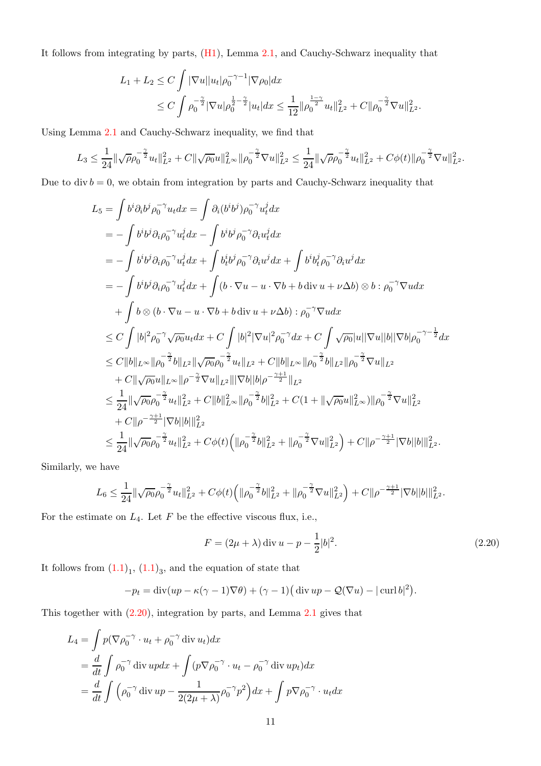It follows from integrating by parts, (H1), Lemma 2.1, and Cauchy-Schwarz inequality that

$$
\begin{aligned}
L_1 + L_2 &\le C \int |\nabla u||u_t|\rho_0^{-\gamma-1}|\nabla \rho_0| dx \\
&\le C \int \rho_0^{-\frac{\gamma}{2}}|\nabla u|\rho_0^{\frac{1}{2}-\frac{\gamma}{2}}|u_t| dx \le \frac{1}{12}\|\rho_0^{\frac{1-\gamma}{2}} u_t\|_{L^2}^2 + C\|\rho_0^{-\frac{\gamma}{2}}\nabla u\|_{L^2}^2.
\end{aligned}
$$

Using Lemma 2.1 and Cauchy-Schwarz inequality, we find that

$$
L_3 \le \frac{1}{24}\|\sqrt{\rho}\rho_0^{-\frac{\gamma}{2}} u_t\|_{L^2}^2 + C\|\sqrt{\rho_0}u\|_{L^\infty}^2 \|\rho_0^{-\frac{\gamma}{2}}\nabla u\|_{L^2}^2 \le \frac{1}{24}\|\sqrt{\rho}\rho_0^{-\frac{\gamma}{2}} u_t\|_{L^2}^2 + C\phi(t)\|\rho_0^{-\frac{\gamma}{2}}\nabla u\|_{L^2}^2.
$$

Due to $\operatorname{div} b = 0$, we obtain from integration by parts and Cauchy-Schwarz inequality that

$$
\begin{aligned}
L_5 &= \int b^i \partial_i b^j \rho_0^{-\gamma} u_t dx = \int \partial_i (b^i b^j)\rho_0^{-\gamma} u_t^j dx \\
&= -\int b^i b^j \partial_i \rho_0^{-\gamma} u_t^j dx - \int b^i b^j \rho_0^{-\gamma}\partial_i u_t^j dx \\
&= -\int b^i b^j \partial_i \rho_0^{-\gamma} u_t^j dx + \int b_t^i b^j \rho_0^{-\gamma}\partial_i u^j dx + \int b^i b_t^j \rho_0^{-\gamma}\partial_i u^j dx \\
&= -\int b^i b^j \partial_i \rho_0^{-\gamma} u_t^j dx + \int (b\cdot\nabla u - u\cdot\nabla b + b\operatorname{div} u + \nu\Delta b)\otimes b : \rho_0^{-\gamma}\nabla u dx \\
&\quad + \int b\otimes(b\cdot\nabla u - u\cdot\nabla b + b\operatorname{div} u + \nu\Delta b) : \rho_0^{-\gamma}\nabla u dx \\
&\le C\int |b|^2\rho_0^{-\gamma}\sqrt{\rho_0}u_t dx + C\int |b|^2|\nabla u|^2\rho_0^{-\gamma} dx + C\int \sqrt{\rho_0}|u||\nabla u||b||\nabla b|\rho_0^{-\gamma-\frac{1}{2}} dx \\
&\le C\|b\|_{L^\infty}\|\rho_0^{-\frac{\gamma}{2}} b\|_{L^2}\|\sqrt{\rho_0}\rho_0^{-\frac{\gamma}{2}} u_t\|_{L^2} + C\|b\|_{L^\infty}\|\rho_0^{-\frac{\gamma}{2}} b\|_{L^2}\|\rho_0^{-\frac{\gamma}{2}}\nabla u\|_{L^2} \\
&\quad + C\|\sqrt{\rho_0}u\|_{L^\infty}\|\rho^{-\frac{\gamma}{2}}\nabla u\|_{L^2}\||\nabla b||b|\rho^{-\frac{\gamma+1}{2}}\|_{L^2} \\
&\le \frac{1}{24}\|\sqrt{\rho_0}\rho_0^{-\frac{\gamma}{2}} u_t\|_{L^2}^2 + C\|b\|_{L^\infty}^2\|\rho_0^{-\frac{\gamma}{2}} b\|_{L^2}^2 + C(1+\|\sqrt{\rho_0}u\|_{L^\infty}^2)\|\rho_0^{-\frac{\gamma}{2}}\nabla u\|_{L^2}^2 \\
&\quad + C\|\rho^{-\frac{\gamma+1}{2}}|\nabla b||b|\|_{L^2}^2 \\
&\le \frac{1}{24}\|\sqrt{\rho_0}\rho_0^{-\frac{\gamma}{2}} u_t\|_{L^2}^2 + C\phi(t)\Big(\|\rho_0^{-\frac{\gamma}{2}} b\|_{L^2}^2 + \|\rho_0^{-\frac{\gamma}{2}}\nabla u\|_{L^2}^2\Big) + C\|\rho^{-\frac{\gamma+1}{2}}|\nabla b||b|\|_{L^2}^2.
\end{aligned}
$$

Similarly, we have

$$
L_6 \le \frac{1}{24}\|\sqrt{\rho_0}\rho_0^{-\frac{\gamma}{2}} u_t\|_{L^2}^2 + C\phi(t)\Big(\|\rho_0^{-\frac{\gamma}{2}} b\|_{L^2}^2 + \|\rho_0^{-\frac{\gamma}{2}}\nabla u\|_{L^2}^2\Big) + C\|\rho^{-\frac{\gamma+1}{2}}|\nabla b||b|\|_{L^2}^2.
$$

For the estimate on $L_4$. Let $F$ be the effective viscous flux, i.e.,

$$
F = (2\mu+\lambda)\operatorname{div} u - p - \frac{1}{2}|b|^2. \tag{2.20}
$$

It follows from $(1.1)_1$, $(1.1)_3$, and the equation of state that

$$
-p_t = \operatorname{div}(up - \kappa(\gamma-1)\nabla\theta) + (\gamma-1)\big(\operatorname{div} up - \mathcal{Q}(\nabla u) - |\operatorname{curl} b|^2\big).
$$

This together with (2.20), integration by parts, and Lemma 2.1 gives that

$$
\begin{aligned}
L_4 &= \int p(\nabla\rho_0^{-\gamma}\cdot u_t + \rho_0^{-\gamma}\operatorname{div} u_t) dx \\
&= \frac{d}{dt}\int \rho_0^{-\gamma}\operatorname{div} up dx + \int (p\nabla\rho_0^{-\gamma}\cdot u_t - \rho_0^{-\gamma}\operatorname{div} up_t) dx \\
&= \frac{d}{dt}\int \Big(\rho_0^{-\gamma}\operatorname{div} up - \frac{1}{2(2\mu+\lambda)}\rho_0^{-\gamma}p^2\Big) dx + \int p\nabla\rho_0^{-\gamma}\cdot u_t dx
\end{aligned}
$$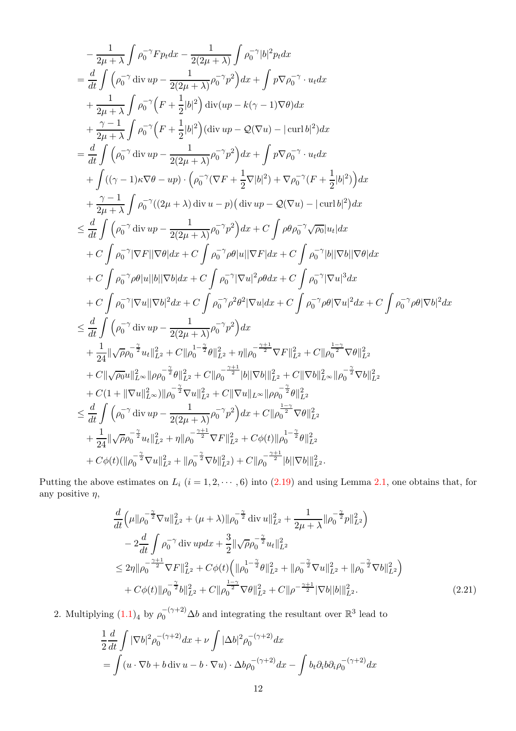$$
\begin{aligned}
&-\frac{1}{2\mu+\lambda}\int \rho_0^{-\gamma} F p_t dx - \frac{1}{2(2\mu+\lambda)}\int \rho_0^{-\gamma}|b|^2 p_t dx \\
=& \frac{d}{dt}\int \Big(\rho_0^{-\gamma}\operatorname{div} u p - \frac{1}{2(2\mu+\lambda)}\rho_0^{-\gamma}p^2\Big)dx + \int p\nabla\rho_0^{-\gamma}\cdot u_t dx \\
&+ \frac{1}{2\mu+\lambda}\int \rho_0^{-\gamma}\Big(F+\frac{1}{2}|b|^2\Big)\operatorname{div}(up - k(\gamma-1)\nabla\theta)dx \\
&+ \frac{\gamma-1}{2\mu+\lambda}\int \rho_0^{-\gamma}\Big(F+\frac{1}{2}|b|^2\Big)(\operatorname{div} up - \mathcal{Q}(\nabla u) - |\operatorname{curl} b|^2)dx \\
=& \frac{d}{dt}\int \Big(\rho_0^{-\gamma}\operatorname{div} u p - \frac{1}{2(2\mu+\lambda)}\rho_0^{-\gamma}p^2\Big)dx + \int p\nabla\rho_0^{-\gamma}\cdot u_t dx \\
&+ \int ((\gamma-1)\kappa\nabla\theta - up)\cdot\Big(\rho_0^{-\gamma}(\nabla F + \frac{1}{2}\nabla|b|^2) + \nabla\rho_0^{-\gamma}(F+\frac{1}{2}|b|^2)\Big)dx \\
&+ \frac{\gamma-1}{2\mu+\lambda}\int \rho_0^{-\gamma}((2\mu+\lambda)\operatorname{div} u - p)\big(\operatorname{div} up - \mathcal{Q}(\nabla u) - |\operatorname{curl} b|^2\big)dx \\
\le& \frac{d}{dt}\int \Big(\rho_0^{-\gamma}\operatorname{div} u p - \frac{1}{2(2\mu+\lambda)}\rho_0^{-\gamma}p^2\Big)dx + C\int \rho\theta\rho_0^{-\gamma}\sqrt{\rho_0}|u_t|dx \\
&+ C\int \rho_0^{-\gamma}|\nabla F||\nabla\theta|dx + C\int \rho_0^{-\gamma}\rho\theta|u||\nabla F|dx + C\int \rho_0^{-\gamma}|b||\nabla b||\nabla\theta|dx \\
&+ C\int \rho_0^{-\gamma}\rho\theta|u||b||\nabla b|dx + C\int \rho_0^{-\gamma}|\nabla u|^2\rho\theta dx + C\int \rho_0^{-\gamma}|\nabla u|^3 dx \\
&+ C\int \rho_0^{-\gamma}|\nabla u||\nabla b|^2 dx + C\int \rho_0^{-\gamma}\rho^2\theta^2|\nabla u|dx + C\int \rho_0^{-\gamma}\rho\theta|\nabla u|^2 dx + C\int \rho_0^{-\gamma}\rho\theta|\nabla b|^2 dx \\
\le& \frac{d}{dt}\int \Big(\rho_0^{-\gamma}\operatorname{div} u p - \frac{1}{2(2\mu+\lambda)}\rho_0^{-\gamma}p^2\Big)dx \\
&+ \frac{1}{24}\|\sqrt{\rho}\rho_0^{-\frac{\gamma}{2}}u_t\|_{L^2}^2 + C\|\rho_0^{1-\frac{\gamma}{2}}\theta\|_{L^2}^2 + \eta\|\rho_0^{-\frac{\gamma+1}{2}}\nabla F\|_{L^2}^2 + C\|\rho_0^{\frac{1-\gamma}{2}}\nabla\theta\|_{L^2}^2 \\
&+ C\|\sqrt{\rho_0}u\|_{L^\infty}^2\|\rho\rho_0^{-\frac{\gamma}{2}}\theta\|_{L^2}^2 + C\|\rho_0^{-\frac{\gamma+1}{2}}|b||\nabla b|\|_{L^2}^2 + C\|\nabla b\|_{L^\infty}^2\|\rho_0^{-\frac{\gamma}{2}}\nabla b\|_{L^2}^2 \\
&+ C(1+\|\nabla u\|_{L^\infty}^2)\|\rho_0^{-\frac{\gamma}{2}}\nabla u\|_{L^2}^2 + C\|\nabla u\|_{L^\infty}\|\rho\rho_0^{-\frac{\gamma}{2}}\theta\|_{L^2}^2 \\
\le& \frac{d}{dt}\int \Big(\rho_0^{-\gamma}\operatorname{div} u p - \frac{1}{2(2\mu+\lambda)}\rho_0^{-\gamma}p^2\Big)dx + C\|\rho_0^{\frac{1-\gamma}{2}}\nabla\theta\|_{L^2}^2 \\
&+ \frac{1}{24}\|\sqrt{\rho}\rho_0^{-\frac{\gamma}{2}}u_t\|_{L^2}^2 + \eta\|\rho_0^{-\frac{\gamma+1}{2}}\nabla F\|_{L^2}^2 + C\phi(t)\|\rho_0^{1-\frac{\gamma}{2}}\theta\|_{L^2}^2 \\
&+ C\phi(t)(\|\rho_0^{-\frac{\gamma}{2}}\nabla u\|_{L^2}^2 + \|\rho_0^{-\frac{\gamma}{2}}\nabla b\|_{L^2}^2) + C\|\rho_0^{-\frac{\gamma+1}{2}}|b||\nabla b|\|_{L^2}^2.
\end{aligned}
$$

Putting the above estimates on $L_i$ $(i=1,2,\cdots,6)$ into (2.19) and using Lemma 2.1, one obtains that, for any positive $\eta$,

$$
\begin{aligned}
&\frac{d}{dt}\Big(\mu\|\rho_0^{-\frac{\gamma}{2}}\nabla u\|_{L^2}^2 + (\mu+\lambda)\|\rho_0^{-\frac{\gamma}{2}}\operatorname{div} u\|_{L^2}^2 + \frac{1}{2\mu+\lambda}\|\rho_0^{-\frac{\gamma}{2}}p\|_{L^2}^2\Big) \\
&\quad - 2\frac{d}{dt}\int \rho_0^{-\gamma}\operatorname{div} u p dx + \frac{3}{2}\|\sqrt{\rho}\rho_0^{-\frac{\gamma}{2}}u_t\|_{L^2}^2 \\
&\le 2\eta\|\rho_0^{-\frac{\gamma+1}{2}}\nabla F\|_{L^2}^2 + C\phi(t)\Big(\|\rho_0^{1-\frac{\gamma}{2}}\theta\|_{L^2}^2 + \|\rho_0^{-\frac{\gamma}{2}}\nabla u\|_{L^2}^2 + \|\rho_0^{-\frac{\gamma}{2}}\nabla b\|_{L^2}^2\Big) \\
&\quad + C\phi(t)\|\rho_0^{-\frac{\gamma}{2}}b\|_{L^2}^2 + C\|\rho_0^{\frac{1-\gamma}{2}}\nabla\theta\|_{L^2}^2 + C\|\rho^{-\frac{\gamma+1}{2}}|\nabla b||b|\|_{L^2}^2.
\end{aligned}
\tag{2.21}
$$

2. Multiplying $(1.1)_4$ by $\rho_0^{-(\gamma+2)}\Delta b$ and integrating the resultant over $\mathbb{R}^3$ lead to

$$
\begin{aligned}
&\frac{1}{2}\frac{d}{dt}\int |\nabla b|^2\rho_0^{-(\gamma+2)}dx + \nu\int |\Delta b|^2\rho_0^{-(\gamma+2)}dx \\
&= \int (u\cdot\nabla b + b\operatorname{div} u - b\cdot\nabla u)\cdot\Delta b\rho_0^{-(\gamma+2)}dx - \int b_t\partial_i b\partial_i\rho_0^{-(\gamma+2)}dx
\end{aligned}
$$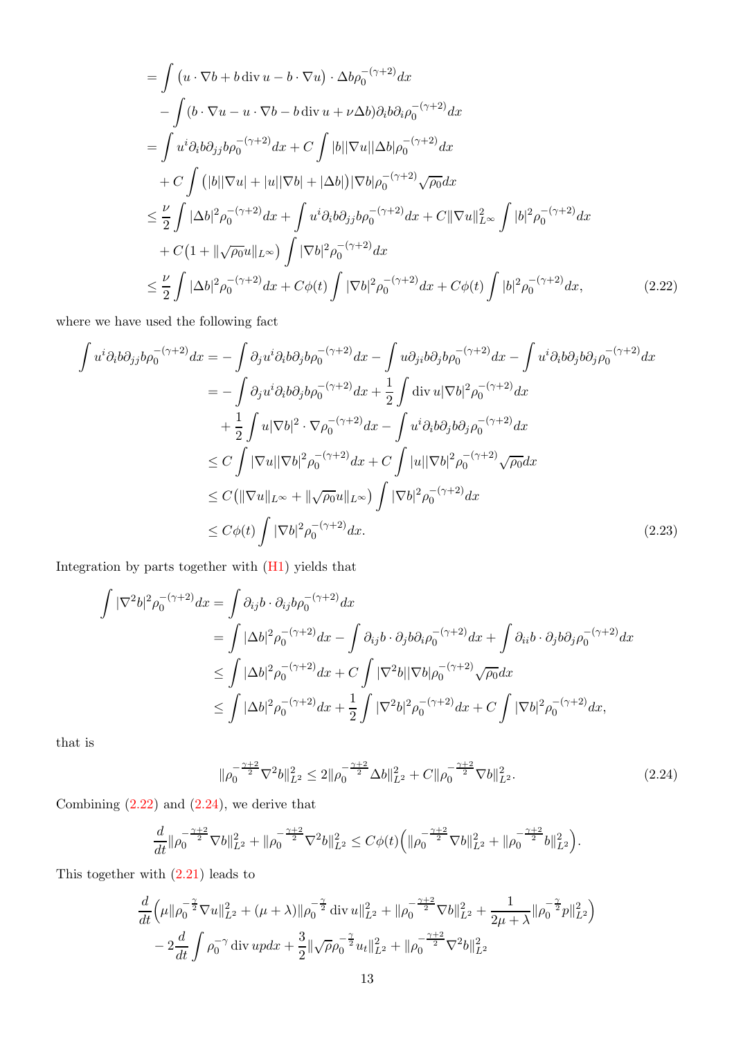$$
\begin{aligned}
&= \int \big(u\cdot\nabla b + b\,\mathrm{div}\,u - b\cdot\nabla u\big)\cdot \Delta b \rho_0^{-(\gamma+2)}dx \\
&\quad - \int (b\cdot\nabla u - u\cdot\nabla b - b\,\mathrm{div}\,u + \nu\Delta b)\partial_i b \partial_i \rho_0^{-(\gamma+2)}dx \\
&= \int u^i \partial_i b \partial_{jj} b \rho_0^{-(\gamma+2)}dx + C\int |b||\nabla u||\Delta b|\rho_0^{-(\gamma+2)}dx \\
&\quad + C\int \big(|b||\nabla u| + |u||\nabla b| + |\Delta b|\big)|\nabla b|\rho_0^{-(\gamma+2)}\sqrt{\rho_0}dx \\
&\le \frac{\nu}{2}\int |\Delta b|^2\rho_0^{-(\gamma+2)}dx + \int u^i\partial_i b\partial_{jj}b\rho_0^{-(\gamma+2)}dx + C\|\nabla u\|_{L^\infty}^2\int |b|^2\rho_0^{-(\gamma+2)}dx \\
&\quad + C\big(1+\|\sqrt{\rho_0}u\|_{L^\infty}\big)\int |\nabla b|^2\rho_0^{-(\gamma+2)}dx \\
&\le \frac{\nu}{2}\int |\Delta b|^2\rho_0^{-(\gamma+2)}dx + C\phi(t)\int |\nabla b|^2\rho_0^{-(\gamma+2)}dx + C\phi(t)\int |b|^2\rho_0^{-(\gamma+2)}dx, \qquad (2.22)
\end{aligned}
$$

where we have used the following fact

$$
\begin{aligned}
\int u^i\partial_i b\partial_{jj}b\rho_0^{-(\gamma+2)}dx &= -\int \partial_j u^i\partial_i b\partial_j b\rho_0^{-(\gamma+2)}dx - \int u\partial_{ji}b\partial_j b\rho_0^{-(\gamma+2)}dx - \int u^i\partial_i b\partial_j b\partial_j\rho_0^{-(\gamma+2)}dx \\
&= -\int \partial_j u^i\partial_i b\partial_j b\rho_0^{-(\gamma+2)}dx + \frac{1}{2}\int \mathrm{div}\,u|\nabla b|^2\rho_0^{-(\gamma+2)}dx \\
&\quad + \frac{1}{2}\int u|\nabla b|^2\cdot\nabla\rho_0^{-(\gamma+2)}dx - \int u^i\partial_i b\partial_j b\partial_j\rho_0^{-(\gamma+2)}dx \\
&\le C\int |\nabla u||\nabla b|^2\rho_0^{-(\gamma+2)}dx + C\int |u||\nabla b|^2\rho_0^{-(\gamma+2)}\sqrt{\rho_0}dx \\
&\le C\big(\|\nabla u\|_{L^\infty} + \|\sqrt{\rho_0}u\|_{L^\infty}\big)\int |\nabla b|^2\rho_0^{-(\gamma+2)}dx \\
&\le C\phi(t)\int |\nabla b|^2\rho_0^{-(\gamma+2)}dx. \qquad (2.23)
\end{aligned}
$$

Integration by parts together with (H1) yields that

$$
\begin{aligned}
\int |\nabla^2 b|^2\rho_0^{-(\gamma+2)}dx &= \int \partial_{ij}b\cdot\partial_{ij}b\rho_0^{-(\gamma+2)}dx \\
&= \int |\Delta b|^2\rho_0^{-(\gamma+2)}dx - \int \partial_{ij}b\cdot\partial_j b\partial_i\rho_0^{-(\gamma+2)}dx + \int \partial_{ii}b\cdot\partial_j b\partial_j\rho_0^{-(\gamma+2)}dx \\
&\le \int |\Delta b|^2\rho_0^{-(\gamma+2)}dx + C\int |\nabla^2 b||\nabla b|\rho_0^{-(\gamma+2)}\sqrt{\rho_0}dx \\
&\le \int |\Delta b|^2\rho_0^{-(\gamma+2)}dx + \frac{1}{2}\int |\nabla^2 b|^2\rho_0^{-(\gamma+2)}dx + C\int |\nabla b|^2\rho_0^{-(\gamma+2)}dx,
\end{aligned}
$$

that is

$$
\|\rho_0^{-\frac{\gamma+2}{2}}\nabla^2 b\|_{L^2}^2 \le 2\|\rho_0^{-\frac{\gamma+2}{2}}\Delta b\|_{L^2}^2 + C\|\rho_0^{-\frac{\gamma+2}{2}}\nabla b\|_{L^2}^2. \qquad (2.24)
$$

Combining (2.22) and (2.24), we derive that

$$
\frac{d}{dt}\|\rho_0^{-\frac{\gamma+2}{2}}\nabla b\|_{L^2}^2 + \|\rho_0^{-\frac{\gamma+2}{2}}\nabla^2 b\|_{L^2}^2 \le C\phi(t)\Big(\|\rho_0^{-\frac{\gamma+2}{2}}\nabla b\|_{L^2}^2 + \|\rho_0^{-\frac{\gamma+2}{2}}b\|_{L^2}^2\Big).
$$

This together with (2.21) leads to

$$
\begin{aligned}
&\frac{d}{dt}\Big(\mu\|\rho_0^{-\frac{\gamma}{2}}\nabla u\|_{L^2}^2 + (\mu+\lambda)\|\rho_0^{-\frac{\gamma}{2}}\mathrm{div}\,u\|_{L^2}^2 + \|\rho_0^{-\frac{\gamma+2}{2}}\nabla b\|_{L^2}^2 + \frac{1}{2\mu+\lambda}\|\rho_0^{-\frac{\gamma}{2}}p\|_{L^2}^2\Big) \\
&- 2\frac{d}{dt}\int \rho_0^{-\gamma}\mathrm{div}\,u p dx + \frac{3}{2}\|\sqrt{\rho}\rho_0^{-\frac{\gamma}{2}}u_t\|_{L^2}^2 + \|\rho_0^{-\frac{\gamma+2}{2}}\nabla^2 b\|_{L^2}^2
\end{aligned}
$$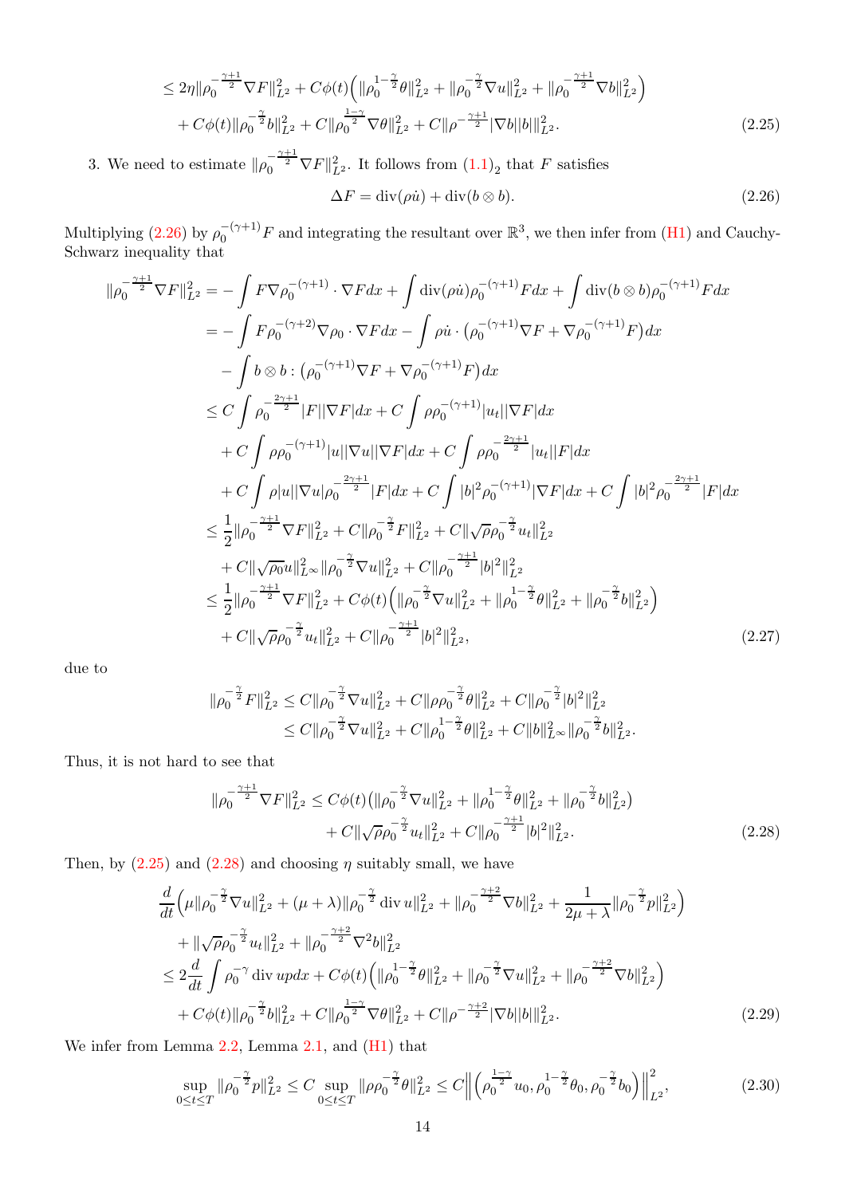$$
\begin{aligned}
&\le 2\eta\|\rho_0^{-\frac{\gamma+1}{2}}\nabla F\|_{L^2}^2+C\phi(t)\Big(\|\rho_0^{1-\frac{\gamma}{2}}\theta\|_{L^2}^2+\|\rho_0^{-\frac{\gamma}{2}}\nabla u\|_{L^2}^2+\|\rho_0^{-\frac{\gamma+1}{2}}\nabla b\|_{L^2}^2\Big)\\
&\quad+C\phi(t)\|\rho_0^{-\frac{\gamma}{2}}b\|_{L^2}^2+C\|\rho_0^{\frac{1-\gamma}{2}}\nabla\theta\|_{L^2}^2+C\|\rho^{-\frac{\gamma+1}{2}}|\nabla b||b|\|_{L^2}^2.
\end{aligned}\tag{2.25}
$$

3. We need to estimate $\|\rho_0^{-\frac{\gamma+1}{2}}\nabla F\|_{L^2}^2$. It follows from $(1.1)_2$ that $F$ satisfies

$$
\Delta F=\operatorname{div}(\rho\dot u)+\operatorname{div}(b\otimes b).\tag{2.26}
$$

Multiplying (2.26) by $\rho_0^{-(\gamma+1)}F$ and integrating the resultant over $\mathbb{R}^3$, we then infer from (H1) and Cauchy-Schwarz inequality that

$$
\begin{aligned}
\|\rho_0^{-\frac{\gamma+1}{2}}\nabla F\|_{L^2}^2&=-\int F\nabla\rho_0^{-(\gamma+1)}\cdot\nabla F dx+\int\operatorname{div}(\rho\dot u)\rho_0^{-(\gamma+1)}F dx+\int\operatorname{div}(b\otimes b)\rho_0^{-(\gamma+1)}F dx\\
&=-\int F\rho_0^{-(\gamma+2)}\nabla\rho_0\cdot\nabla F dx-\int\rho\dot u\cdot\big(\rho_0^{-(\gamma+1)}\nabla F+\nabla\rho_0^{-(\gamma+1)}F\big)dx\\
&\quad-\int b\otimes b:\big(\rho_0^{-(\gamma+1)}\nabla F+\nabla\rho_0^{-(\gamma+1)}F\big)dx\\
&\le C\int\rho_0^{-\frac{2\gamma+1}{2}}|F||\nabla F|dx+C\int\rho\rho_0^{-(\gamma+1)}|u_t||\nabla F|dx\\
&\quad+C\int\rho\rho_0^{-(\gamma+1)}|u||\nabla u||\nabla F|dx+C\int\rho\rho_0^{-\frac{2\gamma+1}{2}}|u_t||F|dx\\
&\quad+C\int\rho|u||\nabla u|\rho_0^{-\frac{2\gamma+1}{2}}|F|dx+C\int|b|^2\rho_0^{-(\gamma+1)}|\nabla F|dx+C\int|b|^2\rho_0^{-\frac{2\gamma+1}{2}}|F|dx\\
&\le\frac12\|\rho_0^{-\frac{\gamma+1}{2}}\nabla F\|_{L^2}^2+C\|\rho_0^{-\frac{\gamma}{2}}F\|_{L^2}^2+C\|\sqrt{\rho}\rho_0^{-\frac{\gamma}{2}}u_t\|_{L^2}^2\\
&\quad+C\|\sqrt{\rho_0}u\|_{L^\infty}^2\|\rho_0^{-\frac{\gamma}{2}}\nabla u\|_{L^2}^2+C\|\rho_0^{-\frac{\gamma+1}{2}}|b|^2\|_{L^2}^2\\
&\le\frac12\|\rho_0^{-\frac{\gamma+1}{2}}\nabla F\|_{L^2}^2+C\phi(t)\Big(\|\rho_0^{-\frac{\gamma}{2}}\nabla u\|_{L^2}^2+\|\rho_0^{1-\frac{\gamma}{2}}\theta\|_{L^2}^2+\|\rho_0^{-\frac{\gamma}{2}}b\|_{L^2}^2\Big)\\
&\quad+C\|\sqrt{\rho}\rho_0^{-\frac{\gamma}{2}}u_t\|_{L^2}^2+C\|\rho_0^{-\frac{\gamma+1}{2}}|b|^2\|_{L^2}^2,
\end{aligned}\tag{2.27}
$$

due to

$$
\begin{aligned}
\|\rho_0^{-\frac{\gamma}{2}}F\|_{L^2}^2&\le C\|\rho_0^{-\frac{\gamma}{2}}\nabla u\|_{L^2}^2+C\|\rho\rho_0^{-\frac{\gamma}{2}}\theta\|_{L^2}^2+C\|\rho_0^{-\frac{\gamma}{2}}|b|^2\|_{L^2}^2\\
&\le C\|\rho_0^{-\frac{\gamma}{2}}\nabla u\|_{L^2}^2+C\|\rho_0^{1-\frac{\gamma}{2}}\theta\|_{L^2}^2+C\|b\|_{L^\infty}^2\|\rho_0^{-\frac{\gamma}{2}}b\|_{L^2}^2.
\end{aligned}
$$

Thus, it is not hard to see that

$$
\begin{aligned}
\|\rho_0^{-\frac{\gamma+1}{2}}\nabla F\|_{L^2}^2&\le C\phi(t)\big(\|\rho_0^{-\frac{\gamma}{2}}\nabla u\|_{L^2}^2+\|\rho_0^{1-\frac{\gamma}{2}}\theta\|_{L^2}^2+\|\rho_0^{-\frac{\gamma}{2}}b\|_{L^2}^2\big)\\
&\quad+C\|\sqrt{\rho}\rho_0^{-\frac{\gamma}{2}}u_t\|_{L^2}^2+C\|\rho_0^{-\frac{\gamma+1}{2}}|b|^2\|_{L^2}^2.
\end{aligned}\tag{2.28}
$$

Then, by (2.25) and (2.28) and choosing $\eta$ suitably small, we have

$$
\begin{aligned}
&\frac{d}{dt}\Big(\mu\|\rho_0^{-\frac{\gamma}{2}}\nabla u\|_{L^2}^2+(\mu+\lambda)\|\rho_0^{-\frac{\gamma}{2}}\operatorname{div}u\|_{L^2}^2+\|\rho_0^{-\frac{\gamma+2}{2}}\nabla b\|_{L^2}^2+\frac{1}{2\mu+\lambda}\|\rho_0^{-\frac{\gamma}{2}}p\|_{L^2}^2\Big)\\
&\quad+\|\sqrt{\rho}\rho_0^{-\frac{\gamma}{2}}u_t\|_{L^2}^2+\|\rho_0^{-\frac{\gamma+2}{2}}\nabla^2 b\|_{L^2}^2\\
&\le 2\frac{d}{dt}\int\rho_0^{-\gamma}\operatorname{div}up dx+C\phi(t)\Big(\|\rho_0^{1-\frac{\gamma}{2}}\theta\|_{L^2}^2+\|\rho_0^{-\frac{\gamma}{2}}\nabla u\|_{L^2}^2+\|\rho_0^{-\frac{\gamma+2}{2}}\nabla b\|_{L^2}^2\Big)\\
&\quad+C\phi(t)\|\rho_0^{-\frac{\gamma}{2}}b\|_{L^2}^2+C\|\rho_0^{\frac{1-\gamma}{2}}\nabla\theta\|_{L^2}^2+C\|\rho^{-\frac{\gamma+2}{2}}|\nabla b||b|\|_{L^2}^2.
\end{aligned}\tag{2.29}
$$

We infer from Lemma 2.2, Lemma 2.1, and (H1) that

$$
\sup_{0\le t\le T}\|\rho_0^{-\frac{\gamma}{2}}p\|_{L^2}^2\le C\sup_{0\le t\le T}\|\rho\rho_0^{-\frac{\gamma}{2}}\theta\|_{L^2}^2\le C\Big\|\Big(\rho_0^{\frac{1-\gamma}{2}}u_0,\rho_0^{1-\frac{\gamma}{2}}\theta_0,\rho_0^{-\frac{\gamma}{2}}b_0\Big)\Big\|_{L^2}^2,\tag{2.30}
$$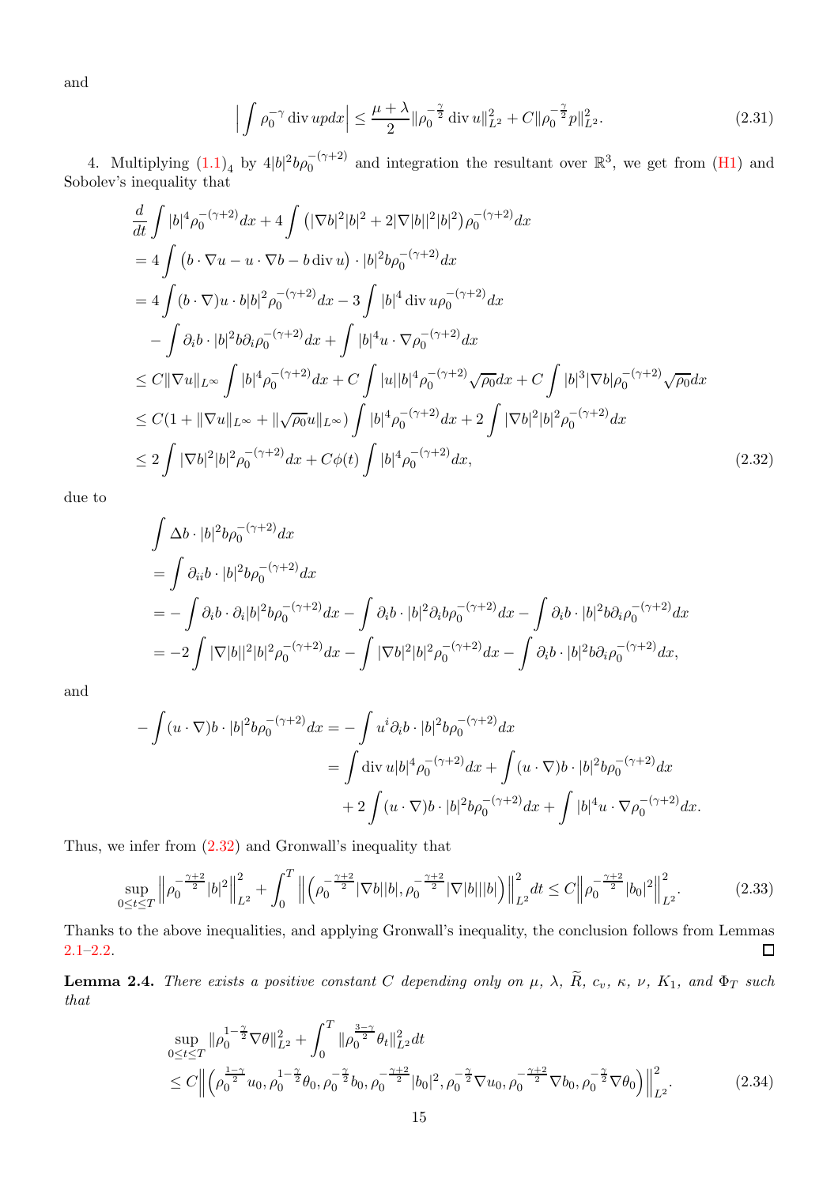and

$$
\Big| \int \rho_0^{-\gamma} \operatorname{div} upd x \Big| \le \frac{\mu+\lambda}{2} \|\rho_0^{-\frac{\gamma}{2}} \operatorname{div} u\|_{L^2}^2 + C\|\rho_0^{-\frac{\gamma}{2}} p\|_{L^2}^2. \tag{2.31}
$$

4. Multiplying $(1.1)_4$ by $4|b|^2 b\rho_0^{-(\gamma+2)}$ and integration the resultant over $\mathbb{R}^3$, we get from (H1) and Sobolev's inequality that

$$
\begin{aligned}
&\frac{d}{dt}\int |b|^4 \rho_0^{-(\gamma+2)} dx + 4\int \left( |\nabla b|^2|b|^2 + 2|\nabla |b||^2 |b|^2 \right) \rho_0^{-(\gamma+2)} dx \\
&= 4\int \left( b\cdot\nabla u - u\cdot\nabla b - b \operatorname{div} u \right)\cdot |b|^2 b \rho_0^{-(\gamma+2)} dx \\
&= 4\int (b\cdot\nabla) u\cdot b|b|^2 \rho_0^{-(\gamma+2)} dx - 3\int |b|^4 \operatorname{div} u \rho_0^{-(\gamma+2)} dx \\
&\quad - \int \partial_i b\cdot |b|^2 b \partial_i \rho_0^{-(\gamma+2)} dx + \int |b|^4 u\cdot\nabla \rho_0^{-(\gamma+2)} dx \\
&\le C\|\nabla u\|_{L^\infty} \int |b|^4 \rho_0^{-(\gamma+2)} dx + C\int |u||b|^4 \rho_0^{-(\gamma+2)} \sqrt{\rho_0} dx + C\int |b|^3 |\nabla b| \rho_0^{-(\gamma+2)} \sqrt{\rho_0} dx \\
&\le C(1 + \|\nabla u\|_{L^\infty} + \|\sqrt{\rho_0} u\|_{L^\infty}) \int |b|^4 \rho_0^{-(\gamma+2)} dx + 2\int |\nabla b|^2 |b|^2 \rho_0^{-(\gamma+2)} dx \\
&\le 2\int |\nabla b|^2 |b|^2 \rho_0^{-(\gamma+2)} dx + C\phi(t) \int |b|^4 \rho_0^{-(\gamma+2)} dx,
\end{aligned} \tag{2.32}
$$

due to

$$
\begin{aligned}
&\int \Delta b\cdot |b|^2 b \rho_0^{-(\gamma+2)} dx \\
&= \int \partial_{ii} b\cdot |b|^2 b \rho_0^{-(\gamma+2)} dx \\
&= -\int \partial_i b\cdot \partial_i |b|^2 b \rho_0^{-(\gamma+2)} dx - \int \partial_i b\cdot |b|^2 \partial_i b \rho_0^{-(\gamma+2)} dx - \int \partial_i b\cdot |b|^2 b \partial_i \rho_0^{-(\gamma+2)} dx \\
&= -2\int |\nabla |b||^2 |b|^2 \rho_0^{-(\gamma+2)} dx - \int |\nabla b|^2 |b|^2 \rho_0^{-(\gamma+2)} dx - \int \partial_i b\cdot |b|^2 b \partial_i \rho_0^{-(\gamma+2)} dx,
\end{aligned}
$$

and

$$
\begin{aligned}
-\int (u\cdot\nabla) b\cdot |b|^2 b\rho_0^{-(\gamma+2)} dx &= -\int u^i \partial_i b\cdot |b|^2 b \rho_0^{-(\gamma+2)} dx \\
&= \int \operatorname{div} u |b|^4 \rho_0^{-(\gamma+2)} dx + \int (u\cdot\nabla) b\cdot |b|^2 b \rho_0^{-(\gamma+2)} dx \\
&\quad + 2\int (u\cdot\nabla) b\cdot |b|^2 b \rho_0^{-(\gamma+2)} dx + \int |b|^4 u\cdot\nabla \rho_0^{-(\gamma+2)} dx.
\end{aligned}
$$

Thus, we infer from (2.32) and Gronwall's inequality that

$$
\sup_{0\le t\le T} \Big\| \rho_0^{-\frac{\gamma+2}{2}} |b|^2 \Big\|_{L^2}^2 + \int_0^T \Big\| \Big( \rho_0^{-\frac{\gamma+2}{2}} |\nabla b||b|, \rho_0^{-\frac{\gamma+2}{2}} |\nabla |b|||b| \Big) \Big\|_{L^2}^2 dt \le C \Big\| \rho_0^{-\frac{\gamma+2}{2}} |b_0|^2 \Big\|_{L^2}^2. \tag{2.33}
$$

Thanks to the above inequalities, and applying Gronwall's inequality, the conclusion follows from Lemmas 2.1–2.2. $\square$

**Lemma 2.4.** *There exists a positive constant $C$ depending only on $\mu$, $\lambda$, $\widetilde{R}$, $c_v$, $\kappa$, $\nu$, $K_1$, and $\Phi_T$ such that*

$$
\begin{aligned}
&\sup_{0\le t\le T} \|\rho_0^{1-\frac{\gamma}{2}} \nabla\theta\|_{L^2}^2 + \int_0^T \|\rho_0^{\frac{3-\gamma}{2}} \theta_t\|_{L^2}^2 dt \\
&\le C \Big\| \Big( \rho_0^{\frac{1-\gamma}{2}} u_0, \rho_0^{1-\frac{\gamma}{2}} \theta_0, \rho_0^{-\frac{\gamma}{2}} b_0, \rho_0^{-\frac{\gamma+2}{2}} |b_0|^2, \rho_0^{-\frac{\gamma}{2}} \nabla u_0, \rho_0^{-\frac{\gamma+2}{2}} \nabla b_0, \rho_0^{-\frac{\gamma}{2}} \nabla\theta_0 \Big) \Big\|_{L^2}^2.
\end{aligned} \tag{2.34}
$$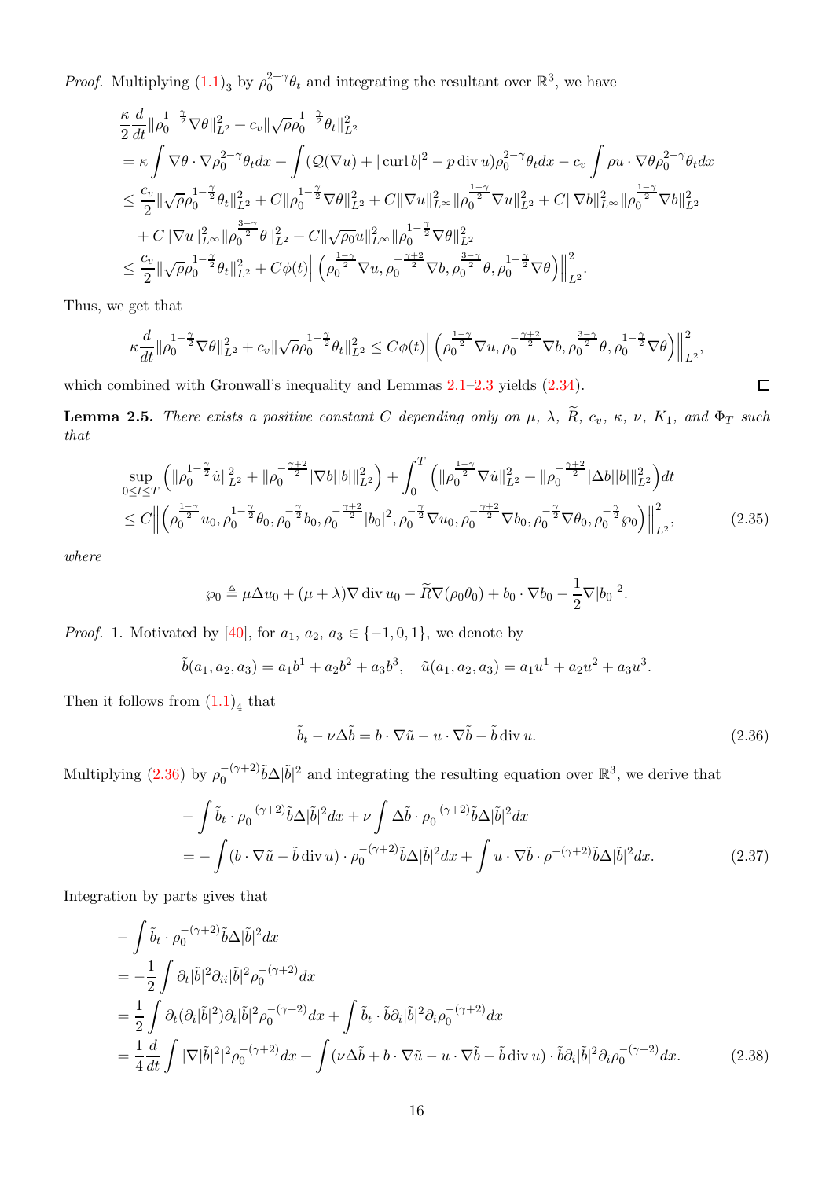*Proof.* Multiplying $(1.1)_3$ by $\rho_0^{2-\gamma}\theta_t$ and integrating the resultant over $\mathbb{R}^3$, we have

$$
\begin{aligned}
&\frac{\kappa}{2}\frac{d}{dt}\|\rho_0^{1-\frac{\gamma}{2}}\nabla\theta\|_{L^2}^2 + c_v\|\sqrt{\rho}\rho_0^{1-\frac{\gamma}{2}}\theta_t\|_{L^2}^2 \\
&= \kappa\int \nabla\theta\cdot\nabla\rho_0^{2-\gamma}\theta_t dx + \int (\mathcal{Q}(\nabla u) + |\operatorname{curl} b|^2 - p\operatorname{div} u)\rho_0^{2-\gamma}\theta_t dx - c_v\int \rho u\cdot\nabla\theta\rho_0^{2-\gamma}\theta_t dx \\
&\le \frac{c_v}{2}\|\sqrt{\rho}\rho_0^{1-\frac{\gamma}{2}}\theta_t\|_{L^2}^2 + C\|\rho_0^{1-\frac{\gamma}{2}}\nabla\theta\|_{L^2}^2 + C\|\nabla u\|_{L^\infty}^2\|\rho_0^{\frac{1-\gamma}{2}}\nabla u\|_{L^2}^2 + C\|\nabla b\|_{L^\infty}^2\|\rho_0^{\frac{1-\gamma}{2}}\nabla b\|_{L^2}^2 \\
&\quad + C\|\nabla u\|_{L^\infty}^2\|\rho_0^{\frac{3-\gamma}{2}}\theta\|_{L^2}^2 + C\|\sqrt{\rho_0}u\|_{L^\infty}^2\|\rho_0^{1-\frac{\gamma}{2}}\nabla\theta\|_{L^2}^2 \\
&\le \frac{c_v}{2}\|\sqrt{\rho}\rho_0^{1-\frac{\gamma}{2}}\theta_t\|_{L^2}^2 + C\phi(t)\Big\|\Big(\rho_0^{\frac{1-\gamma}{2}}\nabla u, \rho_0^{-\frac{\gamma+2}{2}}\nabla b, \rho_0^{\frac{3-\gamma}{2}}\theta, \rho_0^{1-\frac{\gamma}{2}}\nabla\theta\Big)\Big\|_{L^2}^2.
\end{aligned}
$$

Thus, we get that

$$
\kappa\frac{d}{dt}\|\rho_0^{1-\frac{\gamma}{2}}\nabla\theta\|_{L^2}^2 + c_v\|\sqrt{\rho}\rho_0^{1-\frac{\gamma}{2}}\theta_t\|_{L^2}^2 \le C\phi(t)\Big\|\Big(\rho_0^{\frac{1-\gamma}{2}}\nabla u, \rho_0^{-\frac{\gamma+2}{2}}\nabla b, \rho_0^{\frac{3-\gamma}{2}}\theta, \rho_0^{1-\frac{\gamma}{2}}\nabla\theta\Big)\Big\|_{L^2}^2,
$$

which combined with Gronwall's inequality and Lemmas 2.1–2.3 yields (2.34). □

**Lemma 2.5.** *There exists a positive constant $C$ depending only on $\mu$, $\lambda$, $\widetilde{R}$, $c_v$, $\kappa$, $\nu$, $K_1$, and $\Phi_T$ such that*

$$
\begin{aligned}
&\sup_{0\le t\le T}\Big(\|\rho_0^{1-\frac{\gamma}{2}}\dot{u}\|_{L^2}^2 + \|\rho_0^{-\frac{\gamma+2}{2}}|\nabla b||b|\|_{L^2}^2\Big) + \int_0^T\Big(\|\rho_0^{\frac{1-\gamma}{2}}\nabla\dot{u}\|_{L^2}^2 + \|\rho_0^{-\frac{\gamma+2}{2}}|\Delta b||b|\|_{L^2}^2\Big)dt \\
&\le C\Big\|\Big(\rho_0^{\frac{1-\gamma}{2}}u_0, \rho_0^{1-\frac{\gamma}{2}}\theta_0, \rho_0^{-\frac{\gamma}{2}}b_0, \rho_0^{-\frac{\gamma+2}{2}}|b_0|^2, \rho_0^{-\frac{\gamma}{2}}\nabla u_0, \rho_0^{-\frac{\gamma+2}{2}}\nabla b_0, \rho_0^{-\frac{\gamma}{2}}\nabla\theta_0, \rho_0^{-\frac{\gamma}{2}}\wp_0\Big)\Big\|_{L^2}^2,
\end{aligned}
\tag{2.35}
$$

*where*

$$
\wp_0 \triangleq \mu\Delta u_0 + (\mu+\lambda)\nabla\operatorname{div} u_0 - \widetilde{R}\nabla(\rho_0\theta_0) + b_0\cdot\nabla b_0 - \frac{1}{2}\nabla|b_0|^2.
$$

*Proof.* 1. Motivated by [40], for $a_1$, $a_2$, $a_3 \in \{-1,0,1\}$, we denote by

$$
\tilde{b}(a_1,a_2,a_3) = a_1b^1 + a_2b^2 + a_3b^3, \quad \tilde{u}(a_1,a_2,a_3) = a_1u^1 + a_2u^2 + a_3u^3.
$$

Then it follows from $(1.1)_4$ that

$$
\tilde{b}_t - \nu\Delta\tilde{b} = b\cdot\nabla\tilde{u} - u\cdot\nabla\tilde{b} - \tilde{b}\operatorname{div} u.
\tag{2.36}
$$

Multiplying (2.36) by $\rho_0^{-(\gamma+2)}\tilde{b}\Delta|\tilde{b}|^2$ and integrating the resulting equation over $\mathbb{R}^3$, we derive that

$$
\begin{aligned}
&-\int \tilde{b}_t\cdot\rho_0^{-(\gamma+2)}\tilde{b}\Delta|\tilde{b}|^2dx + \nu\int\Delta\tilde{b}\cdot\rho_0^{-(\gamma+2)}\tilde{b}\Delta|\tilde{b}|^2dx \\
&= -\int(b\cdot\nabla\tilde{u} - \tilde{b}\operatorname{div} u)\cdot\rho_0^{-(\gamma+2)}\tilde{b}\Delta|\tilde{b}|^2dx + \int u\cdot\nabla\tilde{b}\cdot\rho^{-(\gamma+2)}\tilde{b}\Delta|\tilde{b}|^2dx.
\end{aligned}
\tag{2.37}
$$

Integration by parts gives that

$$
\begin{aligned}
&-\int\tilde{b}_t\cdot\rho_0^{-(\gamma+2)}\tilde{b}\Delta|\tilde{b}|^2dx \\
&= -\frac{1}{2}\int\partial_t|\tilde{b}|^2\partial_{ii}|\tilde{b}|^2\rho_0^{-(\gamma+2)}dx \\
&= \frac{1}{2}\int\partial_t(\partial_i|\tilde{b}|^2)\partial_i|\tilde{b}|^2\rho_0^{-(\gamma+2)}dx + \int\tilde{b}_t\cdot\tilde{b}\partial_i|\tilde{b}|^2\partial_i\rho_0^{-(\gamma+2)}dx \\
&= \frac{1}{4}\frac{d}{dt}\int|\nabla|\tilde{b}|^2|^2\rho_0^{-(\gamma+2)}dx + \int(\nu\Delta\tilde{b} + b\cdot\nabla\tilde{u} - u\cdot\nabla\tilde{b} - \tilde{b}\operatorname{div} u)\cdot\tilde{b}\partial_i|\tilde{b}|^2\partial_i\rho_0^{-(\gamma+2)}dx.
\end{aligned}
\tag{2.38}
$$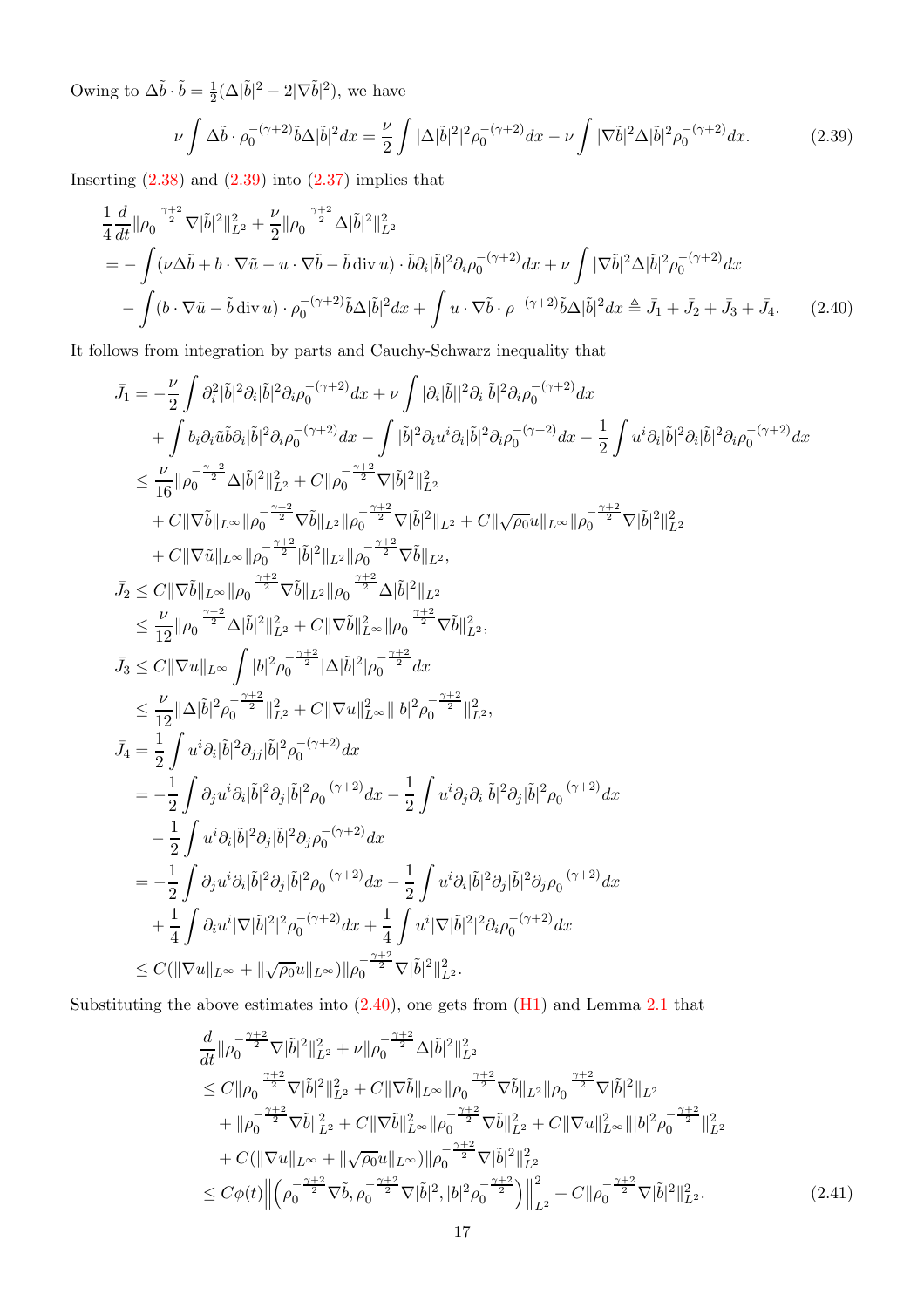Owing to $\Delta\tilde b\cdot\tilde b=\frac12(\Delta|\tilde b|^2-2|\nabla\tilde b|^2)$, we have

$$\nu\int\Delta\tilde b\cdot\rho_0^{-(\gamma+2)}\tilde b\Delta|\tilde b|^2dx=\frac{\nu}{2}\int|\Delta|\tilde b|^2|^2\rho_0^{-(\gamma+2)}dx-\nu\int|\nabla\tilde b|^2\Delta|\tilde b|^2\rho_0^{-(\gamma+2)}dx. \tag{2.39}$$

Inserting (2.38) and (2.39) into (2.37) implies that

$$\begin{aligned}
&\frac14\frac{d}{dt}\|\rho_0^{-\frac{\gamma+2}{2}}\nabla|\tilde b|^2\|_{L^2}^2+\frac{\nu}{2}\|\rho_0^{-\frac{\gamma+2}{2}}\Delta|\tilde b|^2\|_{L^2}^2\\
&=-\int(\nu\Delta\tilde b+b\cdot\nabla\tilde u-u\cdot\nabla\tilde b-\tilde b\operatorname{div}u)\cdot\tilde b\partial_i|\tilde b|^2\partial_i\rho_0^{-(\gamma+2)}dx+\nu\int|\nabla\tilde b|^2\Delta|\tilde b|^2\rho_0^{-(\gamma+2)}dx\\
&\quad-\int(b\cdot\nabla\tilde u-\tilde b\operatorname{div}u)\cdot\rho_0^{-(\gamma+2)}\tilde b\Delta|\tilde b|^2dx+\int u\cdot\nabla\tilde b\cdot\rho^{-(\gamma+2)}\tilde b\Delta|\tilde b|^2dx\triangleq\bar J_1+\bar J_2+\bar J_3+\bar J_4.
\end{aligned} \tag{2.40}$$

It follows from integration by parts and Cauchy-Schwarz inequality that

$$\begin{aligned}
\bar J_1&=-\frac{\nu}{2}\int\partial_i^2|\tilde b|^2\partial_i|\tilde b|^2\partial_i\rho_0^{-(\gamma+2)}dx+\nu\int|\partial_i|\tilde b||^2\partial_i|\tilde b|^2\partial_i\rho_0^{-(\gamma+2)}dx\\
&\quad+\int b_i\partial_i\tilde u\tilde b\partial_i|\tilde b|^2\partial_i\rho_0^{-(\gamma+2)}dx-\int|\tilde b|^2\partial_iu^i\partial_i|\tilde b|^2\partial_i\rho_0^{-(\gamma+2)}dx-\frac12\int u^i\partial_i|\tilde b|^2\partial_i|\tilde b|^2\partial_i\rho_0^{-(\gamma+2)}dx\\
&\le\frac{\nu}{16}\|\rho_0^{-\frac{\gamma+2}{2}}\Delta|\tilde b|^2\|_{L^2}^2+C\|\rho_0^{-\frac{\gamma+2}{2}}\nabla|\tilde b|^2\|_{L^2}^2\\
&\quad+C\|\nabla\tilde b\|_{L^\infty}\|\rho_0^{-\frac{\gamma+2}{2}}\nabla\tilde b\|_{L^2}\|\rho_0^{-\frac{\gamma+2}{2}}\nabla|\tilde b|^2\|_{L^2}+C\|\sqrt{\rho_0}u\|_{L^\infty}\|\rho_0^{-\frac{\gamma+2}{2}}\nabla|\tilde b|^2\|_{L^2}^2\\
&\quad+C\|\nabla\tilde u\|_{L^\infty}\|\rho_0^{-\frac{\gamma+2}{2}}|\tilde b|^2\|_{L^2}\|\rho_0^{-\frac{\gamma+2}{2}}\nabla\tilde b\|_{L^2},\\
\bar J_2&\le C\|\nabla\tilde b\|_{L^\infty}\|\rho_0^{-\frac{\gamma+2}{2}}\nabla\tilde b\|_{L^2}\|\rho_0^{-\frac{\gamma+2}{2}}\Delta|\tilde b|^2\|_{L^2}\\
&\le\frac{\nu}{12}\|\rho_0^{-\frac{\gamma+2}{2}}\Delta|\tilde b|^2\|_{L^2}^2+C\|\nabla\tilde b\|_{L^\infty}^2\|\rho_0^{-\frac{\gamma+2}{2}}\nabla\tilde b\|_{L^2}^2,\\
\bar J_3&\le C\|\nabla u\|_{L^\infty}\int|b|^2\rho_0^{-\frac{\gamma+2}{2}}|\Delta|\tilde b|^2|\rho_0^{-\frac{\gamma+2}{2}}dx\\
&\le\frac{\nu}{12}\|\Delta|\tilde b|^2\rho_0^{-\frac{\gamma+2}{2}}\|_{L^2}^2+C\|\nabla u\|_{L^\infty}^2\||b|^2\rho_0^{-\frac{\gamma+2}{2}}\|_{L^2}^2,\\
\bar J_4&=\frac12\int u^i\partial_i|\tilde b|^2\partial_{jj}|\tilde b|^2\rho_0^{-(\gamma+2)}dx\\
&=-\frac12\int\partial_ju^i\partial_i|\tilde b|^2\partial_j|\tilde b|^2\rho_0^{-(\gamma+2)}dx-\frac12\int u^i\partial_j\partial_i|\tilde b|^2\partial_j|\tilde b|^2\rho_0^{-(\gamma+2)}dx\\
&\quad-\frac12\int u^i\partial_i|\tilde b|^2\partial_j|\tilde b|^2\partial_j\rho_0^{-(\gamma+2)}dx\\
&=-\frac12\int\partial_ju^i\partial_i|\tilde b|^2\partial_j|\tilde b|^2\rho_0^{-(\gamma+2)}dx-\frac12\int u^i\partial_i|\tilde b|^2\partial_j|\tilde b|^2\partial_j\rho_0^{-(\gamma+2)}dx\\
&\quad+\frac14\int\partial_iu^i|\nabla|\tilde b|^2|^2\rho_0^{-(\gamma+2)}dx+\frac14\int u^i|\nabla|\tilde b|^2|^2\partial_i\rho_0^{-(\gamma+2)}dx\\
&\le C(\|\nabla u\|_{L^\infty}+\|\sqrt{\rho_0}u\|_{L^\infty})\|\rho_0^{-\frac{\gamma+2}{2}}\nabla|\tilde b|^2\|_{L^2}^2.
\end{aligned}$$

Substituting the above estimates into (2.40), one gets from (H1) and Lemma 2.1 that

$$\begin{aligned}
&\frac{d}{dt}\|\rho_0^{-\frac{\gamma+2}{2}}\nabla|\tilde b|^2\|_{L^2}^2+\nu\|\rho_0^{-\frac{\gamma+2}{2}}\Delta|\tilde b|^2\|_{L^2}^2\\
&\le C\|\rho_0^{-\frac{\gamma+2}{2}}\nabla|\tilde b|^2\|_{L^2}^2+C\|\nabla\tilde b\|_{L^\infty}\|\rho_0^{-\frac{\gamma+2}{2}}\nabla\tilde b\|_{L^2}\|\rho_0^{-\frac{\gamma+2}{2}}\nabla|\tilde b|^2\|_{L^2}\\
&\quad+\|\rho_0^{-\frac{\gamma+2}{2}}\nabla\tilde b\|_{L^2}^2+C\|\nabla\tilde b\|_{L^\infty}^2\|\rho_0^{-\frac{\gamma+2}{2}}\nabla\tilde b\|_{L^2}^2+C\|\nabla u\|_{L^\infty}^2\||b|^2\rho_0^{-\frac{\gamma+2}{2}}\|_{L^2}^2\\
&\quad+C(\|\nabla u\|_{L^\infty}+\|\sqrt{\rho_0}u\|_{L^\infty})\|\rho_0^{-\frac{\gamma+2}{2}}\nabla|\tilde b|^2\|_{L^2}^2\\
&\le C\phi(t)\Big\|\Big(\rho_0^{-\frac{\gamma+2}{2}}\nabla\tilde b,\rho_0^{-\frac{\gamma+2}{2}}\nabla|\tilde b|^2,|b|^2\rho_0^{-\frac{\gamma+2}{2}}\Big)\Big\|_{L^2}^2+C\|\rho_0^{-\frac{\gamma+2}{2}}\nabla|\tilde b|^2\|_{L^2}^2.
\end{aligned} \tag{2.41}$$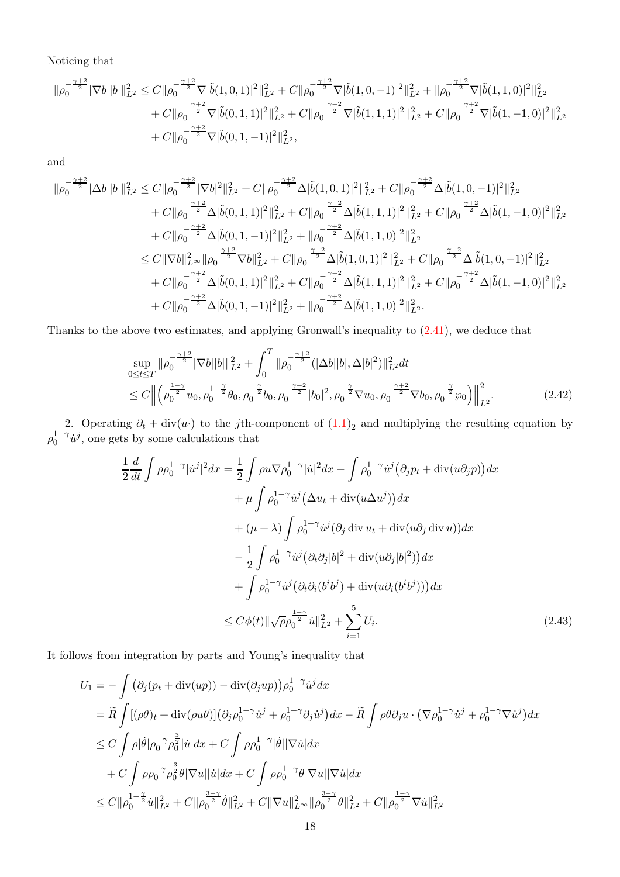Noticing that

$$
\begin{aligned}
\|\rho_0^{-\frac{\gamma+2}{2}}|\nabla b||b|\|_{L^2}^2 \le\, & C\|\rho_0^{-\frac{\gamma+2}{2}}\nabla|\tilde b(1,0,1)|^2\|_{L^2}^2 + C\|\rho_0^{-\frac{\gamma+2}{2}}\nabla|\tilde b(1,0,-1)|^2\|_{L^2}^2 + \|\rho_0^{-\frac{\gamma+2}{2}}\nabla|\tilde b(1,1,0)|^2\|_{L^2}^2\\
&+ C\|\rho_0^{-\frac{\gamma+2}{2}}\nabla|\tilde b(0,1,1)|^2\|_{L^2}^2 + C\|\rho_0^{-\frac{\gamma+2}{2}}\nabla|\tilde b(1,1,1)|^2\|_{L^2}^2 + C\|\rho_0^{-\frac{\gamma+2}{2}}\nabla|\tilde b(1,-1,0)|^2\|_{L^2}^2\\
&+ C\|\rho_0^{-\frac{\gamma+2}{2}}\nabla|\tilde b(0,1,-1)|^2\|_{L^2}^2,
\end{aligned}
$$

and

$$
\begin{aligned}
\|\rho_0^{-\frac{\gamma+2}{2}}|\Delta b||b|\|_{L^2}^2 \le\, & C\|\rho_0^{-\frac{\gamma+2}{2}}|\nabla b|^2\|_{L^2}^2 + C\|\rho_0^{-\frac{\gamma+2}{2}}\Delta|\tilde b(1,0,1)|^2\|_{L^2}^2 + C\|\rho_0^{-\frac{\gamma+2}{2}}\Delta|\tilde b(1,0,-1)|^2\|_{L^2}^2\\
&+ C\|\rho_0^{-\frac{\gamma+2}{2}}\Delta|\tilde b(0,1,1)|^2\|_{L^2}^2 + C\|\rho_0^{-\frac{\gamma+2}{2}}\Delta|\tilde b(1,1,1)|^2\|_{L^2}^2 + C\|\rho_0^{-\frac{\gamma+2}{2}}\Delta|\tilde b(1,-1,0)|^2\|_{L^2}^2\\
&+ C\|\rho_0^{-\frac{\gamma+2}{2}}\Delta|\tilde b(0,1,-1)|^2\|_{L^2}^2 + \|\rho_0^{-\frac{\gamma+2}{2}}\Delta|\tilde b(1,1,0)|^2\|_{L^2}^2\\
\le\, & C\|\nabla b\|_{L^\infty}^2\|\rho_0^{-\frac{\gamma+2}{2}}\nabla b\|_{L^2}^2 + C\|\rho_0^{-\frac{\gamma+2}{2}}\Delta|\tilde b(1,0,1)|^2\|_{L^2}^2 + C\|\rho_0^{-\frac{\gamma+2}{2}}\Delta|\tilde b(1,0,-1)|^2\|_{L^2}^2\\
&+ C\|\rho_0^{-\frac{\gamma+2}{2}}\Delta|\tilde b(0,1,1)|^2\|_{L^2}^2 + C\|\rho_0^{-\frac{\gamma+2}{2}}\Delta|\tilde b(1,1,1)|^2\|_{L^2}^2 + C\|\rho_0^{-\frac{\gamma+2}{2}}\Delta|\tilde b(1,-1,0)|^2\|_{L^2}^2\\
&+ C\|\rho_0^{-\frac{\gamma+2}{2}}\Delta|\tilde b(0,1,-1)|^2\|_{L^2}^2 + \|\rho_0^{-\frac{\gamma+2}{2}}\Delta|\tilde b(1,1,0)|^2\|_{L^2}^2.
\end{aligned}
$$

Thanks to the above two estimates, and applying Gronwall's inequality to (2.41), we deduce that

$$
\begin{aligned}
&\sup_{0\le t\le T}\|\rho_0^{-\frac{\gamma+2}{2}}|\nabla b||b|\|_{L^2}^2 + \int_0^T \|\rho_0^{-\frac{\gamma+2}{2}}(|\Delta b||b|, \Delta|b|^2)\|_{L^2}^2 dt\\
&\le C\Big\|\Big(\rho_0^{\frac{1-\gamma}{2}}u_0, \rho_0^{1-\frac{\gamma}{2}}\theta_0, \rho_0^{-\frac{\gamma}{2}}b_0, \rho_0^{-\frac{\gamma+2}{2}}|b_0|^2, \rho_0^{-\frac{\gamma}{2}}\nabla u_0, \rho_0^{-\frac{\gamma+2}{2}}\nabla b_0, \rho_0^{-\frac{\gamma}{2}}\wp_0\Big)\Big\|_{L^2}^2.
\end{aligned}
\tag{2.42}
$$

2. Operating $\partial_t + \operatorname{div}(u\cdot)$ to the $j$th-component of $(1.1)_2$ and multiplying the resulting equation by $\rho_0^{1-\gamma}\dot u^j$, one gets by some calculations that

$$
\begin{aligned}
\frac12\frac{d}{dt}\int \rho\rho_0^{1-\gamma}|\dot u^j|^2dx =\, & \frac12\int \rho u\nabla\rho_0^{1-\gamma}|\dot u|^2dx - \int \rho_0^{1-\gamma}\dot u^j\big(\partial_j p_t + \operatorname{div}(u\partial_j p)\big)dx\\
&+ \mu\int \rho_0^{1-\gamma}\dot u^j\big(\Delta u_t + \operatorname{div}(u\Delta u^j)\big)dx\\
&+ (\mu+\lambda)\int \rho_0^{1-\gamma}\dot u^j(\partial_j\operatorname{div}u_t + \operatorname{div}(u\partial_j\operatorname{div}u))dx\\
&- \frac12\int \rho_0^{1-\gamma}\dot u^j\big(\partial_t\partial_j|b|^2 + \operatorname{div}(u\partial_j|b|^2)\big)dx\\
&+ \int \rho_0^{1-\gamma}\dot u^j\big(\partial_t\partial_i(b^ib^j) + \operatorname{div}(u\partial_i(b^ib^j))\big)dx\\
\le\, & C\phi(t)\|\sqrt{\rho}\rho_0^{\frac{1-\gamma}{2}}\dot u\|_{L^2}^2 + \sum_{i=1}^5 U_i.
\end{aligned}
\tag{2.43}
$$

It follows from integration by parts and Young's inequality that

$$
\begin{aligned}
U_1 =\, & -\int \big(\partial_j(p_t + \operatorname{div}(up)) - \operatorname{div}(\partial_j up)\big)\rho_0^{1-\gamma}\dot u^j dx\\
=\, & \widetilde R\int [(\rho\theta)_t + \operatorname{div}(\rho u\theta)]\big(\partial_j\rho_0^{1-\gamma}\dot u^j + \rho_0^{1-\gamma}\partial_j\dot u^j\big)dx - \widetilde R\int \rho\theta\partial_j u\cdot\big(\nabla\rho_0^{1-\gamma}\dot u^j + \rho_0^{1-\gamma}\nabla\dot u^j\big)dx\\
\le\, & C\int \rho|\dot\theta|\rho_0^{-\gamma}\rho_0^{\frac32}|\dot u|dx + C\int \rho\rho_0^{1-\gamma}|\dot\theta||\nabla\dot u|dx\\
&+ C\int \rho\rho_0^{-\gamma}\rho_0^{\frac32}\theta|\nabla u||\dot u|dx + C\int \rho\rho_0^{1-\gamma}\theta|\nabla u||\nabla\dot u|dx\\
\le\, & C\|\rho_0^{1-\frac{\gamma}{2}}\dot u\|_{L^2}^2 + C\|\rho_0^{\frac{3-\gamma}{2}}\dot\theta\|_{L^2}^2 + C\|\nabla u\|_{L^\infty}^2\|\rho_0^{\frac{3-\gamma}{2}}\theta\|_{L^2}^2 + C\|\rho_0^{\frac{1-\gamma}{2}}\nabla\dot u\|_{L^2}^2
\end{aligned}
$$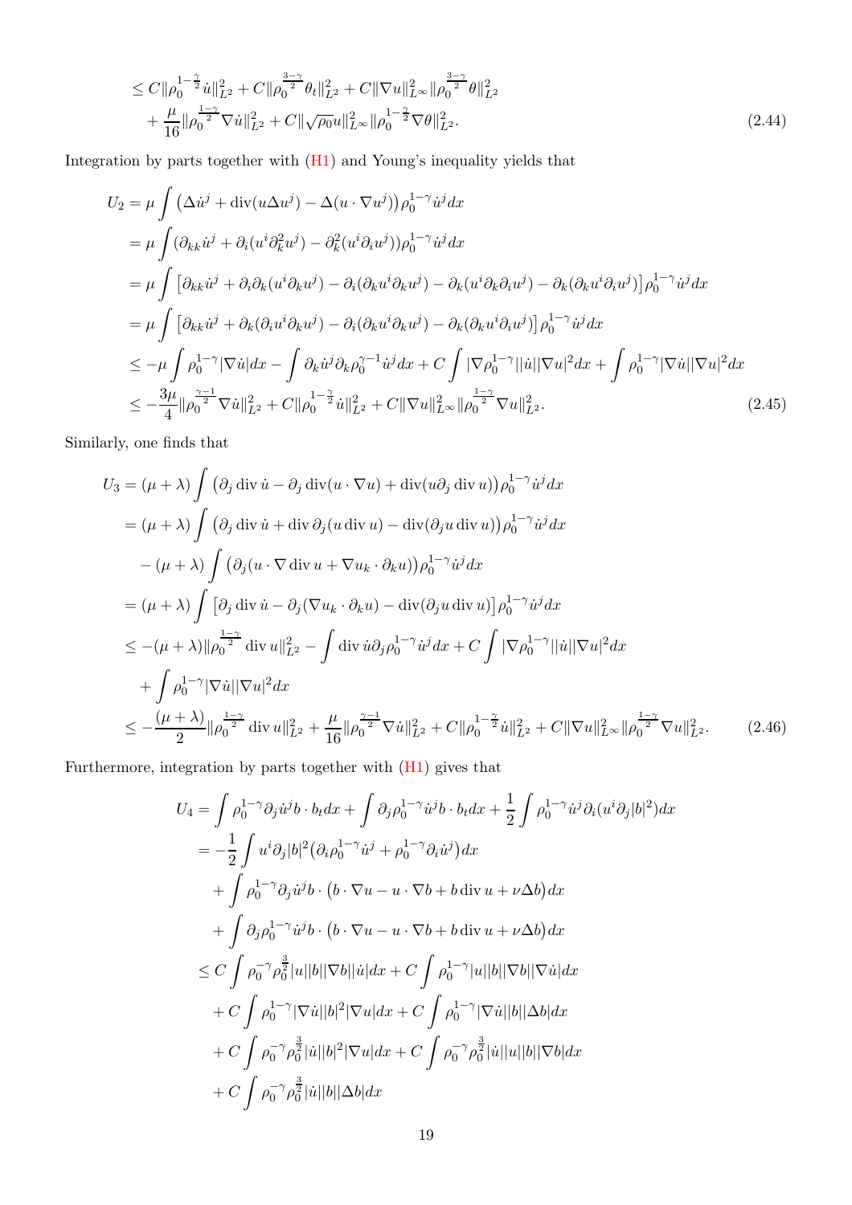$$
\begin{aligned}
&\leq C\|\rho_0^{1-\frac{\gamma}{2}}\dot{u}\|_{L^2}^2 + C\|\rho_0^{\frac{3-\gamma}{2}}\theta_t\|_{L^2}^2 + C\|\nabla u\|_{L^\infty}^2\|\rho_0^{\frac{3-\gamma}{2}}\theta\|_{L^2}^2 \\
&\quad + \frac{\mu}{16}\|\rho_0^{\frac{1-\gamma}{2}}\nabla\dot{u}\|_{L^2}^2 + C\|\sqrt{\rho_0}u\|_{L^\infty}^2\|\rho_0^{1-\frac{\gamma}{2}}\nabla\theta\|_{L^2}^2. \qquad (2.44)
\end{aligned}
$$

Integration by parts together with (H1) and Young's inequality yields that

$$
\begin{aligned}
U_2 &= \mu\int\left(\Delta\dot{u}^j + \operatorname{div}(u\Delta u^j) - \Delta(u\cdot\nabla u^j)\right)\rho_0^{1-\gamma}\dot{u}^j dx \\
&= \mu\int(\partial_{kk}\dot{u}^j + \partial_i(u^i\partial_k^2 u^j) - \partial_k^2(u^i\partial_i u^j))\rho_0^{1-\gamma}\dot{u}^j dx \\
&= \mu\int\left[\partial_{kk}\dot{u}^j + \partial_i\partial_k(u^i\partial_k u^j) - \partial_i(\partial_k u^i\partial_k u^j) - \partial_k(u^i\partial_k\partial_i u^j) - \partial_k(\partial_k u^i\partial_i u^j)\right]\rho_0^{1-\gamma}\dot{u}^j dx \\
&= \mu\int\left[\partial_{kk}\dot{u}^j + \partial_k(\partial_i u^i\partial_k u^j) - \partial_i(\partial_k u^i\partial_k u^j) - \partial_k(\partial_k u^i\partial_i u^j)\right]\rho_0^{1-\gamma}\dot{u}^j dx \\
&\leq -\mu\int\rho_0^{1-\gamma}|\nabla\dot{u}|dx - \int\partial_k\dot{u}^j\partial_k\rho_0^{\gamma-1}\dot{u}^j dx + C\int|\nabla\rho_0^{1-\gamma}||\dot{u}||\nabla u|^2 dx + \int\rho_0^{1-\gamma}|\nabla\dot{u}||\nabla u|^2 dx \\
&\leq -\frac{3\mu}{4}\|\rho_0^{\frac{\gamma-1}{2}}\nabla\dot{u}\|_{L^2}^2 + C\|\rho_0^{1-\frac{\gamma}{2}}\dot{u}\|_{L^2}^2 + C\|\nabla u\|_{L^\infty}^2\|\rho_0^{\frac{1-\gamma}{2}}\nabla u\|_{L^2}^2. \qquad (2.45)
\end{aligned}
$$

Similarly, one finds that

$$
\begin{aligned}
U_3 &= (\mu+\lambda)\int\left(\partial_j\operatorname{div}\dot{u} - \partial_j\operatorname{div}(u\cdot\nabla u) + \operatorname{div}(u\partial_j\operatorname{div}u)\right)\rho_0^{1-\gamma}\dot{u}^j dx \\
&= (\mu+\lambda)\int\left(\partial_j\operatorname{div}\dot{u} + \operatorname{div}\partial_j(u\operatorname{div}u) - \operatorname{div}(\partial_j u\operatorname{div}u)\right)\rho_0^{1-\gamma}\dot{u}^j dx \\
&\quad - (\mu+\lambda)\int\left(\partial_j(u\cdot\nabla\operatorname{div}u + \nabla u_k\cdot\partial_k u)\right)\rho_0^{1-\gamma}\dot{u}^j dx \\
&= (\mu+\lambda)\int\left[\partial_j\operatorname{div}\dot{u} - \partial_j(\nabla u_k\cdot\partial_k u) - \operatorname{div}(\partial_j u\operatorname{div}u)\right]\rho_0^{1-\gamma}\dot{u}^j dx \\
&\leq -(\mu+\lambda)\|\rho_0^{\frac{1-\gamma}{2}}\operatorname{div}u\|_{L^2}^2 - \int\operatorname{div}\dot{u}\partial_j\rho_0^{1-\gamma}\dot{u}^j dx + C\int|\nabla\rho_0^{1-\gamma}||\dot{u}||\nabla u|^2 dx \\
&\quad + \int\rho_0^{1-\gamma}|\nabla\dot{u}||\nabla u|^2 dx \\
&\leq -\frac{(\mu+\lambda)}{2}\|\rho_0^{\frac{1-\gamma}{2}}\operatorname{div}u\|_{L^2}^2 + \frac{\mu}{16}\|\rho_0^{\frac{\gamma-1}{2}}\nabla\dot{u}\|_{L^2}^2 + C\|\rho_0^{1-\frac{\gamma}{2}}\dot{u}\|_{L^2}^2 + C\|\nabla u\|_{L^\infty}^2\|\rho_0^{\frac{1-\gamma}{2}}\nabla u\|_{L^2}^2. \qquad (2.46)
\end{aligned}
$$

Furthermore, integration by parts together with (H1) gives that

$$
\begin{aligned}
U_4 &= \int\rho_0^{1-\gamma}\partial_j\dot{u}^j b\cdot b_t dx + \int\partial_j\rho_0^{1-\gamma}\dot{u}^j b\cdot b_t dx + \frac{1}{2}\int\rho_0^{1-\gamma}\dot{u}^j\partial_i(u^i\partial_j|b|^2)dx \\
&= -\frac{1}{2}\int u^i\partial_j|b|^2\left(\partial_i\rho_0^{1-\gamma}\dot{u}^j + \rho_0^{1-\gamma}\partial_i\dot{u}^j\right)dx \\
&\quad + \int\rho_0^{1-\gamma}\partial_j\dot{u}^j b\cdot\left(b\cdot\nabla u - u\cdot\nabla b + b\operatorname{div}u + \nu\Delta b\right)dx \\
&\quad + \int\partial_j\rho_0^{1-\gamma}\dot{u}^j b\cdot\left(b\cdot\nabla u - u\cdot\nabla b + b\operatorname{div}u + \nu\Delta b\right)dx \\
&\leq C\int\rho_0^{-\gamma}\rho_0^{\frac{3}{2}}|u||b||\nabla b||\dot{u}|dx + C\int\rho_0^{1-\gamma}|u||b||\nabla b||\nabla\dot{u}|dx \\
&\quad + C\int\rho_0^{1-\gamma}|\nabla\dot{u}||b|^2|\nabla u|dx + C\int\rho_0^{1-\gamma}|\nabla\dot{u}||b||\Delta b|dx \\
&\quad + C\int\rho_0^{-\gamma}\rho_0^{\frac{3}{2}}|\dot{u}||b|^2|\nabla u|dx + C\int\rho_0^{-\gamma}\rho_0^{\frac{3}{2}}|\dot{u}||u||b||\nabla b|dx \\
&\quad + C\int\rho_0^{-\gamma}\rho_0^{\frac{3}{2}}|\dot{u}||b||\Delta b|dx
\end{aligned}
$$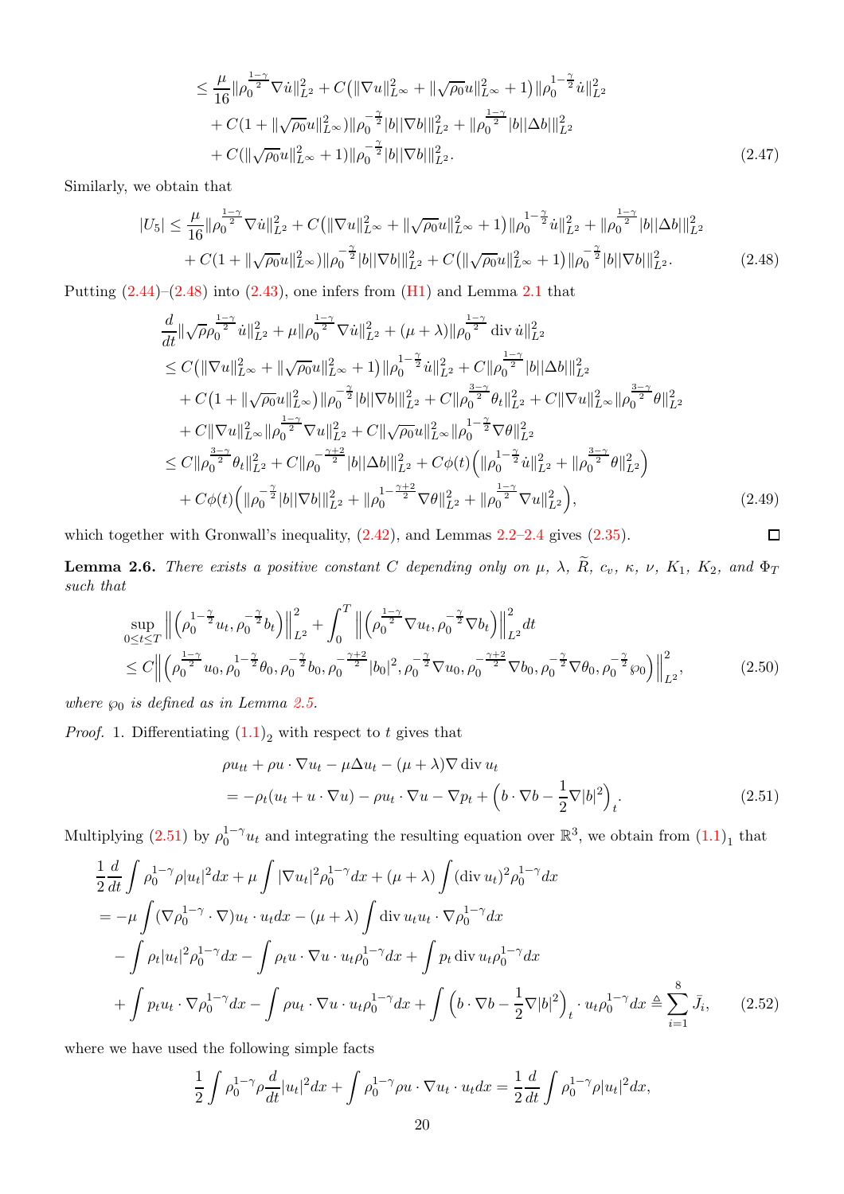$$
\begin{aligned}
&\le \frac{\mu}{16}\|\rho_0^{\frac{1-\gamma}{2}}\nabla \dot u\|_{L^2}^2 + C\big(\|\nabla u\|_{L^\infty}^2 + \|\sqrt{\rho_0}u\|_{L^\infty}^2 + 1\big)\|\rho_0^{1-\frac{\gamma}{2}}\dot u\|_{L^2}^2 \\
&\quad + C(1+\|\sqrt{\rho_0}u\|_{L^\infty}^2)\|\rho_0^{-\frac{\gamma}{2}}|b||\nabla b|\|_{L^2}^2 + \|\rho_0^{\frac{1-\gamma}{2}}|b||\Delta b|\|_{L^2}^2 \\
&\quad + C(\|\sqrt{\rho_0}u\|_{L^\infty}^2 + 1)\|\rho_0^{-\frac{\gamma}{2}}|b||\nabla b|\|_{L^2}^2. 
\end{aligned}\tag{2.47}
$$

Similarly, we obtain that

$$
\begin{aligned}
|U_5| &\le \frac{\mu}{16}\|\rho_0^{\frac{1-\gamma}{2}}\nabla \dot u\|_{L^2}^2 + C\big(\|\nabla u\|_{L^\infty}^2 + \|\sqrt{\rho_0}u\|_{L^\infty}^2 + 1\big)\|\rho_0^{1-\frac{\gamma}{2}}\dot u\|_{L^2}^2 + \|\rho_0^{\frac{1-\gamma}{2}}|b||\Delta b|\|_{L^2}^2 \\
&\quad + C(1+\|\sqrt{\rho_0}u\|_{L^\infty}^2)\|\rho_0^{-\frac{\gamma}{2}}|b||\nabla b|\|_{L^2}^2 + C\big(\|\sqrt{\rho_0}u\|_{L^\infty}^2 + 1\big)\|\rho_0^{-\frac{\gamma}{2}}|b||\nabla b|\|_{L^2}^2.
\end{aligned}\tag{2.48}
$$

Putting (2.44)–(2.48) into (2.43), one infers from (H1) and Lemma 2.1 that

$$
\begin{aligned}
&\frac{d}{dt}\|\sqrt{\rho}\rho_0^{\frac{1-\gamma}{2}}\dot u\|_{L^2}^2 + \mu\|\rho_0^{\frac{1-\gamma}{2}}\nabla \dot u\|_{L^2}^2 + (\mu+\lambda)\|\rho_0^{\frac{1-\gamma}{2}}\operatorname{div}\dot u\|_{L^2}^2 \\
&\le C\big(\|\nabla u\|_{L^\infty}^2 + \|\sqrt{\rho_0}u\|_{L^\infty}^2 + 1\big)\|\rho_0^{1-\frac{\gamma}{2}}\dot u\|_{L^2}^2 + C\|\rho_0^{\frac{1-\gamma}{2}}|b||\Delta b|\|_{L^2}^2 \\
&\quad + C\big(1+\|\sqrt{\rho_0}u\|_{L^\infty}^2\big)\|\rho_0^{-\frac{\gamma}{2}}|b||\nabla b|\|_{L^2}^2 + C\|\rho_0^{\frac{3-\gamma}{2}}\theta_t\|_{L^2}^2 + C\|\nabla u\|_{L^\infty}^2\|\rho_0^{\frac{3-\gamma}{2}}\theta\|_{L^2}^2 \\
&\quad + C\|\nabla u\|_{L^\infty}^2\|\rho_0^{\frac{1-\gamma}{2}}\nabla u\|_{L^2}^2 + C\|\sqrt{\rho_0}u\|_{L^\infty}^2\|\rho_0^{1-\frac{\gamma}{2}}\nabla\theta\|_{L^2}^2 \\
&\le C\|\rho_0^{\frac{3-\gamma}{2}}\theta_t\|_{L^2}^2 + C\|\rho_0^{-\frac{\gamma+2}{2}}|b||\Delta b|\|_{L^2}^2 + C\phi(t)\Big(\|\rho_0^{1-\frac{\gamma}{2}}\dot u\|_{L^2}^2 + \|\rho_0^{\frac{3-\gamma}{2}}\theta\|_{L^2}^2\Big) \\
&\quad + C\phi(t)\Big(\|\rho_0^{-\frac{\gamma}{2}}|b||\nabla b|\|_{L^2}^2 + \|\rho_0^{1-\frac{\gamma+2}{2}}\nabla\theta\|_{L^2}^2 + \|\rho_0^{\frac{1-\gamma}{2}}\nabla u\|_{L^2}^2\Big),
\end{aligned}\tag{2.49}
$$

which together with Gronwall's inequality, (2.42), and Lemmas 2.2–2.4 gives (2.35). $\square$

**Lemma 2.6.** *There exists a positive constant $C$ depending only on $\mu$, $\lambda$, $\widetilde R$, $c_v$, $\kappa$, $\nu$, $K_1$, $K_2$, and $\Phi_T$ such that*

$$
\begin{aligned}
&\sup_{0\le t\le T}\Big\|\Big(\rho_0^{1-\frac{\gamma}{2}}u_t, \rho_0^{-\frac{\gamma}{2}}b_t\Big)\Big\|_{L^2}^2 + \int_0^T\Big\|\Big(\rho_0^{\frac{1-\gamma}{2}}\nabla u_t, \rho_0^{-\frac{\gamma}{2}}\nabla b_t\Big)\Big\|_{L^2}^2 dt \\
&\le C\Big\|\Big(\rho_0^{\frac{1-\gamma}{2}}u_0, \rho_0^{1-\frac{\gamma}{2}}\theta_0, \rho_0^{-\frac{\gamma}{2}}b_0, \rho_0^{-\frac{\gamma+2}{2}}|b_0|^2, \rho_0^{-\frac{\gamma}{2}}\nabla u_0, \rho_0^{-\frac{\gamma+2}{2}}\nabla b_0, \rho_0^{-\frac{\gamma}{2}}\nabla\theta_0, \rho_0^{-\frac{\gamma}{2}}\wp_0\Big)\Big\|_{L^2}^2,
\end{aligned}\tag{2.50}
$$

*where $\wp_0$ is defined as in Lemma 2.5.*

*Proof.* 1. Differentiating $(1.1)_2$ with respect to $t$ gives that

$$
\begin{aligned}
&\rho u_{tt} + \rho u\cdot\nabla u_t - \mu\Delta u_t - (\mu+\lambda)\nabla\operatorname{div}u_t \\
&= -\rho_t(u_t + u\cdot\nabla u) - \rho u_t\cdot\nabla u - \nabla p_t + \Big(b\cdot\nabla b - \frac12\nabla|b|^2\Big)_t.
\end{aligned}\tag{2.51}
$$

Multiplying (2.51) by $\rho_0^{1-\gamma}u_t$ and integrating the resulting equation over $\mathbb{R}^3$, we obtain from $(1.1)_1$ that

$$
\begin{aligned}
&\frac12\frac{d}{dt}\int\rho_0^{1-\gamma}\rho|u_t|^2dx + \mu\int|\nabla u_t|^2\rho_0^{1-\gamma}dx + (\mu+\lambda)\int(\operatorname{div}u_t)^2\rho_0^{1-\gamma}dx \\
&= -\mu\int(\nabla\rho_0^{1-\gamma}\cdot\nabla)u_t\cdot u_t dx - (\mu+\lambda)\int\operatorname{div}u_t u_t\cdot\nabla\rho_0^{1-\gamma}dx \\
&\quad - \int\rho_t|u_t|^2\rho_0^{1-\gamma}dx - \int\rho_t u\cdot\nabla u\cdot u_t\rho_0^{1-\gamma}dx + \int p_t\operatorname{div}u_t\rho_0^{1-\gamma}dx \\
&\quad + \int p_t u_t\cdot\nabla\rho_0^{1-\gamma}dx - \int\rho u_t\cdot\nabla u\cdot u_t\rho_0^{1-\gamma}dx + \int\Big(b\cdot\nabla b - \frac12\nabla|b|^2\Big)_t\cdot u_t\rho_0^{1-\gamma}dx \triangleq \sum_{i=1}^8\bar J_i,
\end{aligned}\tag{2.52}
$$

where we have used the following simple facts

$$
\frac12\int\rho_0^{1-\gamma}\rho\frac{d}{dt}|u_t|^2dx + \int\rho_0^{1-\gamma}\rho u\cdot\nabla u_t\cdot u_t dx = \frac12\frac{d}{dt}\int\rho_0^{1-\gamma}\rho|u_t|^2dx,
$$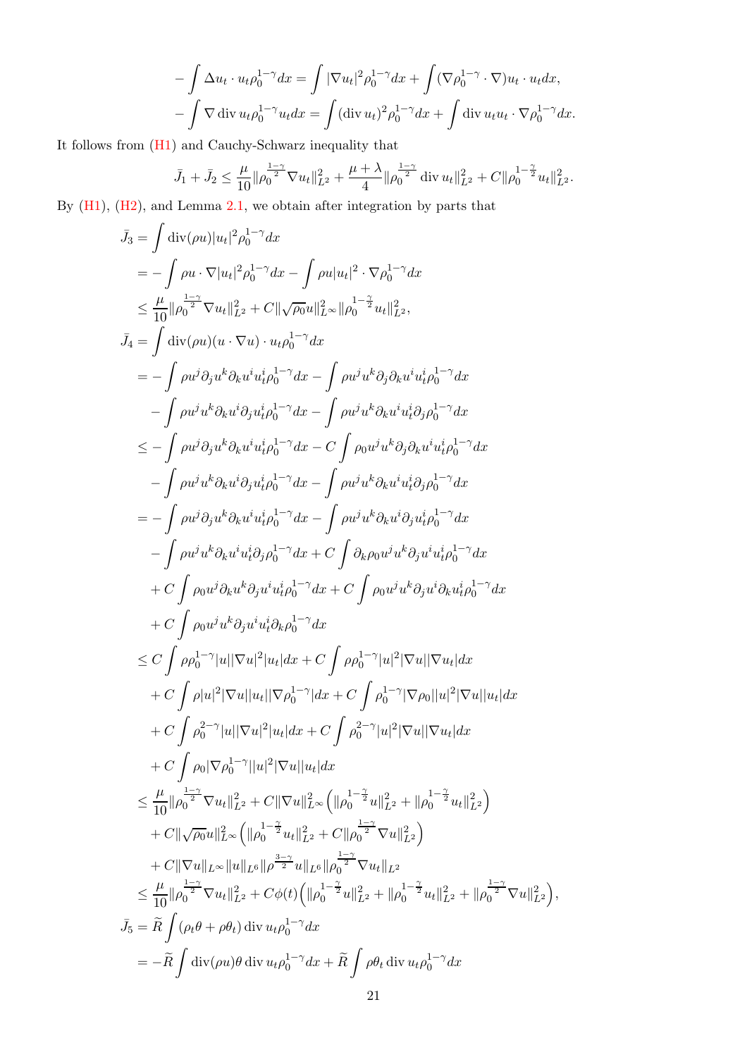$$
-\int \Delta u_t \cdot u_t \rho_0^{1-\gamma} dx = \int |\nabla u_t|^2 \rho_0^{1-\gamma} dx + \int (\nabla \rho_0^{1-\gamma} \cdot \nabla) u_t \cdot u_t dx,
$$

$$
-\int \nabla \operatorname{div} u_t \rho_0^{1-\gamma} u_t dx = \int (\operatorname{div} u_t)^2 \rho_0^{1-\gamma} dx + \int \operatorname{div} u_t u_t \cdot \nabla \rho_0^{1-\gamma} dx.
$$

It follows from (H1) and Cauchy-Schwarz inequality that

$$
\bar{J}_1 + \bar{J}_2 \le \frac{\mu}{10} \|\rho_0^{\frac{1-\gamma}{2}} \nabla u_t\|_{L^2}^2 + \frac{\mu+\lambda}{4} \|\rho_0^{\frac{1-\gamma}{2}} \operatorname{div} u_t\|_{L^2}^2 + C \|\rho_0^{1-\frac{\gamma}{2}} u_t\|_{L^2}^2.
$$

By (H1), (H2), and Lemma 2.1, we obtain after integration by parts that

$$
\begin{aligned}
\bar{J}_3 &= \int \operatorname{div}(\rho u) |u_t|^2 \rho_0^{1-\gamma} dx \\
&= -\int \rho u \cdot \nabla |u_t|^2 \rho_0^{1-\gamma} dx - \int \rho u |u_t|^2 \cdot \nabla \rho_0^{1-\gamma} dx \\
&\le \frac{\mu}{10} \|\rho_0^{\frac{1-\gamma}{2}} \nabla u_t\|_{L^2}^2 + C \|\sqrt{\rho_0} u\|_{L^\infty}^2 \|\rho_0^{1-\frac{\gamma}{2}} u_t\|_{L^2}^2, \\
\bar{J}_4 &= \int \operatorname{div}(\rho u)(u \cdot \nabla u) \cdot u_t \rho_0^{1-\gamma} dx \\
&= -\int \rho u^j \partial_j u^k \partial_k u^i u_t^i \rho_0^{1-\gamma} dx - \int \rho u^j u^k \partial_j \partial_k u^i u_t^i \rho_0^{1-\gamma} dx \\
&\quad - \int \rho u^j u^k \partial_k u^i \partial_j u_t^i \rho_0^{1-\gamma} dx - \int \rho u^j u^k \partial_k u^i u_t^i \partial_j \rho_0^{1-\gamma} dx \\
&\le -\int \rho u^j \partial_j u^k \partial_k u^i u_t^i \rho_0^{1-\gamma} dx - C \int \rho_0 u^j u^k \partial_j \partial_k u^i u_t^i \rho_0^{1-\gamma} dx \\
&\quad - \int \rho u^j u^k \partial_k u^i \partial_j u_t^i \rho_0^{1-\gamma} dx - \int \rho u^j u^k \partial_k u^i u_t^i \partial_j \rho_0^{1-\gamma} dx \\
&= -\int \rho u^j \partial_j u^k \partial_k u^i u_t^i \rho_0^{1-\gamma} dx - \int \rho u^j u^k \partial_k u^i \partial_j u_t^i \rho_0^{1-\gamma} dx \\
&\quad - \int \rho u^j u^k \partial_k u^i u_t^i \partial_j \rho_0^{1-\gamma} dx + C \int \partial_k \rho_0 u^j u^k \partial_j u^i u_t^i \rho_0^{1-\gamma} dx \\
&\quad + C \int \rho_0 u^j \partial_k u^k \partial_j u^i u_t^i \rho_0^{1-\gamma} dx + C \int \rho_0 u^j u^k \partial_j u^i \partial_k u_t^i \rho_0^{1-\gamma} dx \\
&\quad + C \int \rho_0 u^j u^k \partial_j u^i u_t^i \partial_k \rho_0^{1-\gamma} dx \\
&\le C \int \rho \rho_0^{1-\gamma} |u| |\nabla u|^2 |u_t| dx + C \int \rho \rho_0^{1-\gamma} |u|^2 |\nabla u| |\nabla u_t| dx \\
&\quad + C \int \rho |u|^2 |\nabla u| |u_t| |\nabla \rho_0^{1-\gamma}| dx + C \int \rho_0^{1-\gamma} |\nabla \rho_0| |u|^2 |\nabla u| |u_t| dx \\
&\quad + C \int \rho_0^{2-\gamma} |u| |\nabla u|^2 |u_t| dx + C \int \rho_0^{2-\gamma} |u|^2 |\nabla u| |\nabla u_t| dx \\
&\quad + C \int \rho_0 |\nabla \rho_0^{1-\gamma}| |u|^2 |\nabla u| |u_t| dx \\
&\le \frac{\mu}{10} \|\rho_0^{\frac{1-\gamma}{2}} \nabla u_t\|_{L^2}^2 + C \|\nabla u\|_{L^\infty}^2 \left( \|\rho_0^{1-\frac{\gamma}{2}} u\|_{L^2}^2 + \|\rho_0^{1-\frac{\gamma}{2}} u_t\|_{L^2}^2 \right) \\
&\quad + C \|\sqrt{\rho_0} u\|_{L^\infty}^2 \left( \|\rho_0^{1-\frac{\gamma}{2}} u_t\|_{L^2}^2 + C \|\rho_0^{\frac{1-\gamma}{2}} \nabla u\|_{L^2}^2 \right) \\
&\quad + C \|\nabla u\|_{L^\infty} \|u\|_{L^6} \|\rho^{\frac{3-\gamma}{2}} u\|_{L^6} \|\rho_0^{\frac{1-\gamma}{2}} \nabla u_t\|_{L^2} \\
&\le \frac{\mu}{10} \|\rho_0^{\frac{1-\gamma}{2}} \nabla u_t\|_{L^2}^2 + C\phi(t) \Big( \|\rho_0^{1-\frac{\gamma}{2}} u\|_{L^2}^2 + \|\rho_0^{1-\frac{\gamma}{2}} u_t\|_{L^2}^2 + \|\rho_0^{\frac{1-\gamma}{2}} \nabla u\|_{L^2}^2 \Big), \\
\bar{J}_5 &= \widetilde{R} \int (\rho_t \theta + \rho \theta_t) \operatorname{div} u_t \rho_0^{1-\gamma} dx \\
&= -\widetilde{R} \int \operatorname{div}(\rho u) \theta \operatorname{div} u_t \rho_0^{1-\gamma} dx + \widetilde{R} \int \rho \theta_t \operatorname{div} u_t \rho_0^{1-\gamma} dx
\end{aligned}
$$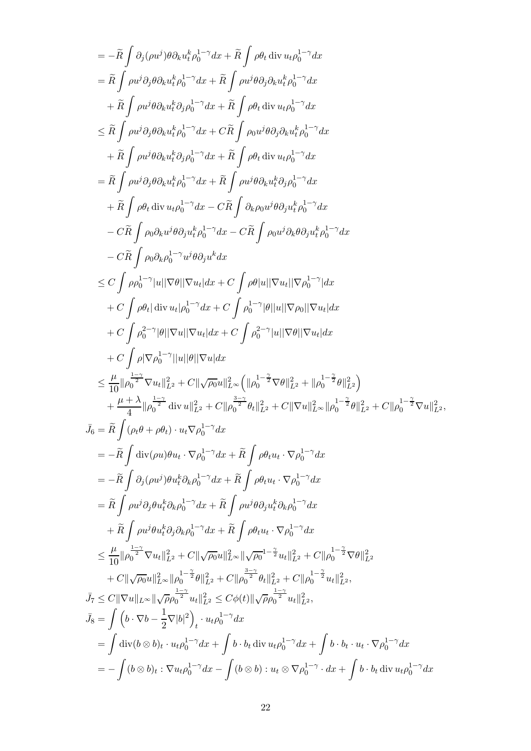$$
\begin{aligned}
&= -\widetilde{R}\int \partial_j(\rho u^j)\theta\partial_k u_t^k \rho_0^{1-\gamma}dx + \widetilde{R}\int \rho\theta_t \operatorname{div} u_t \rho_0^{1-\gamma}dx \\
&= \widetilde{R}\int \rho u^j \partial_j\theta\partial_k u_t^k \rho_0^{1-\gamma}dx + \widetilde{R}\int \rho u^j\theta\partial_j\partial_k u_t^k \rho_0^{1-\gamma}dx \\
&\quad + \widetilde{R}\int \rho u^j\theta\partial_k u_t^k \partial_j\rho_0^{1-\gamma}dx + \widetilde{R}\int \rho\theta_t \operatorname{div} u_t \rho_0^{1-\gamma}dx \\
&\leq \widetilde{R}\int \rho u^j \partial_j\theta\partial_k u_t^k \rho_0^{1-\gamma}dx + C\widetilde{R}\int \rho_0 u^j\theta\partial_j\partial_k u_t^k \rho_0^{1-\gamma}dx \\
&\quad + \widetilde{R}\int \rho u^j\theta\partial_k u_t^k \partial_j\rho_0^{1-\gamma}dx + \widetilde{R}\int \rho\theta_t \operatorname{div} u_t \rho_0^{1-\gamma}dx \\
&= \widetilde{R}\int \rho u^j \partial_j\theta\partial_k u_t^k \rho_0^{1-\gamma}dx + \widetilde{R}\int \rho u^j\theta\partial_k u_t^k \partial_j\rho_0^{1-\gamma}dx \\
&\quad + \widetilde{R}\int \rho\theta_t \operatorname{div} u_t \rho_0^{1-\gamma}dx - C\widetilde{R}\int \partial_k\rho_0 u^j\theta\partial_j u_t^k \rho_0^{1-\gamma}dx \\
&\quad - C\widetilde{R}\int \rho_0\partial_k u^j\theta\partial_j u_t^k \rho_0^{1-\gamma}dx - C\widetilde{R}\int \rho_0 u^j\partial_k\theta\partial_j u_t^k \rho_0^{1-\gamma}dx \\
&\quad - C\widetilde{R}\int \rho_0\partial_k\rho_0^{1-\gamma}u^j\theta\partial_j u^k dx \\
&\leq C\int \rho\rho_0^{1-\gamma}|u||\nabla\theta||\nabla u_t|dx + C\int \rho\theta|u||\nabla u_t||\nabla\rho_0^{1-\gamma}|dx \\
&\quad + C\int \rho\theta_t|\operatorname{div} u_t|\rho_0^{1-\gamma}dx + C\int \rho_0^{1-\gamma}|\theta||u||\nabla\rho_0||\nabla u_t|dx \\
&\quad + C\int \rho_0^{2-\gamma}|\theta||\nabla u||\nabla u_t|dx + C\int \rho_0^{2-\gamma}|u||\nabla\theta||\nabla u_t|dx \\
&\quad + C\int \rho|\nabla\rho_0^{1-\gamma}||u||\theta||\nabla u|dx \\
&\leq \frac{\mu}{10}\|\rho_0^{\frac{1-\gamma}{2}}\nabla u_t\|_{L^2}^2 + C\|\sqrt{\rho_0}u\|_{L^\infty}^2\Big(\|\rho_0^{1-\frac{\gamma}{2}}\nabla\theta\|_{L^2}^2 + \|\rho_0^{1-\frac{\gamma}{2}}\theta\|_{L^2}^2\Big) \\
&\quad + \frac{\mu+\lambda}{4}\|\rho_0^{\frac{1-\gamma}{2}}\operatorname{div} u\|_{L^2}^2 + C\|\rho_0^{\frac{3-\gamma}{2}}\theta_t\|_{L^2}^2 + C\|\nabla u\|_{L^\infty}^2\|\rho_0^{1-\frac{\gamma}{2}}\theta\|_{L^2}^2 + C\|\rho_0^{1-\frac{\gamma}{2}}\nabla u\|_{L^2}^2,
\end{aligned}
$$

$$
\begin{aligned}
\bar{J}_6 &= \widetilde{R}\int (\rho_t\theta + \rho\theta_t)\cdot u_t\nabla\rho_0^{1-\gamma}dx \\
&= -\widetilde{R}\int \operatorname{div}(\rho u)\theta u_t\cdot\nabla\rho_0^{1-\gamma}dx + \widetilde{R}\int \rho\theta_t u_t\cdot\nabla\rho_0^{1-\gamma}dx \\
&= -\widetilde{R}\int \partial_j(\rho u^j)\theta u_t^k\partial_k\rho_0^{1-\gamma}dx + \widetilde{R}\int \rho\theta_t u_t\cdot\nabla\rho_0^{1-\gamma}dx \\
&= \widetilde{R}\int \rho u^j\partial_j\theta u_t^k\partial_k\rho_0^{1-\gamma}dx + \widetilde{R}\int \rho u^j\theta\partial_j u_t^k\partial_k\rho_0^{1-\gamma}dx \\
&\quad + \widetilde{R}\int \rho u^j\theta u_t^k\partial_j\partial_k\rho_0^{1-\gamma}dx + \widetilde{R}\int \rho\theta_t u_t\cdot\nabla\rho_0^{1-\gamma}dx \\
&\leq \frac{\mu}{10}\|\rho_0^{\frac{1-\gamma}{2}}\nabla u_t\|_{L^2}^2 + C\|\sqrt{\rho_0}u\|_{L^\infty}^2\|\sqrt{\rho_0}^{1-\frac{\gamma}{2}}u_t\|_{L^2}^2 + C\|\rho_0^{1-\frac{\gamma}{2}}\nabla\theta\|_{L^2}^2 \\
&\quad + C\|\sqrt{\rho_0}u\|_{L^\infty}^2\|\rho_0^{1-\frac{\gamma}{2}}\theta\|_{L^2}^2 + C\|\rho_0^{\frac{3-\gamma}{2}}\theta_t\|_{L^2}^2 + C\|\rho_0^{1-\frac{\gamma}{2}}u_t\|_{L^2}^2,
\end{aligned}
$$

$$
\bar{J}_7 \leq C\|\nabla u\|_{L^\infty}\|\sqrt{\rho}\rho_0^{\frac{1-\gamma}{2}}u_t\|_{L^2}^2 \leq C\phi(t)\|\sqrt{\rho}\rho_0^{\frac{1-\gamma}{2}}u_t\|_{L^2}^2,
$$

$$
\begin{aligned}
\bar{J}_8 &= \int \Big(b\cdot\nabla b - \frac{1}{2}\nabla|b|^2\Big)_t\cdot u_t\rho_0^{1-\gamma}dx \\
&= \int \operatorname{div}(b\otimes b)_t\cdot u_t\rho_0^{1-\gamma}dx + \int b\cdot b_t\operatorname{div} u_t\rho_0^{1-\gamma}dx + \int b\cdot b_t\cdot u_t\cdot\nabla\rho_0^{1-\gamma}dx \\
&= -\int (b\otimes b)_t : \nabla u_t\rho_0^{1-\gamma}dx - \int (b\otimes b) : u_t\otimes\nabla\rho_0^{1-\gamma}\cdot dx + \int b\cdot b_t\operatorname{div} u_t\rho_0^{1-\gamma}dx
\end{aligned}
$$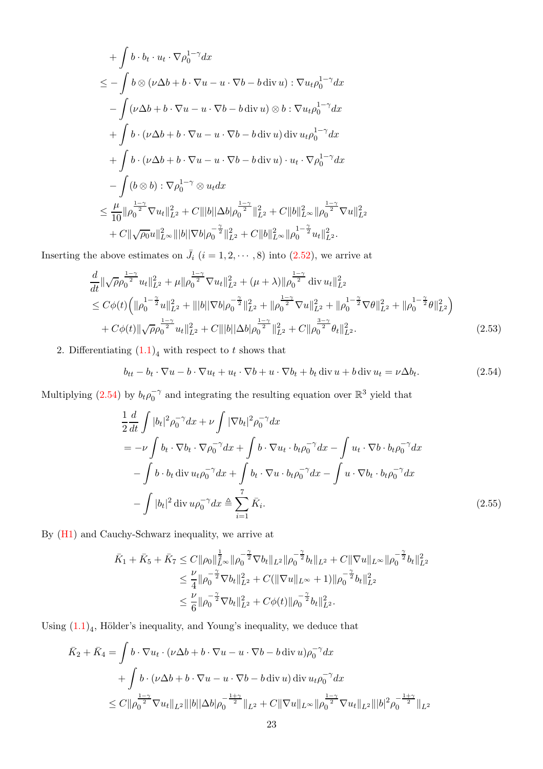$$
\begin{aligned}
&+\int b\cdot b_t\cdot u_t\cdot\nabla\rho_0^{1-\gamma}dx\\
&\le-\int b\otimes(\nu\Delta b+b\cdot\nabla u-u\cdot\nabla b-b\,\mathrm{div}\,u):\nabla u_t\rho_0^{1-\gamma}dx\\
&\quad-\int(\nu\Delta b+b\cdot\nabla u-u\cdot\nabla b-b\,\mathrm{div}\,u)\otimes b:\nabla u_t\rho_0^{1-\gamma}dx\\
&\quad+\int b\cdot(\nu\Delta b+b\cdot\nabla u-u\cdot\nabla b-b\,\mathrm{div}\,u)\,\mathrm{div}\,u_t\rho_0^{1-\gamma}dx\\
&\quad+\int b\cdot(\nu\Delta b+b\cdot\nabla u-u\cdot\nabla b-b\,\mathrm{div}\,u)\cdot u_t\cdot\nabla\rho_0^{1-\gamma}dx\\
&\quad-\int(b\otimes b):\nabla\rho_0^{1-\gamma}\otimes u_tdx\\
&\le\frac{\mu}{10}\|\rho_0^{\frac{1-\gamma}{2}}\nabla u_t\|_{L^2}^2+C\||b||\Delta b|\rho_0^{\frac{1-\gamma}{2}}\|_{L^2}^2+C\|b\|_{L^\infty}^2\|\rho_0^{\frac{1-\gamma}{2}}\nabla u\|_{L^2}^2\\
&\quad+C\|\sqrt{\rho_0}u\|_{L^\infty}^2\||b||\nabla b|\rho_0^{-\frac{\gamma}{2}}\|_{L^2}^2+C\|b\|_{L^\infty}^2\|\rho_0^{1-\frac{\gamma}{2}}u_t\|_{L^2}^2.
\end{aligned}
$$

Inserting the above estimates on $\bar{J}_i$ $(i=1,2,\cdots,8)$ into (2.52), we arrive at

$$
\begin{aligned}
&\frac{d}{dt}\|\sqrt{\rho}\rho_0^{\frac{1-\gamma}{2}}u_t\|_{L^2}^2+\mu\|\rho_0^{\frac{1-\gamma}{2}}\nabla u_t\|_{L^2}^2+(\mu+\lambda)\|\rho_0^{\frac{1-\gamma}{2}}\,\mathrm{div}\,u_t\|_{L^2}^2\\
&\le C\phi(t)\Big(\|\rho_0^{1-\frac{\gamma}{2}}u\|_{L^2}^2+\||b||\nabla b|\rho_0^{-\frac{\gamma}{2}}\|_{L^2}^2+\|\rho_0^{\frac{1-\gamma}{2}}\nabla u\|_{L^2}^2+\|\rho_0^{1-\frac{\gamma}{2}}\nabla\theta\|_{L^2}^2+\|\rho_0^{1-\frac{\gamma}{2}}\theta\|_{L^2}^2\Big)\\
&\quad+C\phi(t)\|\sqrt{\rho}\rho_0^{\frac{1-\gamma}{2}}u_t\|_{L^2}^2+C\||b||\Delta b|\rho_0^{\frac{1-\gamma}{2}}\|_{L^2}^2+C\|\rho_0^{\frac{3-\gamma}{2}}\theta_t\|_{L^2}^2. \qquad (2.53)
\end{aligned}
$$

2. Differentiating $(1.1)_4$ with respect to $t$ shows that

$$
b_{tt}-b_t\cdot\nabla u-b\cdot\nabla u_t+u_t\cdot\nabla b+u\cdot\nabla b_t+b_t\,\mathrm{div}\,u+b\,\mathrm{div}\,u_t=\nu\Delta b_t. \qquad (2.54)
$$

Multiplying (2.54) by $b_t\rho_0^{-\gamma}$ and integrating the resulting equation over $\mathbb{R}^3$ yield that

$$
\begin{aligned}
&\frac{1}{2}\frac{d}{dt}\int|b_t|^2\rho_0^{-\gamma}dx+\nu\int|\nabla b_t|^2\rho_0^{-\gamma}dx\\
&=-\nu\int b_t\cdot\nabla b_t\cdot\nabla\rho_0^{-\gamma}dx+\int b\cdot\nabla u_t\cdot b_t\rho_0^{-\gamma}dx-\int u_t\cdot\nabla b\cdot b_t\rho_0^{-\gamma}dx\\
&\quad-\int b\cdot b_t\,\mathrm{div}\,u_t\rho_0^{-\gamma}dx+\int b_t\cdot\nabla u\cdot b_t\rho_0^{-\gamma}dx-\int u\cdot\nabla b_t\cdot b_t\rho_0^{-\gamma}dx\\
&\quad-\int|b_t|^2\,\mathrm{div}\,u\rho_0^{-\gamma}dx\triangleq\sum_{i=1}^7\bar{K}_i. \qquad (2.55)
\end{aligned}
$$

By (H1) and Cauchy-Schwarz inequality, we arrive at

$$
\begin{aligned}
\bar{K}_1+\bar{K}_5+\bar{K}_7&\le C\|\rho_0\|_{L^\infty}^{\frac{1}{2}}\|\rho_0^{-\frac{\gamma}{2}}\nabla b_t\|_{L^2}\|\rho_0^{-\frac{\gamma}{2}}b_t\|_{L^2}+C\|\nabla u\|_{L^\infty}\|\rho_0^{-\frac{\gamma}{2}}b_t\|_{L^2}^2\\
&\le\frac{\nu}{4}\|\rho_0^{-\frac{\gamma}{2}}\nabla b_t\|_{L^2}^2+C(\|\nabla u\|_{L^\infty}+1)\|\rho_0^{-\frac{\gamma}{2}}b_t\|_{L^2}^2\\
&\le\frac{\nu}{6}\|\rho_0^{-\frac{\gamma}{2}}\nabla b_t\|_{L^2}^2+C\phi(t)\|\rho_0^{-\frac{\gamma}{2}}b_t\|_{L^2}^2.
\end{aligned}
$$

Using $(1.1)_4$, Hölder's inequality, and Young's inequality, we deduce that

$$
\begin{aligned}
\bar{K}_2+\bar{K}_4&=\int b\cdot\nabla u_t\cdot(\nu\Delta b+b\cdot\nabla u-u\cdot\nabla b-b\,\mathrm{div}\,u)\rho_0^{-\gamma}dx\\
&\quad+\int b\cdot(\nu\Delta b+b\cdot\nabla u-u\cdot\nabla b-b\,\mathrm{div}\,u)\,\mathrm{div}\,u_t\rho_0^{-\gamma}dx\\
&\le C\|\rho_0^{\frac{1-\gamma}{2}}\nabla u_t\|_{L^2}\||b||\Delta b|\rho_0^{-\frac{1+\gamma}{2}}\|_{L^2}+C\|\nabla u\|_{L^\infty}\|\rho_0^{\frac{1-\gamma}{2}}\nabla u_t\|_{L^2}\||b|^2\rho_0^{-\frac{1+\gamma}{2}}\|_{L^2}
\end{aligned}
$$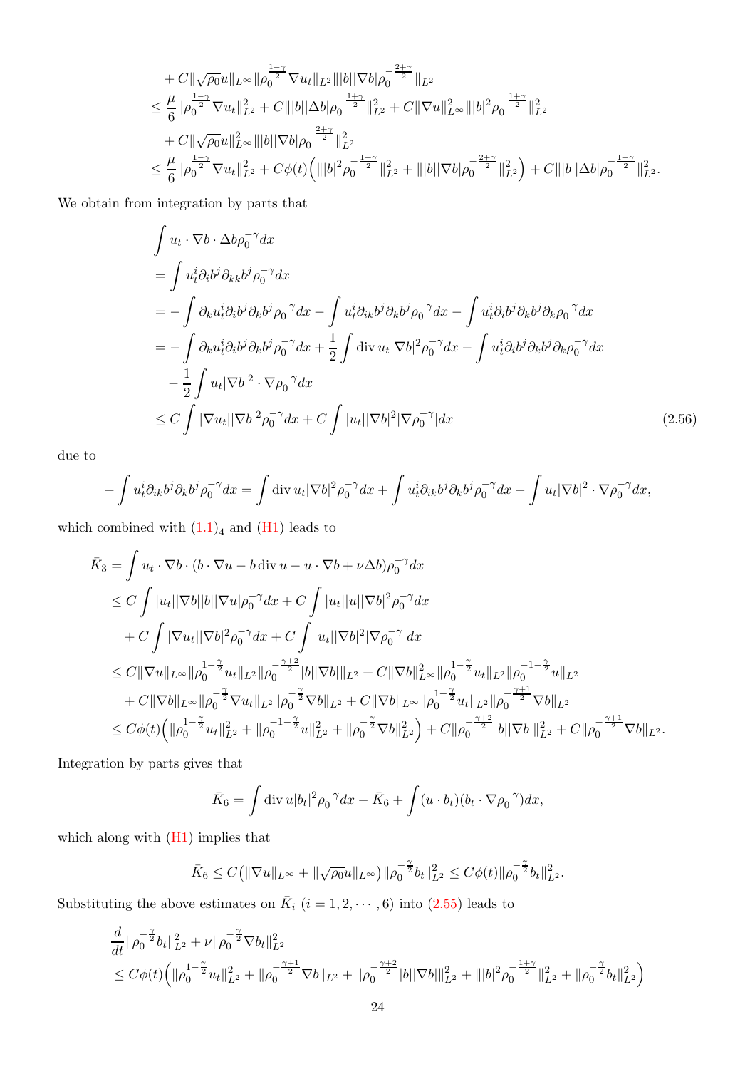$$
\begin{aligned}
&+ C\|\sqrt{\rho_0}u\|_{L^\infty}\|\rho_0^{\frac{1-\gamma}{2}}\nabla u_t\|_{L^2}\||b||\nabla b|\rho_0^{-\frac{2+\gamma}{2}}\|_{L^2}\\
&\le \frac{\mu}{6}\|\rho_0^{\frac{1-\gamma}{2}}\nabla u_t\|_{L^2}^2 + C\||b||\Delta b|\rho_0^{-\frac{1+\gamma}{2}}\|_{L^2}^2 + C\|\nabla u\|_{L^\infty}^2\||b|^2\rho_0^{-\frac{1+\gamma}{2}}\|_{L^2}^2\\
&\quad + C\|\sqrt{\rho_0}u\|_{L^\infty}^2\||b||\nabla b|\rho_0^{-\frac{2+\gamma}{2}}\|_{L^2}^2\\
&\le \frac{\mu}{6}\|\rho_0^{\frac{1-\gamma}{2}}\nabla u_t\|_{L^2}^2 + C\phi(t)\Big(\||b|^2\rho_0^{-\frac{1+\gamma}{2}}\|_{L^2}^2 + \||b||\nabla b|\rho_0^{-\frac{2+\gamma}{2}}\|_{L^2}^2\Big) + C\||b||\Delta b|\rho_0^{-\frac{1+\gamma}{2}}\|_{L^2}^2.
\end{aligned}
$$

We obtain from integration by parts that

$$
\begin{aligned}
&\int u_t\cdot\nabla b\cdot\Delta b\rho_0^{-\gamma}dx\\
&= \int u_t^i\partial_i b^j\partial_{kk}b^j\rho_0^{-\gamma}dx\\
&= -\int \partial_k u_t^i\partial_i b^j\partial_k b^j\rho_0^{-\gamma}dx - \int u_t^i\partial_{ik}b^j\partial_k b^j\rho_0^{-\gamma}dx - \int u_t^i\partial_i b^j\partial_k b^j\partial_k\rho_0^{-\gamma}dx\\
&= -\int \partial_k u_t^i\partial_i b^j\partial_k b^j\rho_0^{-\gamma}dx + \frac{1}{2}\int \operatorname{div} u_t|\nabla b|^2\rho_0^{-\gamma}dx - \int u_t^i\partial_i b^j\partial_k b^j\partial_k\rho_0^{-\gamma}dx\\
&\quad - \frac{1}{2}\int u_t|\nabla b|^2\cdot\nabla\rho_0^{-\gamma}dx\\
&\le C\int |\nabla u_t||\nabla b|^2\rho_0^{-\gamma}dx + C\int |u_t||\nabla b|^2|\nabla\rho_0^{-\gamma}|dx
\end{aligned}
\tag{2.56}
$$

due to

$$
-\int u_t^i\partial_{ik}b^j\partial_k b^j\rho_0^{-\gamma}dx = \int \operatorname{div} u_t|\nabla b|^2\rho_0^{-\gamma}dx + \int u_t^i\partial_{ik}b^j\partial_k b^j\rho_0^{-\gamma}dx - \int u_t|\nabla b|^2\cdot\nabla\rho_0^{-\gamma}dx,
$$

which combined with $(1.1)_4$ and (H1) leads to

$$
\begin{aligned}
\bar{K}_3 &= \int u_t\cdot\nabla b\cdot(b\cdot\nabla u - b\operatorname{div} u - u\cdot\nabla b + \nu\Delta b)\rho_0^{-\gamma}dx\\
&\le C\int |u_t||\nabla b||b||\nabla u|\rho_0^{-\gamma}dx + C\int |u_t||u||\nabla b|^2\rho_0^{-\gamma}dx\\
&\quad + C\int |\nabla u_t||\nabla b|^2\rho_0^{-\gamma}dx + C\int |u_t||\nabla b|^2|\nabla\rho_0^{-\gamma}|dx\\
&\le C\|\nabla u\|_{L^\infty}\|\rho_0^{1-\frac{\gamma}{2}}u_t\|_{L^2}\|\rho_0^{-\frac{\gamma+2}{2}}|b||\nabla b|\|_{L^2} + C\|\nabla b\|_{L^\infty}^2\|\rho_0^{1-\frac{\gamma}{2}}u_t\|_{L^2}\|\rho_0^{-1-\frac{\gamma}{2}}u\|_{L^2}\\
&\quad + C\|\nabla b\|_{L^\infty}\|\rho_0^{-\frac{\gamma}{2}}\nabla u_t\|_{L^2}\|\rho_0^{-\frac{\gamma}{2}}\nabla b\|_{L^2} + C\|\nabla b\|_{L^\infty}\|\rho_0^{1-\frac{\gamma}{2}}u_t\|_{L^2}\|\rho_0^{-\frac{\gamma+1}{2}}\nabla b\|_{L^2}\\
&\le C\phi(t)\Big(\|\rho_0^{1-\frac{\gamma}{2}}u_t\|_{L^2}^2 + \|\rho_0^{-1-\frac{\gamma}{2}}u\|_{L^2}^2 + \|\rho_0^{-\frac{\gamma}{2}}\nabla b\|_{L^2}^2\Big) + C\|\rho_0^{-\frac{\gamma+2}{2}}|b||\nabla b|\|_{L^2}^2 + C\|\rho_0^{-\frac{\gamma+1}{2}}\nabla b\|_{L^2}.
\end{aligned}
$$

Integration by parts gives that

$$
\bar{K}_6 = \int \operatorname{div} u|b_t|^2\rho_0^{-\gamma}dx - \bar{K}_6 + \int (u\cdot b_t)(b_t\cdot\nabla\rho_0^{-\gamma})dx,
$$

which along with (H1) implies that

$$
\bar{K}_6 \le C\big(\|\nabla u\|_{L^\infty} + \|\sqrt{\rho_0}u\|_{L^\infty}\big)\|\rho_0^{-\frac{\gamma}{2}}b_t\|_{L^2}^2 \le C\phi(t)\|\rho_0^{-\frac{\gamma}{2}}b_t\|_{L^2}^2.
$$

Substituting the above estimates on $\bar{K}_i$ $(i = 1, 2, \cdots, 6)$ into (2.55) leads to

$$
\begin{aligned}
&\frac{d}{dt}\|\rho_0^{-\frac{\gamma}{2}}b_t\|_{L^2}^2 + \nu\|\rho_0^{-\frac{\gamma}{2}}\nabla b_t\|_{L^2}^2\\
&\le C\phi(t)\Big(\|\rho_0^{1-\frac{\gamma}{2}}u_t\|_{L^2}^2 + \|\rho_0^{-\frac{\gamma+1}{2}}\nabla b\|_{L^2} + \|\rho_0^{-\frac{\gamma+2}{2}}|b||\nabla b|\|_{L^2}^2 + \||b|^2\rho_0^{-\frac{1+\gamma}{2}}\|_{L^2}^2 + \|\rho_0^{-\frac{\gamma}{2}}b_t\|_{L^2}^2\Big)
\end{aligned}
$$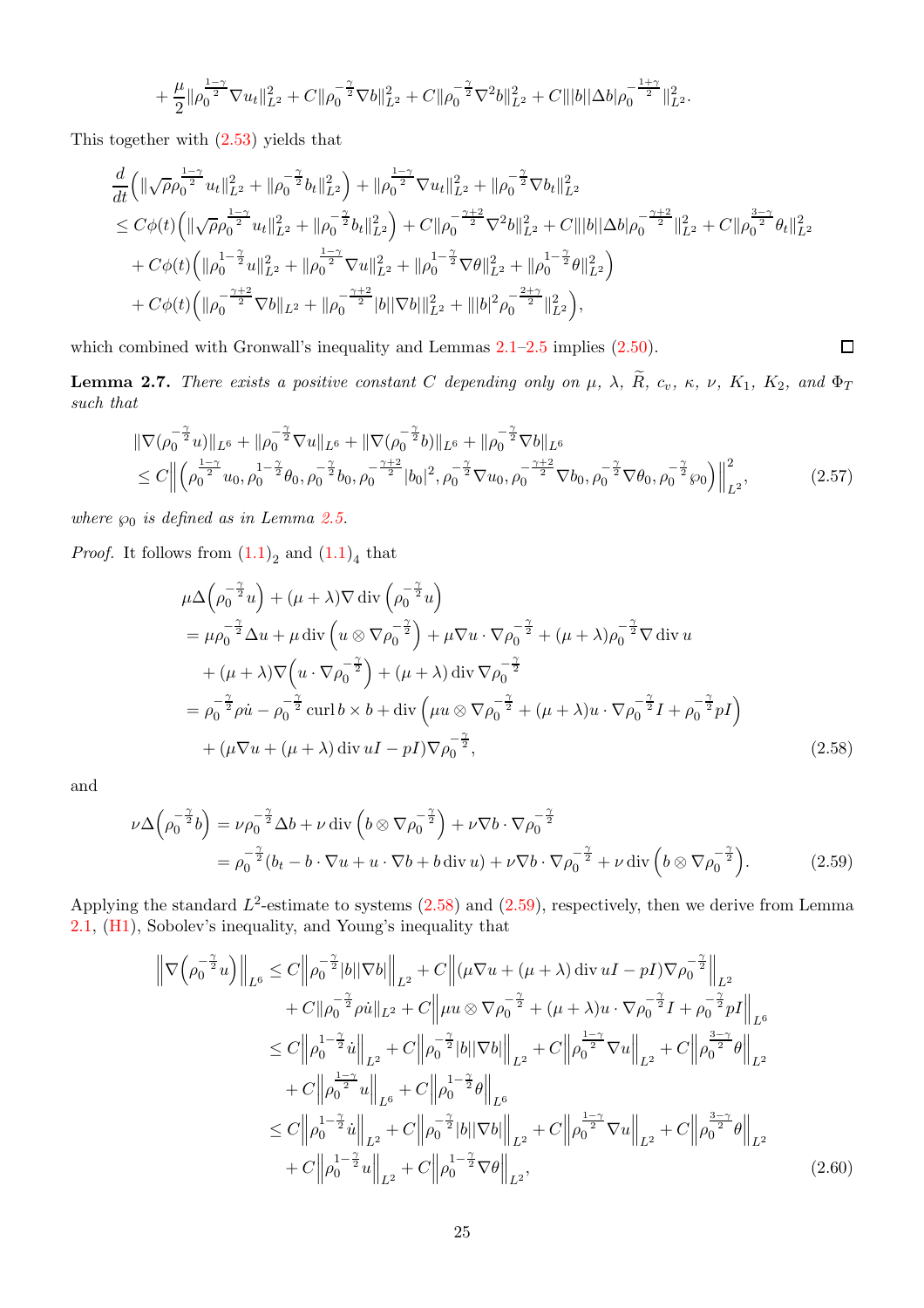$$+\frac{\mu}{2}\|\rho_0^{\frac{1-\gamma}{2}}\nabla u_t\|_{L^2}^2 + C\|\rho_0^{-\frac{\gamma}{2}}\nabla b\|_{L^2}^2 + C\|\rho_0^{-\frac{\gamma}{2}}\nabla^2 b\|_{L^2}^2 + C\||b||\Delta b|\rho_0^{-\frac{1+\gamma}{2}}\|_{L^2}^2.$$

This together with (2.53) yields that

$$\begin{aligned}
&\frac{d}{dt}\Big(\|\sqrt{\rho}\rho_0^{\frac{1-\gamma}{2}}u_t\|_{L^2}^2 + \|\rho_0^{-\frac{\gamma}{2}}b_t\|_{L^2}^2\Big) + \|\rho_0^{\frac{1-\gamma}{2}}\nabla u_t\|_{L^2}^2 + \|\rho_0^{-\frac{\gamma}{2}}\nabla b_t\|_{L^2}^2 \\
&\le C\phi(t)\Big(\|\sqrt{\rho}\rho_0^{\frac{1-\gamma}{2}}u_t\|_{L^2}^2 + \|\rho_0^{-\frac{\gamma}{2}}b_t\|_{L^2}^2\Big) + C\|\rho_0^{-\frac{\gamma+2}{2}}\nabla^2 b\|_{L^2}^2 + C\||b||\Delta b|\rho_0^{-\frac{\gamma+2}{2}}\|_{L^2}^2 + C\|\rho_0^{\frac{3-\gamma}{2}}\theta_t\|_{L^2}^2 \\
&\quad + C\phi(t)\Big(\|\rho_0^{1-\frac{\gamma}{2}}u\|_{L^2}^2 + \|\rho_0^{\frac{1-\gamma}{2}}\nabla u\|_{L^2}^2 + \|\rho_0^{1-\frac{\gamma}{2}}\nabla\theta\|_{L^2}^2 + \|\rho_0^{1-\frac{\gamma}{2}}\theta\|_{L^2}^2\Big) \\
&\quad + C\phi(t)\Big(\|\rho_0^{-\frac{\gamma+2}{2}}\nabla b\|_{L^2} + \|\rho_0^{-\frac{\gamma+2}{2}}|b||\nabla b|\|_{L^2}^2 + \||b|^2\rho_0^{-\frac{2+\gamma}{2}}\|_{L^2}^2\Big),
\end{aligned}$$

which combined with Gronwall's inequality and Lemmas 2.1–2.5 implies (2.50). $\square$

**Lemma 2.7.** *There exists a positive constant $C$ depending only on $\mu$, $\lambda$, $\widetilde{R}$, $c_v$, $\kappa$, $\nu$, $K_1$, $K_2$, and $\Phi_T$ such that*

$$\begin{aligned}
&\|\nabla(\rho_0^{-\frac{\gamma}{2}}u)\|_{L^6} + \|\rho_0^{-\frac{\gamma}{2}}\nabla u\|_{L^6} + \|\nabla(\rho_0^{-\frac{\gamma}{2}}b)\|_{L^6} + \|\rho_0^{-\frac{\gamma}{2}}\nabla b\|_{L^6} \\
&\le C\Big\|\Big(\rho_0^{\frac{1-\gamma}{2}}u_0, \rho_0^{1-\frac{\gamma}{2}}\theta_0, \rho_0^{-\frac{\gamma}{2}}b_0, \rho_0^{-\frac{\gamma+2}{2}}|b_0|^2, \rho_0^{-\frac{\gamma}{2}}\nabla u_0, \rho_0^{-\frac{\gamma+2}{2}}\nabla b_0, \rho_0^{-\frac{\gamma}{2}}\nabla\theta_0, \rho_0^{-\frac{\gamma}{2}}\wp_0\Big)\Big\|_{L^2}^2,
\end{aligned}\tag{2.57}$$

*where $\wp_0$ is defined as in Lemma 2.5.*

*Proof.* It follows from $(1.1)_2$ and $(1.1)_4$ that

$$\begin{aligned}
&\mu\Delta\Big(\rho_0^{-\frac{\gamma}{2}}u\Big) + (\mu+\lambda)\nabla\operatorname{div}\Big(\rho_0^{-\frac{\gamma}{2}}u\Big) \\
&= \mu\rho_0^{-\frac{\gamma}{2}}\Delta u + \mu\operatorname{div}\Big(u\otimes\nabla\rho_0^{-\frac{\gamma}{2}}\Big) + \mu\nabla u\cdot\nabla\rho_0^{-\frac{\gamma}{2}} + (\mu+\lambda)\rho_0^{-\frac{\gamma}{2}}\nabla\operatorname{div}u \\
&\quad + (\mu+\lambda)\nabla\Big(u\cdot\nabla\rho_0^{-\frac{\gamma}{2}}\Big) + (\mu+\lambda)\operatorname{div}\nabla\rho_0^{-\frac{\gamma}{2}} \\
&= \rho_0^{-\frac{\gamma}{2}}\rho\dot{u} - \rho_0^{-\frac{\gamma}{2}}\operatorname{curl}b\times b + \operatorname{div}\Big(\mu u\otimes\nabla\rho_0^{-\frac{\gamma}{2}} + (\mu+\lambda)u\cdot\nabla\rho_0^{-\frac{\gamma}{2}}I + \rho_0^{-\frac{\gamma}{2}}pI\Big) \\
&\quad + (\mu\nabla u + (\mu+\lambda)\operatorname{div}uI - pI)\nabla\rho_0^{-\frac{\gamma}{2}},
\end{aligned}\tag{2.58}$$

and

$$\begin{aligned}
\nu\Delta\Big(\rho_0^{-\frac{\gamma}{2}}b\Big) &= \nu\rho_0^{-\frac{\gamma}{2}}\Delta b + \nu\operatorname{div}\Big(b\otimes\nabla\rho_0^{-\frac{\gamma}{2}}\Big) + \nu\nabla b\cdot\nabla\rho_0^{-\frac{\gamma}{2}} \\
&= \rho_0^{-\frac{\gamma}{2}}(b_t - b\cdot\nabla u + u\cdot\nabla b + b\operatorname{div}u) + \nu\nabla b\cdot\nabla\rho_0^{-\frac{\gamma}{2}} + \nu\operatorname{div}\Big(b\otimes\nabla\rho_0^{-\frac{\gamma}{2}}\Big).
\end{aligned}\tag{2.59}$$

Applying the standard $L^2$-estimate to systems (2.58) and (2.59), respectively, then we derive from Lemma 2.1, (H1), Sobolev's inequality, and Young's inequality that

$$\begin{aligned}
\Big\|\nabla\Big(\rho_0^{-\frac{\gamma}{2}}u\Big)\Big\|_{L^6} &\le C\Big\|\rho_0^{-\frac{\gamma}{2}}|b||\nabla b|\Big\|_{L^2} + C\Big\|(\mu\nabla u + (\mu+\lambda)\operatorname{div}uI - pI)\nabla\rho_0^{-\frac{\gamma}{2}}\Big\|_{L^2} \\
&\quad + C\|\rho_0^{-\frac{\gamma}{2}}\rho\dot{u}\|_{L^2} + C\Big\|\mu u\otimes\nabla\rho_0^{-\frac{\gamma}{2}} + (\mu+\lambda)u\cdot\nabla\rho_0^{-\frac{\gamma}{2}}I + \rho_0^{-\frac{\gamma}{2}}pI\Big\|_{L^6} \\
&\le C\Big\|\rho_0^{1-\frac{\gamma}{2}}\dot{u}\Big\|_{L^2} + C\Big\|\rho_0^{-\frac{\gamma}{2}}|b||\nabla b|\Big\|_{L^2} + C\Big\|\rho_0^{\frac{1-\gamma}{2}}\nabla u\Big\|_{L^2} + C\Big\|\rho_0^{\frac{3-\gamma}{2}}\theta\Big\|_{L^2} \\
&\quad + C\Big\|\rho_0^{\frac{1-\gamma}{2}}u\Big\|_{L^6} + C\Big\|\rho_0^{1-\frac{\gamma}{2}}\theta\Big\|_{L^6} \\
&\le C\Big\|\rho_0^{1-\frac{\gamma}{2}}\dot{u}\Big\|_{L^2} + C\Big\|\rho_0^{-\frac{\gamma}{2}}|b||\nabla b|\Big\|_{L^2} + C\Big\|\rho_0^{\frac{1-\gamma}{2}}\nabla u\Big\|_{L^2} + C\Big\|\rho_0^{\frac{3-\gamma}{2}}\theta\Big\|_{L^2} \\
&\quad + C\Big\|\rho_0^{1-\frac{\gamma}{2}}u\Big\|_{L^2} + C\Big\|\rho_0^{1-\frac{\gamma}{2}}\nabla\theta\Big\|_{L^2},
\end{aligned}\tag{2.60}$$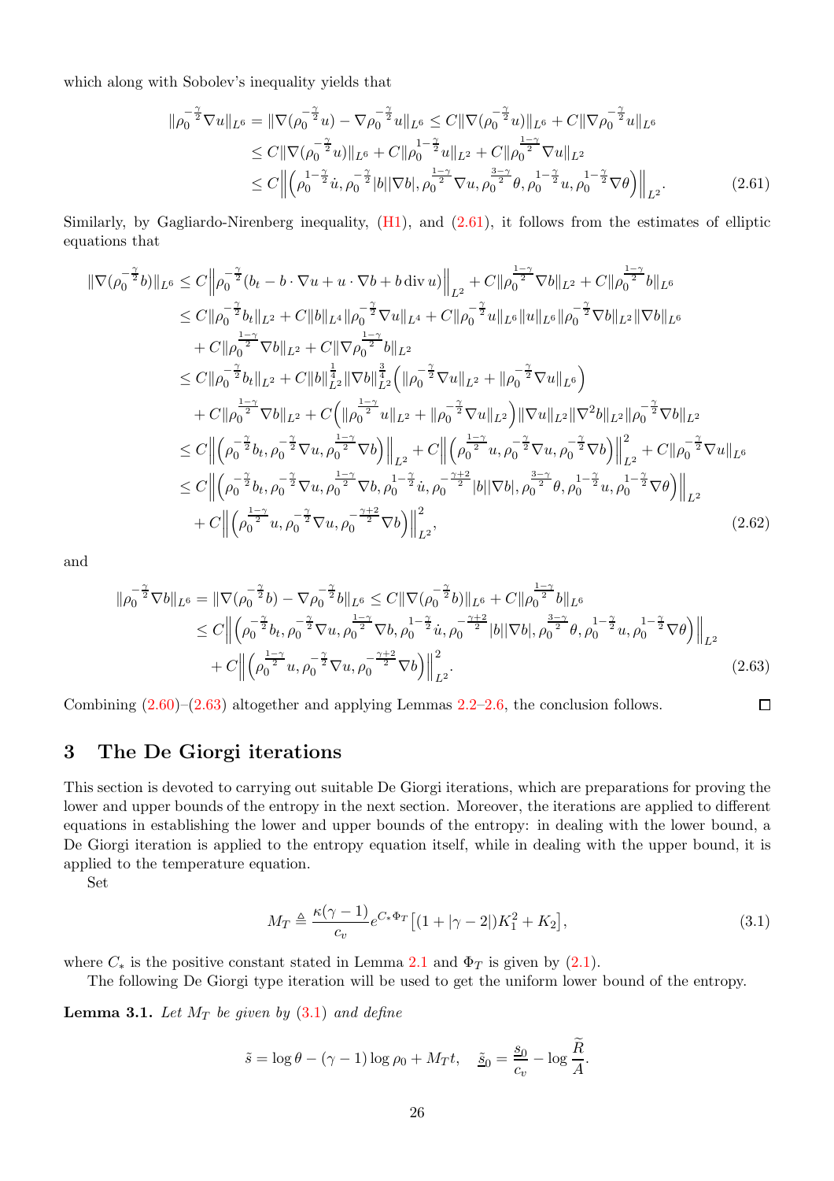which along with Sobolev's inequality yields that

$$
\begin{aligned}
\|\rho_0^{-\frac{\gamma}{2}}\nabla u\|_{L^6} &= \|\nabla(\rho_0^{-\frac{\gamma}{2}}u) - \nabla\rho_0^{-\frac{\gamma}{2}}u\|_{L^6} \le C\|\nabla(\rho_0^{-\frac{\gamma}{2}}u)\|_{L^6} + C\|\nabla\rho_0^{-\frac{\gamma}{2}}u\|_{L^6} \\
&\le C\|\nabla(\rho_0^{-\frac{\gamma}{2}}u)\|_{L^6} + C\|\rho_0^{1-\frac{\gamma}{2}}u\|_{L^2} + C\|\rho_0^{\frac{1-\gamma}{2}}\nabla u\|_{L^2} \\
&\le C\Big\|\Big(\rho_0^{1-\frac{\gamma}{2}}\dot u, \rho_0^{-\frac{\gamma}{2}}|b||\nabla b|, \rho_0^{\frac{1-\gamma}{2}}\nabla u, \rho_0^{\frac{3-\gamma}{2}}\theta, \rho_0^{1-\frac{\gamma}{2}}u, \rho_0^{1-\frac{\gamma}{2}}\nabla\theta\Big)\Big\|_{L^2}.
\end{aligned}
\tag{2.61}
$$

Similarly, by Gagliardo-Nirenberg inequality, (H1), and (2.61), it follows from the estimates of elliptic equations that

$$
\begin{aligned}
\|\nabla(\rho_0^{-\frac{\gamma}{2}}b)\|_{L^6} &\le C\Big\|\rho_0^{-\frac{\gamma}{2}}(b_t - b\cdot\nabla u + u\cdot\nabla b + b\operatorname{div} u)\Big\|_{L^2} + C\|\rho_0^{\frac{1-\gamma}{2}}\nabla b\|_{L^2} + C\|\rho_0^{\frac{1-\gamma}{2}}b\|_{L^6} \\
&\le C\|\rho_0^{-\frac{\gamma}{2}}b_t\|_{L^2} + C\|b\|_{L^4}\|\rho_0^{-\frac{\gamma}{2}}\nabla u\|_{L^4} + C\|\rho_0^{-\frac{\gamma}{2}}u\|_{L^6}\|u\|_{L^6}\|\rho_0^{-\frac{\gamma}{2}}\nabla b\|_{L^2}\|\nabla b\|_{L^6} \\
&\quad + C\|\rho_0^{\frac{1-\gamma}{2}}\nabla b\|_{L^2} + C\|\nabla\rho_0^{\frac{1-\gamma}{2}}b\|_{L^2} \\
&\le C\|\rho_0^{-\frac{\gamma}{2}}b_t\|_{L^2} + C\|b\|_{L^2}^{\frac14}\|\nabla b\|_{L^2}^{\frac34}\Big(\|\rho_0^{-\frac{\gamma}{2}}\nabla u\|_{L^2} + \|\rho_0^{-\frac{\gamma}{2}}\nabla u\|_{L^6}\Big) \\
&\quad + C\|\rho_0^{\frac{1-\gamma}{2}}\nabla b\|_{L^2} + C\Big(\|\rho_0^{\frac{1-\gamma}{2}}u\|_{L^2} + \|\rho_0^{-\frac{\gamma}{2}}\nabla u\|_{L^2}\Big)\|\nabla u\|_{L^2}\|\nabla^2 b\|_{L^2}\|\rho_0^{-\frac{\gamma}{2}}\nabla b\|_{L^2} \\
&\le C\Big\|\Big(\rho_0^{-\frac{\gamma}{2}}b_t, \rho_0^{-\frac{\gamma}{2}}\nabla u, \rho_0^{\frac{1-\gamma}{2}}\nabla b\Big)\Big\|_{L^2} + C\Big\|\Big(\rho_0^{\frac{1-\gamma}{2}}u, \rho_0^{-\frac{\gamma}{2}}\nabla u, \rho_0^{-\frac{\gamma}{2}}\nabla b\Big)\Big\|_{L^2}^2 + C\|\rho_0^{-\frac{\gamma}{2}}\nabla u\|_{L^6} \\
&\le C\Big\|\Big(\rho_0^{-\frac{\gamma}{2}}b_t, \rho_0^{-\frac{\gamma}{2}}\nabla u, \rho_0^{\frac{1-\gamma}{2}}\nabla b, \rho_0^{1-\frac{\gamma}{2}}\dot u, \rho_0^{-\frac{\gamma+2}{2}}|b||\nabla b|, \rho_0^{\frac{3-\gamma}{2}}\theta, \rho_0^{1-\frac{\gamma}{2}}u, \rho_0^{1-\frac{\gamma}{2}}\nabla\theta\Big)\Big\|_{L^2} \\
&\quad + C\Big\|\Big(\rho_0^{\frac{1-\gamma}{2}}u, \rho_0^{-\frac{\gamma}{2}}\nabla u, \rho_0^{-\frac{\gamma+2}{2}}\nabla b\Big)\Big\|_{L^2}^2,
\end{aligned}
\tag{2.62}
$$

and

$$
\begin{aligned}
\|\rho_0^{-\frac{\gamma}{2}}\nabla b\|_{L^6} &= \|\nabla(\rho_0^{-\frac{\gamma}{2}}b) - \nabla\rho_0^{-\frac{\gamma}{2}}b\|_{L^6} \le C\|\nabla(\rho_0^{-\frac{\gamma}{2}}b)\|_{L^6} + C\|\rho_0^{\frac{1-\gamma}{2}}b\|_{L^6} \\
&\le C\Big\|\Big(\rho_0^{-\frac{\gamma}{2}}b_t, \rho_0^{-\frac{\gamma}{2}}\nabla u, \rho_0^{\frac{1-\gamma}{2}}\nabla b, \rho_0^{1-\frac{\gamma}{2}}\dot u, \rho_0^{-\frac{\gamma+2}{2}}|b||\nabla b|, \rho_0^{\frac{3-\gamma}{2}}\theta, \rho_0^{1-\frac{\gamma}{2}}u, \rho_0^{1-\frac{\gamma}{2}}\nabla\theta\Big)\Big\|_{L^2} \\
&\quad + C\Big\|\Big(\rho_0^{\frac{1-\gamma}{2}}u, \rho_0^{-\frac{\gamma}{2}}\nabla u, \rho_0^{-\frac{\gamma+2}{2}}\nabla b\Big)\Big\|_{L^2}^2.
\end{aligned}
\tag{2.63}
$$

Combining (2.60)–(2.63) altogether and applying Lemmas 2.2–2.6, the conclusion follows. □

# 3 The De Giorgi iterations

This section is devoted to carrying out suitable De Giorgi iterations, which are preparations for proving the lower and upper bounds of the entropy in the next section. Moreover, the iterations are applied to different equations in establishing the lower and upper bounds of the entropy: in dealing with the lower bound, a De Giorgi iteration is applied to the entropy equation itself, while in dealing with the upper bound, it is applied to the temperature equation.

Set

$$
M_T \triangleq \frac{\kappa(\gamma-1)}{c_v}e^{C_*\Phi_T}\big[(1+|\gamma-2|)K_1^2 + K_2\big],
\tag{3.1}
$$

where $C_*$ is the positive constant stated in Lemma 2.1 and $\Phi_T$ is given by (2.1).

The following De Giorgi type iteration will be used to get the uniform lower bound of the entropy.

**Lemma 3.1.** *Let $M_T$ be given by (3.1) and define*

$$
\tilde s = \log\theta - (\gamma-1)\log\rho_0 + M_T t, \quad \underline{\tilde s}_0 = \frac{\underline{s}_0}{c_v} - \log\frac{\widetilde R}{A}.
$$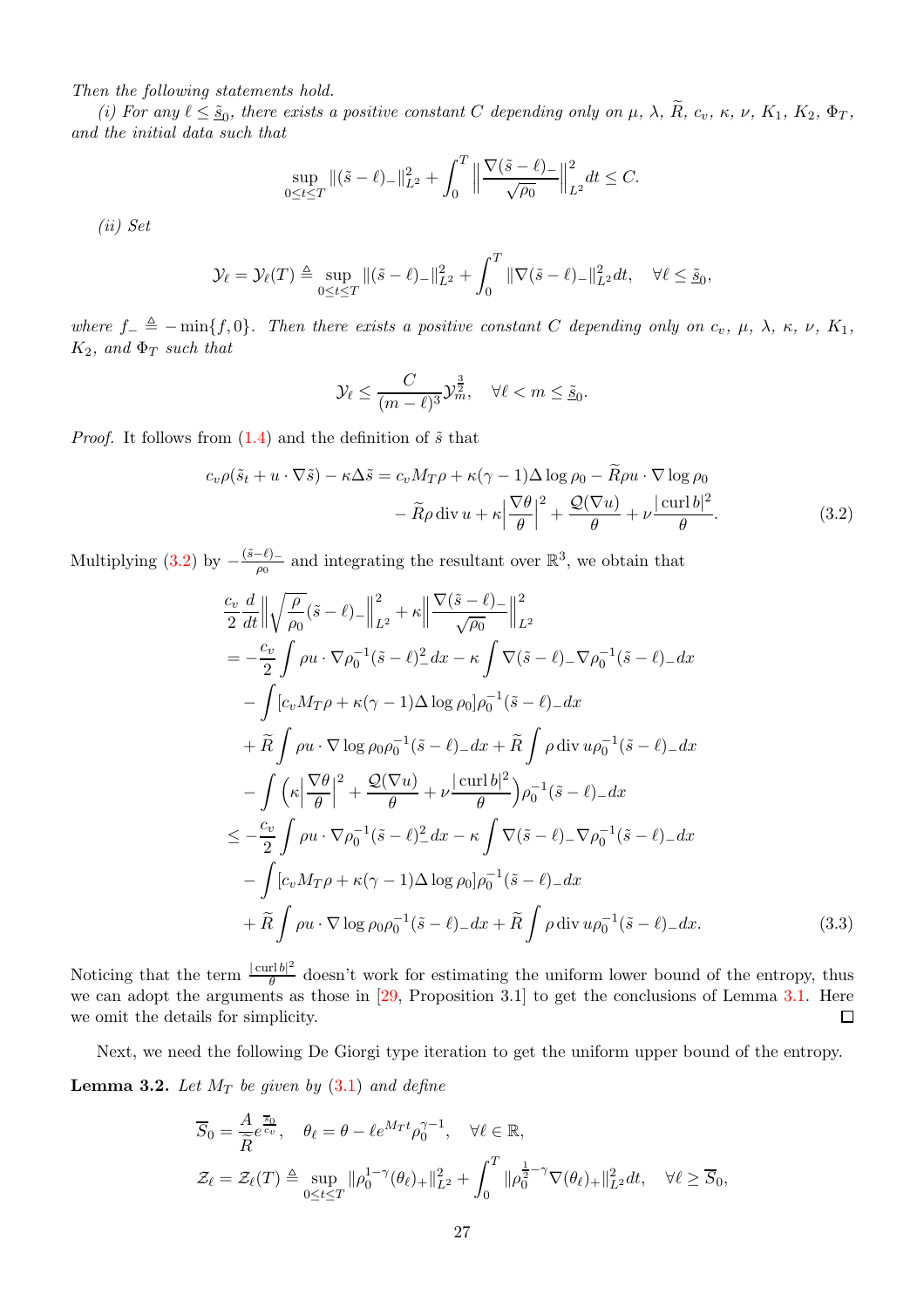*Then the following statements hold.*

*(i) For any $\ell \le \underline{\tilde{s}}_0$, there exists a positive constant $C$ depending only on $\mu$, $\lambda$, $\widetilde{R}$, $c_v$, $\kappa$, $\nu$, $K_1$, $K_2$, $\Phi_T$, and the initial data such that*

$$\sup_{0\le t\le T}\|(\tilde{s}-\ell)_-\|_{L^2}^2+\int_0^T\Big\|\frac{\nabla(\tilde{s}-\ell)_-}{\sqrt{\rho_0}}\Big\|_{L^2}^2dt\le C.$$

*(ii) Set*

$$\mathcal{Y}_\ell=\mathcal{Y}_\ell(T)\triangleq\sup_{0\le t\le T}\|(\tilde{s}-\ell)_-\|_{L^2}^2+\int_0^T\|\nabla(\tilde{s}-\ell)_-\|_{L^2}^2dt,\quad \forall \ell\le \underline{\tilde{s}}_0,$$

*where $f_-\triangleq-\min\{f,0\}$. Then there exists a positive constant $C$ depending only on $c_v$, $\mu$, $\lambda$, $\kappa$, $\nu$, $K_1$, $K_2$, and $\Phi_T$ such that*

$$\mathcal{Y}_\ell\le\frac{C}{(m-\ell)^3}\mathcal{Y}_m^{\frac{3}{2}},\quad \forall \ell<m\le\underline{\tilde{s}}_0.$$

*Proof.* It follows from (1.4) and the definition of $\tilde{s}$ that

$$\begin{aligned}
c_v\rho(\tilde{s}_t+u\cdot\nabla\tilde{s})-\kappa\Delta\tilde{s}&=c_vM_T\rho+\kappa(\gamma-1)\Delta\log\rho_0-\widetilde{R}\rho u\cdot\nabla\log\rho_0\\
&\quad-\widetilde{R}\rho\operatorname{div}u+\kappa\Big|\frac{\nabla\theta}{\theta}\Big|^2+\frac{\mathcal{Q}(\nabla u)}{\theta}+\nu\frac{|\operatorname{curl}b|^2}{\theta}.
\end{aligned}\tag{3.2}$$

Multiplying (3.2) by $-\frac{(\tilde{s}-\ell)_-}{\rho_0}$ and integrating the resultant over $\mathbb{R}^3$, we obtain that

$$\begin{aligned}
&\frac{c_v}{2}\frac{d}{dt}\Big\|\sqrt{\frac{\rho}{\rho_0}}(\tilde{s}-\ell)_-\Big\|_{L^2}^2+\kappa\Big\|\frac{\nabla(\tilde{s}-\ell)_-}{\sqrt{\rho_0}}\Big\|_{L^2}^2\\
&=-\frac{c_v}{2}\int\rho u\cdot\nabla\rho_0^{-1}(\tilde{s}-\ell)_-^2dx-\kappa\int\nabla(\tilde{s}-\ell)_-\nabla\rho_0^{-1}(\tilde{s}-\ell)_-dx\\
&\quad-\int[c_vM_T\rho+\kappa(\gamma-1)\Delta\log\rho_0]\rho_0^{-1}(\tilde{s}-\ell)_-dx\\
&\quad+\widetilde{R}\int\rho u\cdot\nabla\log\rho_0\rho_0^{-1}(\tilde{s}-\ell)_-dx+\widetilde{R}\int\rho\operatorname{div}u\rho_0^{-1}(\tilde{s}-\ell)_-dx\\
&\quad-\int\Big(\kappa\Big|\frac{\nabla\theta}{\theta}\Big|^2+\frac{\mathcal{Q}(\nabla u)}{\theta}+\nu\frac{|\operatorname{curl}b|^2}{\theta}\Big)\rho_0^{-1}(\tilde{s}-\ell)_-dx\\
&\le-\frac{c_v}{2}\int\rho u\cdot\nabla\rho_0^{-1}(\tilde{s}-\ell)_-^2dx-\kappa\int\nabla(\tilde{s}-\ell)_-\nabla\rho_0^{-1}(\tilde{s}-\ell)_-dx\\
&\quad-\int[c_vM_T\rho+\kappa(\gamma-1)\Delta\log\rho_0]\rho_0^{-1}(\tilde{s}-\ell)_-dx\\
&\quad+\widetilde{R}\int\rho u\cdot\nabla\log\rho_0\rho_0^{-1}(\tilde{s}-\ell)_-dx+\widetilde{R}\int\rho\operatorname{div}u\rho_0^{-1}(\tilde{s}-\ell)_-dx.
\end{aligned}\tag{3.3}$$

Noticing that the term $\frac{|\operatorname{curl}b|^2}{\theta}$ doesn't work for estimating the uniform lower bound of the entropy, thus we can adopt the arguments as those in [29, Proposition 3.1] to get the conclusions of Lemma 3.1. Here we omit the details for simplicity. $\square$

Next, we need the following De Giorgi type iteration to get the uniform upper bound of the entropy.

**Lemma 3.2.** *Let $M_T$ be given by (3.1) and define*

$$\begin{aligned}
&\overline{S}_0=\frac{A}{\widetilde{R}}e^{\frac{\overline{s}_0}{c_v}},\quad \theta_\ell=\theta-\ell e^{M_Tt}\rho_0^{\gamma-1},\quad \forall \ell\in\mathbb{R},\\
&\mathcal{Z}_\ell=\mathcal{Z}_\ell(T)\triangleq\sup_{0\le t\le T}\|\rho_0^{1-\gamma}(\theta_\ell)_+\|_{L^2}^2+\int_0^T\|\rho_0^{\frac{1}{2}-\gamma}\nabla(\theta_\ell)_+\|_{L^2}^2dt,\quad \forall \ell\ge\overline{S}_0,
\end{aligned}$$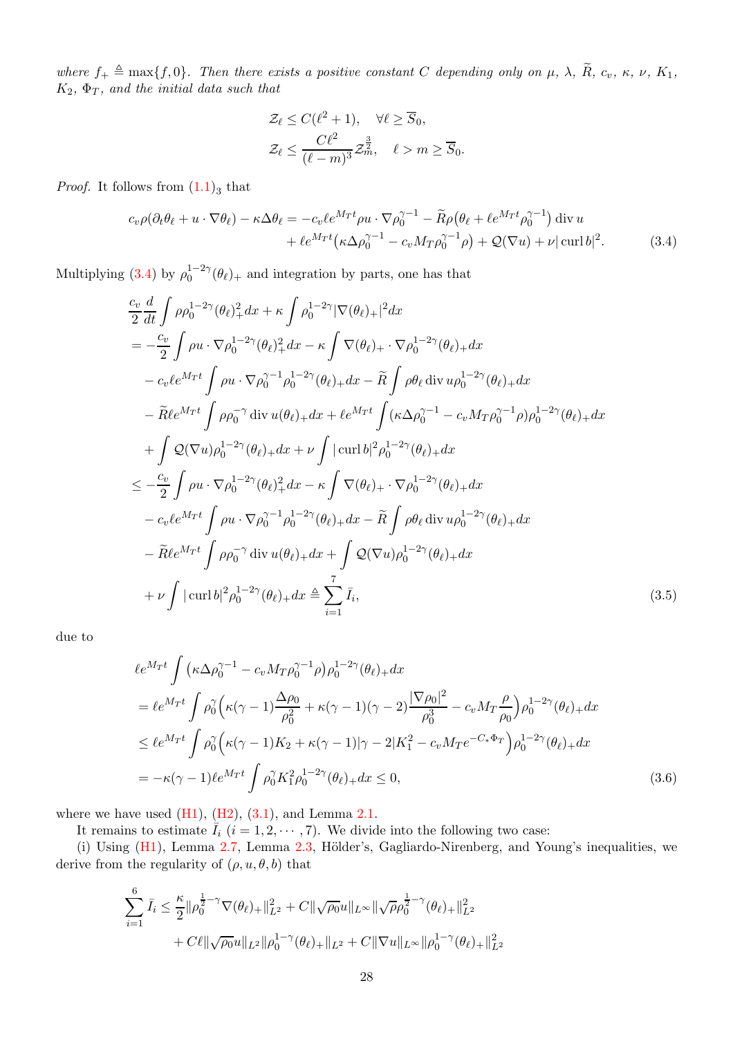*where $f_+ \triangleq \max\{f, 0\}$. Then there exists a positive constant $C$ depending only on $\mu$, $\lambda$, $\widetilde{R}$, $c_v$, $\kappa$, $\nu$, $K_1$, $K_2$, $\Phi_T$, and the initial data such that*

$$
\begin{aligned}
&\mathcal{Z}_\ell \le C(\ell^2+1), \quad \forall \ell \ge \overline{S}_0,\\
&\mathcal{Z}_\ell \le \frac{C\ell^2}{(\ell-m)^3}\mathcal{Z}_m^{\frac{3}{2}}, \quad \ell > m \ge \overline{S}_0.
\end{aligned}
$$

*Proof.* It follows from $(1.1)_3$ that

$$
\begin{aligned}
c_v\rho(\partial_t\theta_\ell + u\cdot\nabla\theta_\ell) - \kappa\Delta\theta_\ell = &-c_v\ell e^{M_T t}\rho u\cdot\nabla\rho_0^{\gamma-1} - \widetilde{R}\rho\big(\theta_\ell + \ell e^{M_T t}\rho_0^{\gamma-1}\big)\operatorname{div} u\\
&+ \ell e^{M_T t}\big(\kappa\Delta\rho_0^{\gamma-1} - c_v M_T\rho_0^{\gamma-1}\rho\big) + \mathcal{Q}(\nabla u) + \nu|\operatorname{curl} b|^2.
\end{aligned}
\tag{3.4}
$$

Multiplying (3.4) by $\rho_0^{1-2\gamma}(\theta_\ell)_+$ and integration by parts, one has that

$$
\begin{aligned}
&\frac{c_v}{2}\frac{d}{dt}\int \rho\rho_0^{1-2\gamma}(\theta_\ell)_+^2dx + \kappa\int\rho_0^{1-2\gamma}|\nabla(\theta_\ell)_+|^2dx\\
&= -\frac{c_v}{2}\int\rho u\cdot\nabla\rho_0^{1-2\gamma}(\theta_\ell)_+^2dx - \kappa\int\nabla(\theta_\ell)_+\cdot\nabla\rho_0^{1-2\gamma}(\theta_\ell)_+dx\\
&\quad - c_v\ell e^{M_T t}\int\rho u\cdot\nabla\rho_0^{\gamma-1}\rho_0^{1-2\gamma}(\theta_\ell)_+dx - \widetilde{R}\int\rho\theta_\ell\operatorname{div} u\rho_0^{1-2\gamma}(\theta_\ell)_+dx\\
&\quad - \widetilde{R}\ell e^{M_T t}\int\rho\rho_0^{-\gamma}\operatorname{div} u(\theta_\ell)_+dx + \ell e^{M_T t}\int\big(\kappa\Delta\rho_0^{\gamma-1} - c_v M_T\rho_0^{\gamma-1}\rho\big)\rho_0^{1-2\gamma}(\theta_\ell)_+dx\\
&\quad + \int\mathcal{Q}(\nabla u)\rho_0^{1-2\gamma}(\theta_\ell)_+dx + \nu\int|\operatorname{curl} b|^2\rho_0^{1-2\gamma}(\theta_\ell)_+dx\\
&\le -\frac{c_v}{2}\int\rho u\cdot\nabla\rho_0^{1-2\gamma}(\theta_\ell)_+^2dx - \kappa\int\nabla(\theta_\ell)_+\cdot\nabla\rho_0^{1-2\gamma}(\theta_\ell)_+dx\\
&\quad - c_v\ell e^{M_T t}\int\rho u\cdot\nabla\rho_0^{\gamma-1}\rho_0^{1-2\gamma}(\theta_\ell)_+dx - \widetilde{R}\int\rho\theta_\ell\operatorname{div} u\rho_0^{1-2\gamma}(\theta_\ell)_+dx\\
&\quad - \widetilde{R}\ell e^{M_T t}\int\rho\rho_0^{-\gamma}\operatorname{div} u(\theta_\ell)_+dx + \int\mathcal{Q}(\nabla u)\rho_0^{1-2\gamma}(\theta_\ell)_+dx\\
&\quad + \nu\int|\operatorname{curl} b|^2\rho_0^{1-2\gamma}(\theta_\ell)_+dx \triangleq \sum_{i=1}^{7}\bar{I}_i,
\end{aligned}
\tag{3.5}
$$

due to

$$
\begin{aligned}
&\ell e^{M_T t}\int\big(\kappa\Delta\rho_0^{\gamma-1} - c_v M_T\rho_0^{\gamma-1}\rho\big)\rho_0^{1-2\gamma}(\theta_\ell)_+dx\\
&= \ell e^{M_T t}\int\rho_0^\gamma\Big(\kappa(\gamma-1)\frac{\Delta\rho_0}{\rho_0^2} + \kappa(\gamma-1)(\gamma-2)\frac{|\nabla\rho_0|^2}{\rho_0^3} - c_v M_T\frac{\rho}{\rho_0}\Big)\rho_0^{1-2\gamma}(\theta_\ell)_+dx\\
&\le \ell e^{M_T t}\int\rho_0^\gamma\Big(\kappa(\gamma-1)K_2 + \kappa(\gamma-1)|\gamma-2|K_1^2 - c_v M_T e^{-C_*\Phi_T}\Big)\rho_0^{1-2\gamma}(\theta_\ell)_+dx\\
&= -\kappa(\gamma-1)\ell e^{M_T t}\int\rho_0^\gamma K_1^2\rho_0^{1-2\gamma}(\theta_\ell)_+dx \le 0,
\end{aligned}
\tag{3.6}
$$

where we have used (H1), (H2), (3.1), and Lemma 2.1.

It remains to estimate $\bar{I}_i$ $(i = 1, 2, \cdots, 7)$. We divide into the following two case:

(i) Using (H1), Lemma 2.7, Lemma 2.3, Hölder's, Gagliardo-Nirenberg, and Young's inequalities, we derive from the regularity of $(\rho, u, \theta, b)$ that

$$
\begin{aligned}
\sum_{i=1}^{6}\bar{I}_i \le\ &\frac{\kappa}{2}\|\rho_0^{\frac12-\gamma}\nabla(\theta_\ell)_+\|_{L^2}^2 + C\|\sqrt{\rho_0}u\|_{L^\infty}\|\sqrt{\rho}\rho_0^{\frac12-\gamma}(\theta_\ell)_+\|_{L^2}^2\\
&+ C\ell\|\sqrt{\rho_0}u\|_{L^2}\|\rho_0^{1-\gamma}(\theta_\ell)_+\|_{L^2} + C\|\nabla u\|_{L^\infty}\|\rho_0^{1-\gamma}(\theta_\ell)_+\|_{L^2}^2
\end{aligned}
$$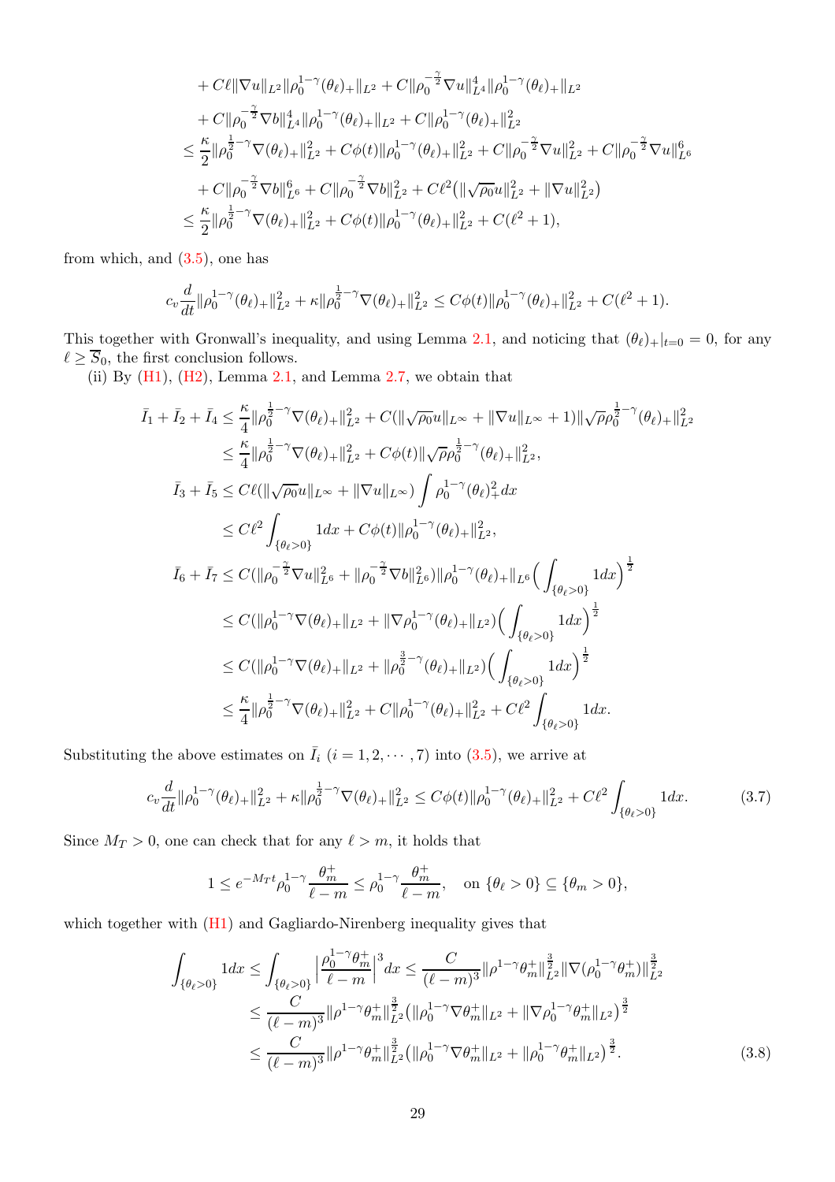$$
\begin{aligned}
&+ C\ell\|\nabla u\|_{L^2}\|\rho_0^{1-\gamma}(\theta_\ell)_+\|_{L^2} + C\|\rho_0^{-\frac{\gamma}{2}}\nabla u\|_{L^4}^4\|\rho_0^{1-\gamma}(\theta_\ell)_+\|_{L^2}\\
&+ C\|\rho_0^{-\frac{\gamma}{2}}\nabla b\|_{L^4}^4\|\rho_0^{1-\gamma}(\theta_\ell)_+\|_{L^2} + C\|\rho_0^{1-\gamma}(\theta_\ell)_+\|_{L^2}^2\\
\le\ & \frac{\kappa}{2}\|\rho_0^{\frac{1}{2}-\gamma}\nabla(\theta_\ell)_+\|_{L^2}^2 + C\phi(t)\|\rho_0^{1-\gamma}(\theta_\ell)_+\|_{L^2}^2 + C\|\rho_0^{-\frac{\gamma}{2}}\nabla u\|_{L^2}^2 + C\|\rho_0^{-\frac{\gamma}{2}}\nabla u\|_{L^6}^6\\
&+ C\|\rho_0^{-\frac{\gamma}{2}}\nabla b\|_{L^6}^6 + C\|\rho_0^{-\frac{\gamma}{2}}\nabla b\|_{L^2}^2 + C\ell^2\big(\|\sqrt{\rho_0}u\|_{L^2}^2 + \|\nabla u\|_{L^2}^2\big)\\
\le\ & \frac{\kappa}{2}\|\rho_0^{\frac{1}{2}-\gamma}\nabla(\theta_\ell)_+\|_{L^2}^2 + C\phi(t)\|\rho_0^{1-\gamma}(\theta_\ell)_+\|_{L^2}^2 + C(\ell^2+1),
\end{aligned}
$$

from which, and (3.5), one has

$$
c_v\frac{d}{dt}\|\rho_0^{1-\gamma}(\theta_\ell)_+\|_{L^2}^2 + \kappa\|\rho_0^{\frac{1}{2}-\gamma}\nabla(\theta_\ell)_+\|_{L^2}^2 \le C\phi(t)\|\rho_0^{1-\gamma}(\theta_\ell)_+\|_{L^2}^2 + C(\ell^2+1).
$$

This together with Gronwall's inequality, and using Lemma 2.1, and noticing that $(\theta_\ell)_+|_{t=0} = 0$, for any $\ell \ge \overline{S}_0$, the first conclusion follows.

(ii) By (H1), (H2), Lemma 2.1, and Lemma 2.7, we obtain that

$$
\begin{aligned}
\bar I_1 + \bar I_2 + \bar I_4 &\le \frac{\kappa}{4}\|\rho_0^{\frac{1}{2}-\gamma}\nabla(\theta_\ell)_+\|_{L^2}^2 + C(\|\sqrt{\rho_0}u\|_{L^\infty} + \|\nabla u\|_{L^\infty} + 1)\|\sqrt{\rho}\rho_0^{\frac{1}{2}-\gamma}(\theta_\ell)_+\|_{L^2}^2\\
&\le \frac{\kappa}{4}\|\rho_0^{\frac{1}{2}-\gamma}\nabla(\theta_\ell)_+\|_{L^2}^2 + C\phi(t)\|\sqrt{\rho}\rho_0^{\frac{1}{2}-\gamma}(\theta_\ell)_+\|_{L^2}^2,\\
\bar I_3 + \bar I_5 &\le C\ell(\|\sqrt{\rho_0}u\|_{L^\infty} + \|\nabla u\|_{L^\infty})\int \rho_0^{1-\gamma}(\theta_\ell)_+^2 dx\\
&\le C\ell^2\int_{\{\theta_\ell>0\}} 1dx + C\phi(t)\|\rho_0^{1-\gamma}(\theta_\ell)_+\|_{L^2}^2,\\
\bar I_6 + \bar I_7 &\le C(\|\rho_0^{-\frac{\gamma}{2}}\nabla u\|_{L^6}^2 + \|\rho_0^{-\frac{\gamma}{2}}\nabla b\|_{L^6}^2)\|\rho_0^{1-\gamma}(\theta_\ell)_+\|_{L^6}\Big(\int_{\{\theta_\ell>0\}} 1dx\Big)^{\frac{1}{2}}\\
&\le C(\|\rho_0^{1-\gamma}\nabla(\theta_\ell)_+\|_{L^2} + \|\nabla\rho_0^{1-\gamma}(\theta_\ell)_+\|_{L^2})\Big(\int_{\{\theta_\ell>0\}} 1dx\Big)^{\frac{1}{2}}\\
&\le C(\|\rho_0^{1-\gamma}\nabla(\theta_\ell)_+\|_{L^2} + \|\rho_0^{\frac{3}{2}-\gamma}(\theta_\ell)_+\|_{L^2})\Big(\int_{\{\theta_\ell>0\}} 1dx\Big)^{\frac{1}{2}}\\
&\le \frac{\kappa}{4}\|\rho_0^{\frac{1}{2}-\gamma}\nabla(\theta_\ell)_+\|_{L^2}^2 + C\|\rho_0^{1-\gamma}(\theta_\ell)_+\|_{L^2}^2 + C\ell^2\int_{\{\theta_\ell>0\}} 1dx.
\end{aligned}
$$

Substituting the above estimates on $\bar I_i$ $(i = 1, 2, \cdots, 7)$ into (3.5), we arrive at

$$
c_v\frac{d}{dt}\|\rho_0^{1-\gamma}(\theta_\ell)_+\|_{L^2}^2 + \kappa\|\rho_0^{\frac{1}{2}-\gamma}\nabla(\theta_\ell)_+\|_{L^2}^2 \le C\phi(t)\|\rho_0^{1-\gamma}(\theta_\ell)_+\|_{L^2}^2 + C\ell^2\int_{\{\theta_\ell>0\}} 1dx. \tag{3.7}
$$

Since $M_T > 0$, one can check that for any $\ell > m$, it holds that

$$
1 \le e^{-M_T t}\rho_0^{1-\gamma}\frac{\theta_m^+}{\ell - m} \le \rho_0^{1-\gamma}\frac{\theta_m^+}{\ell - m}, \quad \text{on } \{\theta_\ell > 0\} \subseteq \{\theta_m > 0\},
$$

which together with (H1) and Gagliardo-Nirenberg inequality gives that

$$
\begin{aligned}
\int_{\{\theta_\ell>0\}} 1dx &\le \int_{\{\theta_\ell>0\}} \Big|\frac{\rho_0^{1-\gamma}\theta_m^+}{\ell - m}\Big|^3 dx \le \frac{C}{(\ell-m)^3}\|\rho^{1-\gamma}\theta_m^+\|_{L^2}^{\frac{3}{2}}\|\nabla(\rho_0^{1-\gamma}\theta_m^+)\|_{L^2}^{\frac{3}{2}}\\
&\le \frac{C}{(\ell-m)^3}\|\rho^{1-\gamma}\theta_m^+\|_{L^2}^{\frac{3}{2}}\big(\|\rho_0^{1-\gamma}\nabla\theta_m^+\|_{L^2} + \|\nabla\rho_0^{1-\gamma}\theta_m^+\|_{L^2}\big)^{\frac{3}{2}}\\
&\le \frac{C}{(\ell-m)^3}\|\rho^{1-\gamma}\theta_m^+\|_{L^2}^{\frac{3}{2}}\big(\|\rho_0^{1-\gamma}\nabla\theta_m^+\|_{L^2} + \|\rho_0^{1-\gamma}\theta_m^+\|_{L^2}\big)^{\frac{3}{2}}.
\end{aligned} \tag{3.8}
$$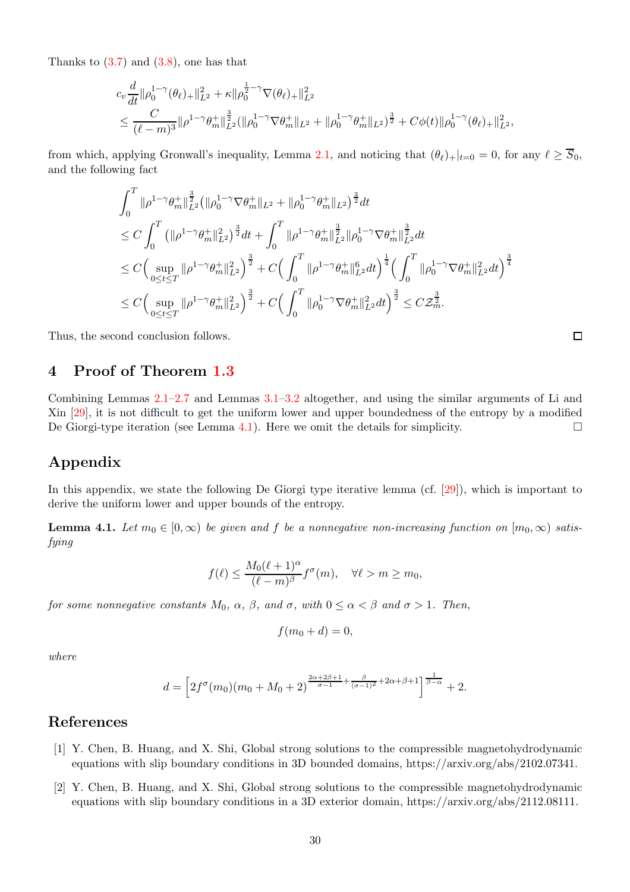Thanks to (3.7) and (3.8), one has that

$$
\begin{aligned}
&c_v \frac{d}{dt}\|\rho_0^{1-\gamma}(\theta_\ell)_+\|_{L^2}^2 + \kappa\|\rho_0^{\frac{1}{2}-\gamma}\nabla(\theta_\ell)_+\|_{L^2}^2 \\
&\le \frac{C}{(\ell-m)^3}\|\rho^{1-\gamma}\theta_m^+\|_{L^2}^{\frac{3}{2}}(\|\rho_0^{1-\gamma}\nabla\theta_m^+\|_{L^2} + \|\rho_0^{1-\gamma}\theta_m^+\|_{L^2})^{\frac{3}{2}} + C\phi(t)\|\rho_0^{1-\gamma}(\theta_\ell)_+\|_{L^2}^2,
\end{aligned}
$$

from which, applying Gronwall's inequality, Lemma 2.1, and noticing that $(\theta_\ell)_+|_{t=0} = 0$, for any $\ell \ge \overline{S}_0$, and the following fact

$$
\begin{aligned}
&\int_0^T \|\rho^{1-\gamma}\theta_m^+\|_{L^2}^{\frac{3}{2}}\big(\|\rho_0^{1-\gamma}\nabla\theta_m^+\|_{L^2} + \|\rho_0^{1-\gamma}\theta_m^+\|_{L^2}\big)^{\frac{3}{2}}dt \\
&\le C\int_0^T \big(\|\rho^{1-\gamma}\theta_m^+\|_{L^2}^2\big)^{\frac{3}{2}}dt + \int_0^T \|\rho^{1-\gamma}\theta_m^+\|_{L^2}^{\frac{3}{2}}\|\rho_0^{1-\gamma}\nabla\theta_m^+\|_{L^2}^{\frac{3}{2}}dt \\
&\le C\Big(\sup_{0\le t\le T}\|\rho^{1-\gamma}\theta_m^+\|_{L^2}^2\Big)^{\frac{3}{2}} + C\Big(\int_0^T \|\rho^{1-\gamma}\theta_m^+\|_{L^2}^6 dt\Big)^{\frac{1}{4}}\Big(\int_0^T \|\rho_0^{1-\gamma}\nabla\theta_m^+\|_{L^2}^2 dt\Big)^{\frac{3}{4}} \\
&\le C\Big(\sup_{0\le t\le T}\|\rho^{1-\gamma}\theta_m^+\|_{L^2}^2\Big)^{\frac{3}{2}} + C\Big(\int_0^T \|\rho_0^{1-\gamma}\nabla\theta_m^+\|_{L^2}^2 dt\Big)^{\frac{3}{2}} \le C\mathcal{Z}_m^{\frac{3}{2}}.
\end{aligned}
$$

Thus, the second conclusion follows. □

## 4 Proof of Theorem 1.3

Combining Lemmas 2.1–2.7 and Lemmas 3.1–3.2 altogether, and using the similar arguments of Li and Xin [29], it is not difficult to get the uniform lower and upper boundedness of the entropy by a modified De Giorgi-type iteration (see Lemma 4.1). Here we omit the details for simplicity. □

## Appendix

In this appendix, we state the following De Giorgi type iterative lemma (cf. [29]), which is important to derive the uniform lower and upper bounds of the entropy.

**Lemma 4.1.** *Let $m_0 \in [0,\infty)$ be given and $f$ be a nonnegative non-increasing function on $[m_0,\infty)$ satisfying*

$$
f(\ell) \le \frac{M_0(\ell+1)^\alpha}{(\ell-m)^\beta}f^\sigma(m), \quad \forall \ell > m \ge m_0,
$$

*for some nonnegative constants $M_0$, $\alpha$, $\beta$, and $\sigma$, with $0 \le \alpha < \beta$ and $\sigma > 1$. Then,*

$$
f(m_0 + d) = 0,
$$

*where*

$$
d = \Big[2f^\sigma(m_0)(m_0 + M_0 + 2)^{\frac{2\alpha+2\beta+1}{\sigma-1} + \frac{\beta}{(\sigma-1)^2} + 2\alpha+\beta+1}\Big]^{\frac{1}{\beta-\alpha}} + 2.
$$

## References

[1] Y. Chen, B. Huang, and X. Shi, Global strong solutions to the compressible magnetohydrodynamic equations with slip boundary conditions in 3D bounded domains, https://arxiv.org/abs/2102.07341.

[2] Y. Chen, B. Huang, and X. Shi, Global strong solutions to the compressible magnetohydrodynamic equations with slip boundary conditions in a 3D exterior domain, https://arxiv.org/abs/2112.08111.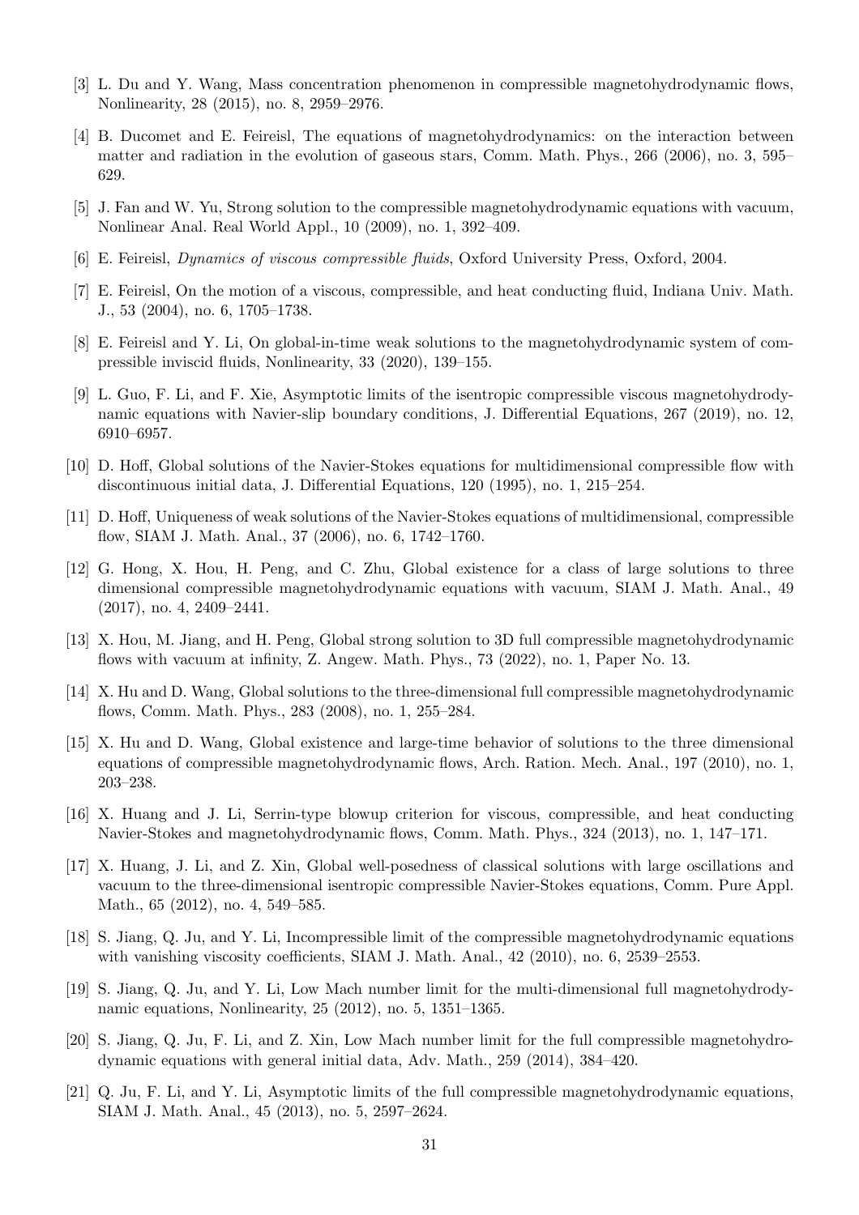[3] L. Du and Y. Wang, Mass concentration phenomenon in compressible magnetohydrodynamic flows, Nonlinearity, 28 (2015), no. 8, 2959–2976.

[4] B. Ducomet and E. Feireisl, The equations of magnetohydrodynamics: on the interaction between matter and radiation in the evolution of gaseous stars, Comm. Math. Phys., 266 (2006), no. 3, 595–629.

[5] J. Fan and W. Yu, Strong solution to the compressible magnetohydrodynamic equations with vacuum, Nonlinear Anal. Real World Appl., 10 (2009), no. 1, 392–409.

[6] E. Feireisl, *Dynamics of viscous compressible fluids*, Oxford University Press, Oxford, 2004.

[7] E. Feireisl, On the motion of a viscous, compressible, and heat conducting fluid, Indiana Univ. Math. J., 53 (2004), no. 6, 1705–1738.

[8] E. Feireisl and Y. Li, On global-in-time weak solutions to the magnetohydrodynamic system of compressible inviscid fluids, Nonlinearity, 33 (2020), 139–155.

[9] L. Guo, F. Li, and F. Xie, Asymptotic limits of the isentropic compressible viscous magnetohydrodynamic equations with Navier-slip boundary conditions, J. Differential Equations, 267 (2019), no. 12, 6910–6957.

[10] D. Hoff, Global solutions of the Navier-Stokes equations for multidimensional compressible flow with discontinuous initial data, J. Differential Equations, 120 (1995), no. 1, 215–254.

[11] D. Hoff, Uniqueness of weak solutions of the Navier-Stokes equations of multidimensional, compressible flow, SIAM J. Math. Anal., 37 (2006), no. 6, 1742–1760.

[12] G. Hong, X. Hou, H. Peng, and C. Zhu, Global existence for a class of large solutions to three dimensional compressible magnetohydrodynamic equations with vacuum, SIAM J. Math. Anal., 49 (2017), no. 4, 2409–2441.

[13] X. Hou, M. Jiang, and H. Peng, Global strong solution to 3D full compressible magnetohydrodynamic flows with vacuum at infinity, Z. Angew. Math. Phys., 73 (2022), no. 1, Paper No. 13.

[14] X. Hu and D. Wang, Global solutions to the three-dimensional full compressible magnetohydrodynamic flows, Comm. Math. Phys., 283 (2008), no. 1, 255–284.

[15] X. Hu and D. Wang, Global existence and large-time behavior of solutions to the three dimensional equations of compressible magnetohydrodynamic flows, Arch. Ration. Mech. Anal., 197 (2010), no. 1, 203–238.

[16] X. Huang and J. Li, Serrin-type blowup criterion for viscous, compressible, and heat conducting Navier-Stokes and magnetohydrodynamic flows, Comm. Math. Phys., 324 (2013), no. 1, 147–171.

[17] X. Huang, J. Li, and Z. Xin, Global well-posedness of classical solutions with large oscillations and vacuum to the three-dimensional isentropic compressible Navier-Stokes equations, Comm. Pure Appl. Math., 65 (2012), no. 4, 549–585.

[18] S. Jiang, Q. Ju, and Y. Li, Incompressible limit of the compressible magnetohydrodynamic equations with vanishing viscosity coefficients, SIAM J. Math. Anal., 42 (2010), no. 6, 2539–2553.

[19] S. Jiang, Q. Ju, and Y. Li, Low Mach number limit for the multi-dimensional full magnetohydrodynamic equations, Nonlinearity, 25 (2012), no. 5, 1351–1365.

[20] S. Jiang, Q. Ju, F. Li, and Z. Xin, Low Mach number limit for the full compressible magnetohydrodynamic equations with general initial data, Adv. Math., 259 (2014), 384–420.

[21] Q. Ju, F. Li, and Y. Li, Asymptotic limits of the full compressible magnetohydrodynamic equations, SIAM J. Math. Anal., 45 (2013), no. 5, 2597–2624.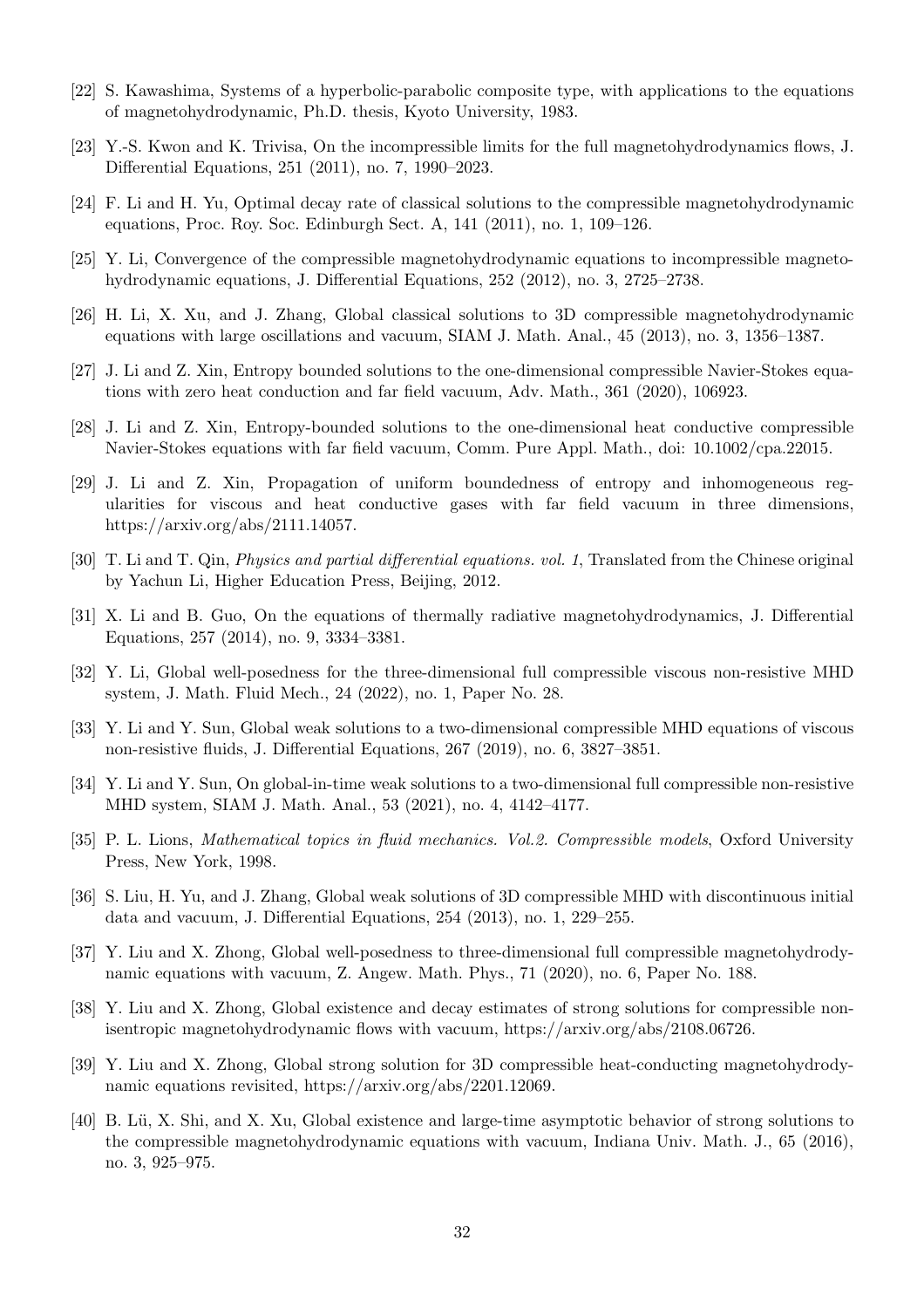[22] S. Kawashima, Systems of a hyperbolic-parabolic composite type, with applications to the equations of magnetohydrodynamic, Ph.D. thesis, Kyoto University, 1983.

[23] Y.-S. Kwon and K. Trivisa, On the incompressible limits for the full magnetohydrodynamics flows, J. Differential Equations, 251 (2011), no. 7, 1990–2023.

[24] F. Li and H. Yu, Optimal decay rate of classical solutions to the compressible magnetohydrodynamic equations, Proc. Roy. Soc. Edinburgh Sect. A, 141 (2011), no. 1, 109–126.

[25] Y. Li, Convergence of the compressible magnetohydrodynamic equations to incompressible magnetohydrodynamic equations, J. Differential Equations, 252 (2012), no. 3, 2725–2738.

[26] H. Li, X. Xu, and J. Zhang, Global classical solutions to 3D compressible magnetohydrodynamic equations with large oscillations and vacuum, SIAM J. Math. Anal., 45 (2013), no. 3, 1356–1387.

[27] J. Li and Z. Xin, Entropy bounded solutions to the one-dimensional compressible Navier-Stokes equations with zero heat conduction and far field vacuum, Adv. Math., 361 (2020), 106923.

[28] J. Li and Z. Xin, Entropy-bounded solutions to the one-dimensional heat conductive compressible Navier-Stokes equations with far field vacuum, Comm. Pure Appl. Math., doi: 10.1002/cpa.22015.

[29] J. Li and Z. Xin, Propagation of uniform boundedness of entropy and inhomogeneous regularities for viscous and heat conductive gases with far field vacuum in three dimensions, https://arxiv.org/abs/2111.14057.

[30] T. Li and T. Qin, *Physics and partial differential equations. vol. 1*, Translated from the Chinese original by Yachun Li, Higher Education Press, Beijing, 2012.

[31] X. Li and B. Guo, On the equations of thermally radiative magnetohydrodynamics, J. Differential Equations, 257 (2014), no. 9, 3334–3381.

[32] Y. Li, Global well-posedness for the three-dimensional full compressible viscous non-resistive MHD system, J. Math. Fluid Mech., 24 (2022), no. 1, Paper No. 28.

[33] Y. Li and Y. Sun, Global weak solutions to a two-dimensional compressible MHD equations of viscous non-resistive fluids, J. Differential Equations, 267 (2019), no. 6, 3827–3851.

[34] Y. Li and Y. Sun, On global-in-time weak solutions to a two-dimensional full compressible non-resistive MHD system, SIAM J. Math. Anal., 53 (2021), no. 4, 4142–4177.

[35] P. L. Lions, *Mathematical topics in fluid mechanics. Vol.2. Compressible models*, Oxford University Press, New York, 1998.

[36] S. Liu, H. Yu, and J. Zhang, Global weak solutions of 3D compressible MHD with discontinuous initial data and vacuum, J. Differential Equations, 254 (2013), no. 1, 229–255.

[37] Y. Liu and X. Zhong, Global well-posedness to three-dimensional full compressible magnetohydrodynamic equations with vacuum, Z. Angew. Math. Phys., 71 (2020), no. 6, Paper No. 188.

[38] Y. Liu and X. Zhong, Global existence and decay estimates of strong solutions for compressible non-isentropic magnetohydrodynamic flows with vacuum, https://arxiv.org/abs/2108.06726.

[39] Y. Liu and X. Zhong, Global strong solution for 3D compressible heat-conducting magnetohydrodynamic equations revisited, https://arxiv.org/abs/2201.12069.

[40] B. Lü, X. Shi, and X. Xu, Global existence and large-time asymptotic behavior of strong solutions to the compressible magnetohydrodynamic equations with vacuum, Indiana Univ. Math. J., 65 (2016), no. 3, 925–975.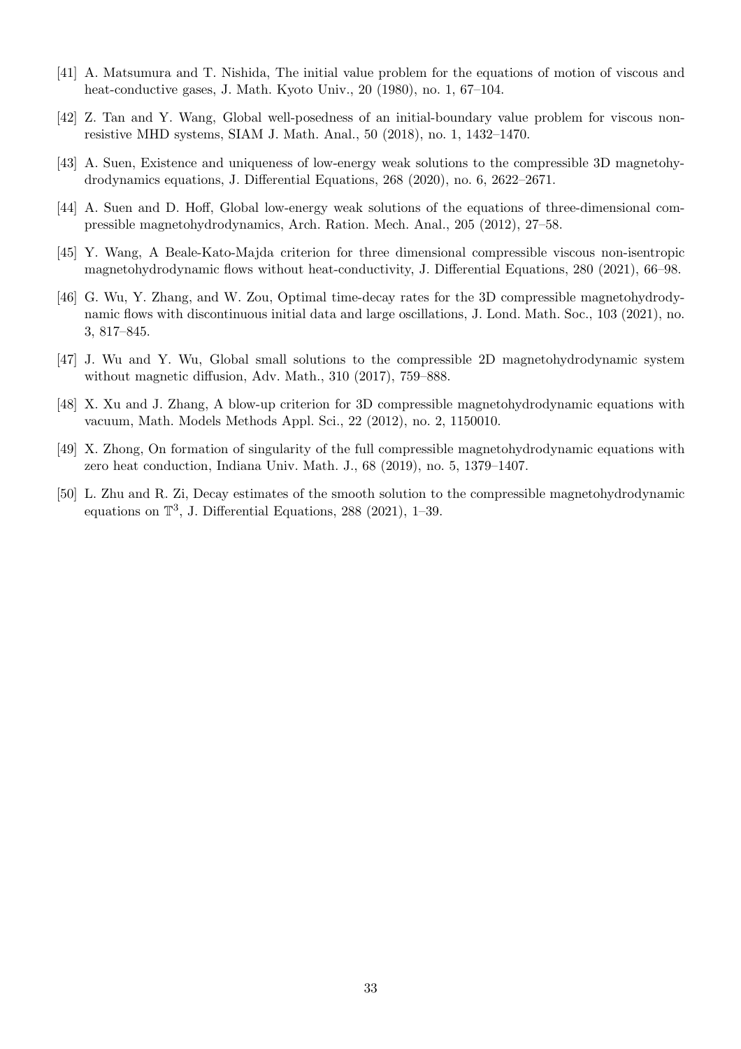[41] A. Matsumura and T. Nishida, The initial value problem for the equations of motion of viscous and heat-conductive gases, J. Math. Kyoto Univ., 20 (1980), no. 1, 67–104.

[42] Z. Tan and Y. Wang, Global well-posedness of an initial-boundary value problem for viscous non-resistive MHD systems, SIAM J. Math. Anal., 50 (2018), no. 1, 1432–1470.

[43] A. Suen, Existence and uniqueness of low-energy weak solutions to the compressible 3D magnetohydrodynamics equations, J. Differential Equations, 268 (2020), no. 6, 2622–2671.

[44] A. Suen and D. Hoff, Global low-energy weak solutions of the equations of three-dimensional compressible magnetohydrodynamics, Arch. Ration. Mech. Anal., 205 (2012), 27–58.

[45] Y. Wang, A Beale-Kato-Majda criterion for three dimensional compressible viscous non-isentropic magnetohydrodynamic flows without heat-conductivity, J. Differential Equations, 280 (2021), 66–98.

[46] G. Wu, Y. Zhang, and W. Zou, Optimal time-decay rates for the 3D compressible magnetohydrodynamic flows with discontinuous initial data and large oscillations, J. Lond. Math. Soc., 103 (2021), no. 3, 817–845.

[47] J. Wu and Y. Wu, Global small solutions to the compressible 2D magnetohydrodynamic system without magnetic diffusion, Adv. Math., 310 (2017), 759–888.

[48] X. Xu and J. Zhang, A blow-up criterion for 3D compressible magnetohydrodynamic equations with vacuum, Math. Models Methods Appl. Sci., 22 (2012), no. 2, 1150010.

[49] X. Zhong, On formation of singularity of the full compressible magnetohydrodynamic equations with zero heat conduction, Indiana Univ. Math. J., 68 (2019), no. 5, 1379–1407.

[50] L. Zhu and R. Zi, Decay estimates of the smooth solution to the compressible magnetohydrodynamic equations on $\mathbb{T}^3$, J. Differential Equations, 288 (2021), 1–39.